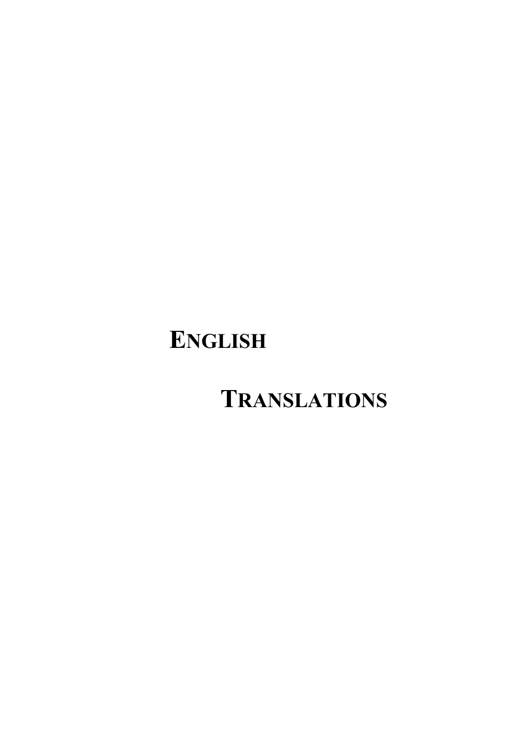# ENGLISH

# TRANSLATIONS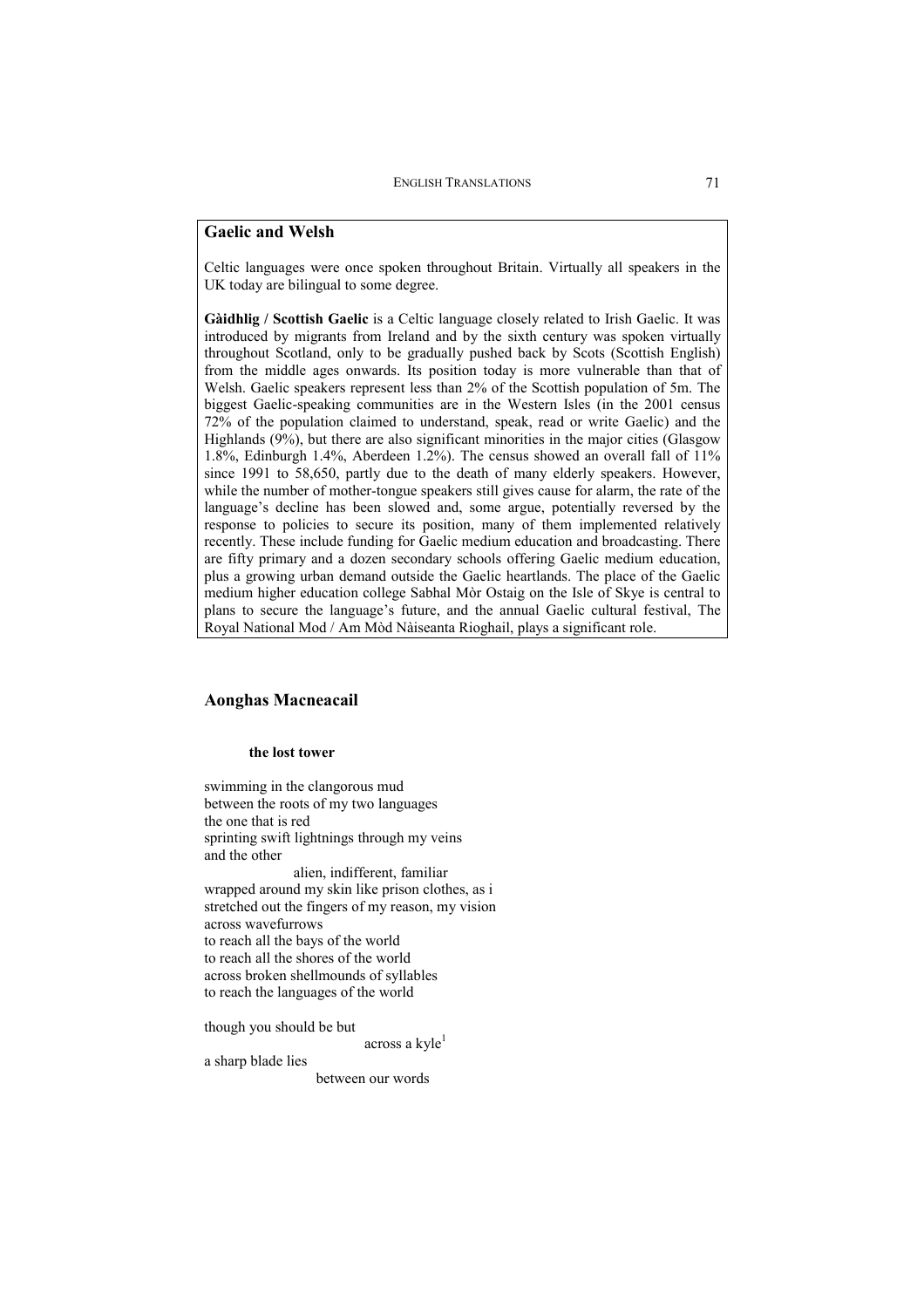## Gaelic and Welsh

Celtic languages were once spoken throughout Britain. Virtually all speakers in the UK today are bilingual to some degree.

**Gàidhlig / Scottish Gaelic** is a Celtic language closely related to Irish Gaelic. It was introduced by migrants from Ireland and by the sixth century was spoken virtually throughout Scotland, only to be gradually pushed back by Scots (Scottish English) from the middle ages onwards. Its position today is more vulnerable than that of Welsh. Gaelic speakers represent less than 2% of the Scottish population of 5m. The biggest Gaelic-speaking communities are in the Western Isles (in the 2001 census 72% of the population claimed to understand, speak, read or write Gaelic) and the Highlands (9%), but there are also significant minorities in the major cities (Glasgow 1.8%, Edinburgh 1.4%, Aberdeen 1.2%). The census showed an overall fall of 11% since 1991 to 58,650, partly due to the death of many elderly speakers. However, while the number of mother-tongue speakers still gives cause for alarm, the rate of the language's decline has been slowed and, some argue, potentially reversed by the response to policies to secure its position, many of them implemented relatively recently. These include funding for Gaelic medium education and broadcasting. There are fifty primary and a dozen secondary schools offering Gaelic medium education, plus a growing urban demand outside the Gaelic heartlands. The place of the Gaelic medium higher education college Sabhal Mòr Ostaig on the Isle of Skye is central to plans to secure the language's future, and the annual Gaelic cultural festival, The Royal National Mod / Am Mòd Nàiseanta Rìoghail, plays a significant role.

## Aonghas Macneacail

**the lost tower**

swimming in the clangorous mud
between the roots of my two languages
the one that is red
sprinting swift lightnings through my veins
and the other
alien, indifferent, familiar
wrapped around my skin like prison clothes, as i
stretched out the fingers of my reason, my vision
across wavefurrows
to reach all the bays of the world
to reach all the shores of the world
across broken shellmounds of syllables
to reach the languages of the world

though you should be but
across a kyle[1]
a sharp blade lies
between our words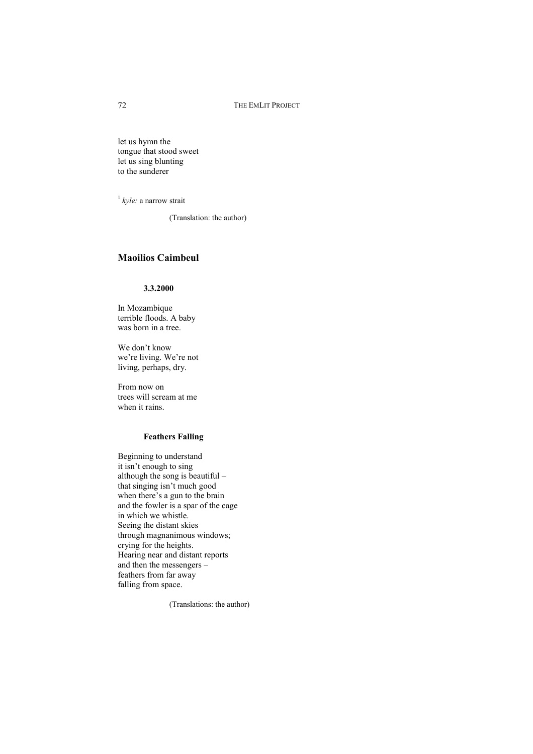let us hymn the  
tongue that stood sweet  
let us sing blunting  
to the sunderer

[1] *kyle:* a narrow strait

(Translation: the author)

## Maoilios Caimbeul

### 3.3.2000

In Mozambique  
terrible floods. A baby  
was born in a tree.

We don't know  
we're living. We're not  
living, perhaps, dry.

From now on  
trees will scream at me  
when it rains.

### Feathers Falling

Beginning to understand  
it isn't enough to sing  
although the song is beautiful –  
that singing isn't much good  
when there's a gun to the brain  
and the fowler is a spar of the cage  
in which we whistle.  
Seeing the distant skies  
through magnanimous windows;  
crying for the heights.  
Hearing near and distant reports  
and then the messengers –  
feathers from far away  
falling from space.

(Translations: the author)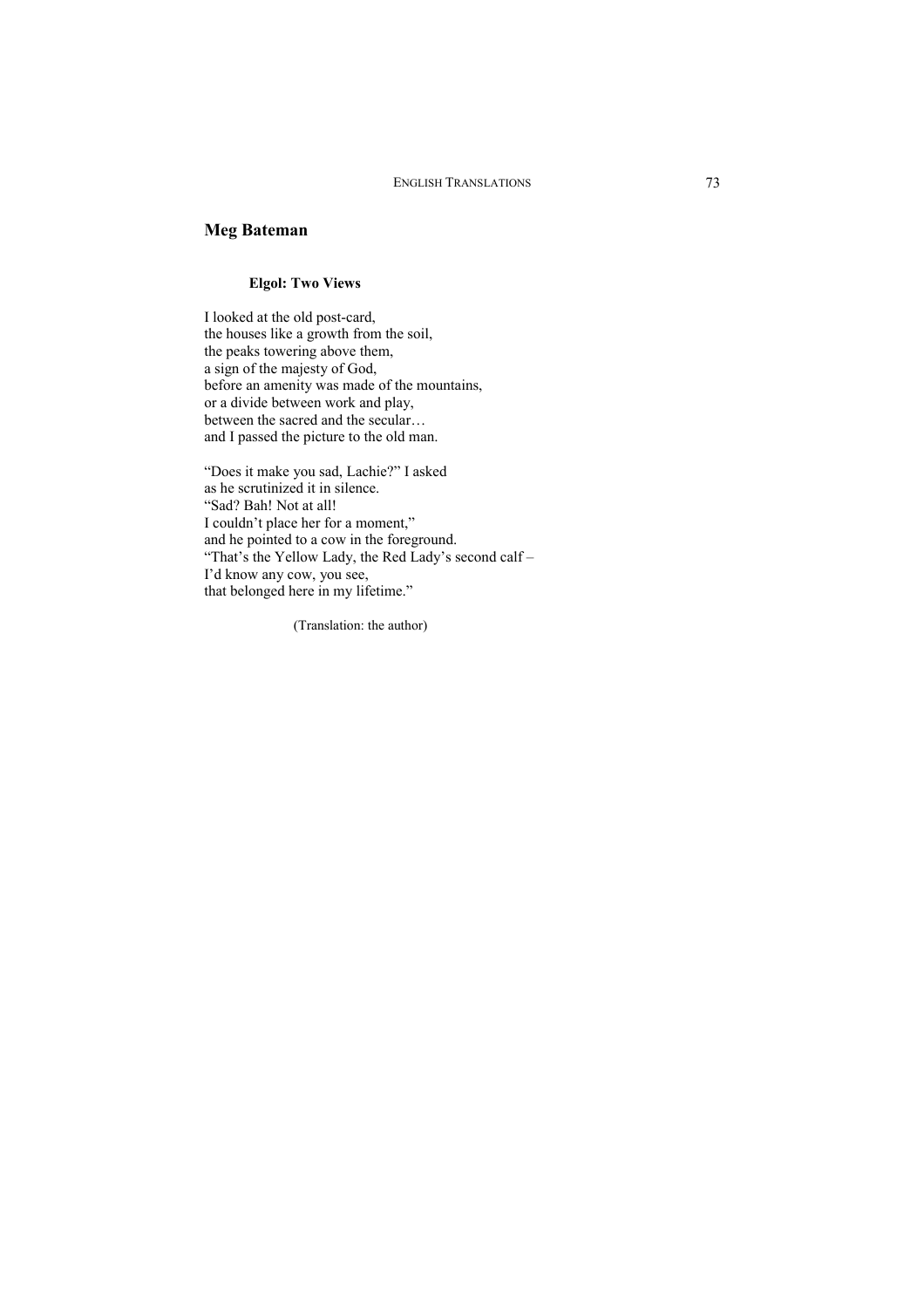## Meg Bateman

### Elgol: Two Views

I looked at the old post-card,
the houses like a growth from the soil,
the peaks towering above them,
a sign of the majesty of God,
before an amenity was made of the mountains,
or a divide between work and play,
between the sacred and the secular…
and I passed the picture to the old man.

"Does it make you sad, Lachie?" I asked
as he scrutinized it in silence.
"Sad? Bah! Not at all!
I couldn't place her for a moment,"
and he pointed to a cow in the foreground.
"That's the Yellow Lady, the Red Lady's second calf –
I'd know any cow, you see,
that belonged here in my lifetime."

(Translation: the author)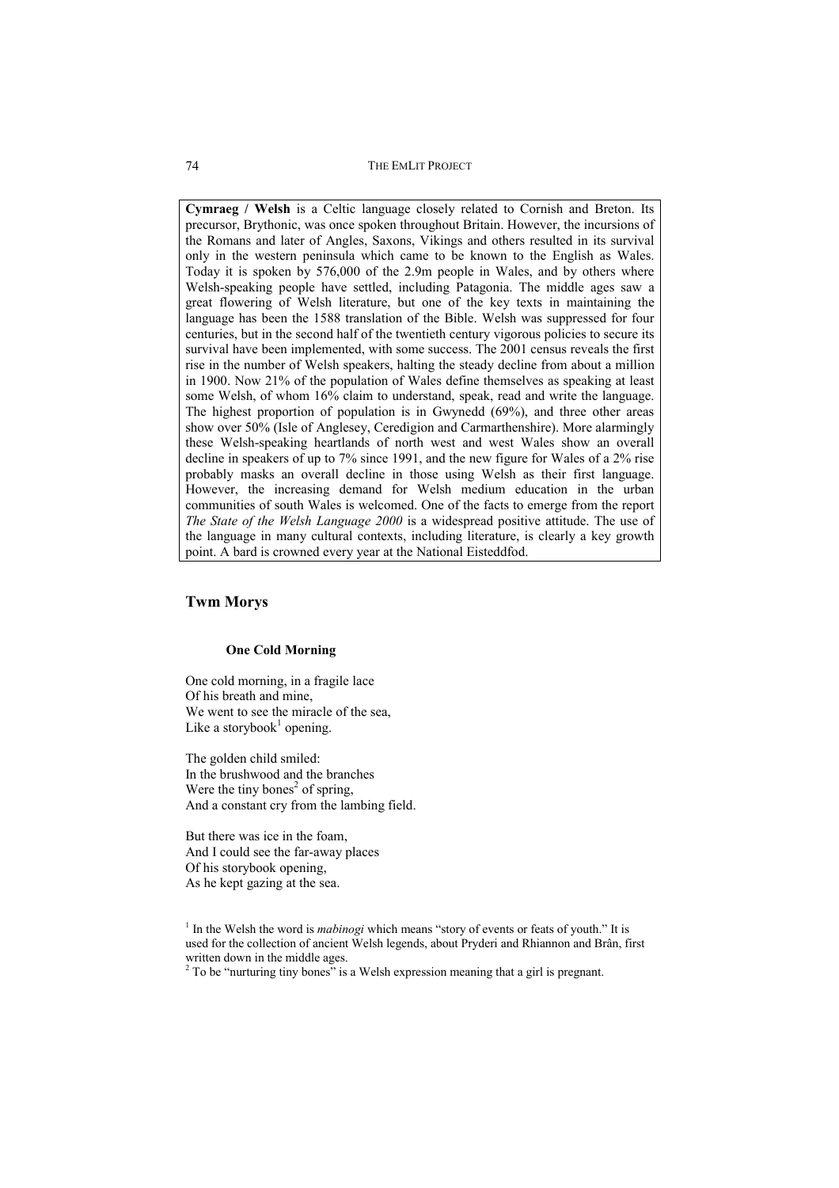**Cymraeg / Welsh** is a Celtic language closely related to Cornish and Breton. Its precursor, Brythonic, was once spoken throughout Britain. However, the incursions of the Romans and later of Angles, Saxons, Vikings and others resulted in its survival only in the western peninsula which came to be known to the English as Wales. Today it is spoken by 576,000 of the 2.9m people in Wales, and by others where Welsh-speaking people have settled, including Patagonia. The middle ages saw a great flowering of Welsh literature, but one of the key texts in maintaining the language has been the 1588 translation of the Bible. Welsh was suppressed for four centuries, but in the second half of the twentieth century vigorous policies to secure its survival have been implemented, with some success. The 2001 census reveals the first rise in the number of Welsh speakers, halting the steady decline from about a million in 1900. Now 21% of the population of Wales define themselves as speaking at least some Welsh, of whom 16% claim to understand, speak, read and write the language. The highest proportion of population is in Gwynedd (69%), and three other areas show over 50% (Isle of Anglesey, Ceredigion and Carmarthenshire). More alarmingly these Welsh-speaking heartlands of north west and west Wales show an overall decline in speakers of up to 7% since 1991, and the new figure for Wales of a 2% rise probably masks an overall decline in those using Welsh as their first language. However, the increasing demand for Welsh medium education in the urban communities of south Wales is welcomed. One of the facts to emerge from the report *The State of the Welsh Language 2000* is a widespread positive attitude. The use of the language in many cultural contexts, including literature, is clearly a key growth point. A bard is crowned every year at the National Eisteddfod.

## Twm Morys

### One Cold Morning

One cold morning, in a fragile lace
Of his breath and mine,
We went to see the miracle of the sea,
Like a storybook[1] opening.

The golden child smiled:
In the brushwood and the branches
Were the tiny bones[2] of spring,
And a constant cry from the lambing field.

But there was ice in the foam,
And I could see the far-away places
Of his storybook opening,
As he kept gazing at the sea.

[1] In the Welsh the word is *mabinogi* which means "story of events or feats of youth." It is used for the collection of ancient Welsh legends, about Pryderi and Rhiannon and Brân, first written down in the middle ages.

[2] To be "nurturing tiny bones" is a Welsh expression meaning that a girl is pregnant.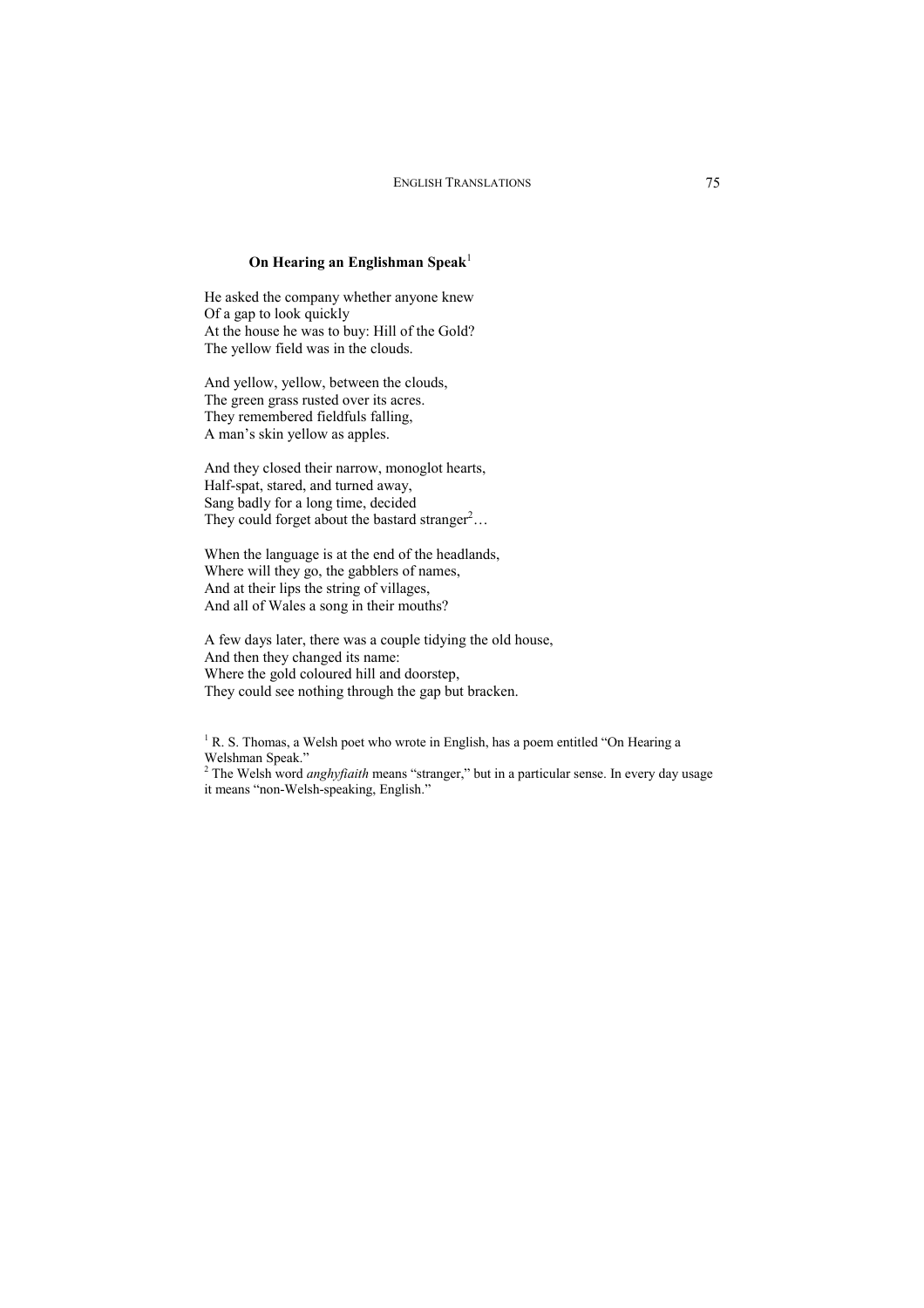### On Hearing an Englishman Speak[1]

He asked the company whether anyone knew  
Of a gap to look quickly  
At the house he was to buy: Hill of the Gold?  
The yellow field was in the clouds.

And yellow, yellow, between the clouds,  
The green grass rusted over its acres.  
They remembered fieldfuls falling,  
A man's skin yellow as apples.

And they closed their narrow, monoglot hearts,  
Half-spat, stared, and turned away,  
Sang badly for a long time, decided  
They could forget about the bastard stranger[2]…

When the language is at the end of the headlands,  
Where will they go, the gabblers of names,  
And at their lips the string of villages,  
And all of Wales a song in their mouths?

A few days later, there was a couple tidying the old house,  
And then they changed its name:  
Where the gold coloured hill and doorstep,  
They could see nothing through the gap but bracken.

[1] R. S. Thomas, a Welsh poet who wrote in English, has a poem entitled "On Hearing a Welshman Speak."

[2] The Welsh word *anghyfiaith* means "stranger," but in a particular sense. In every day usage it means "non-Welsh-speaking, English."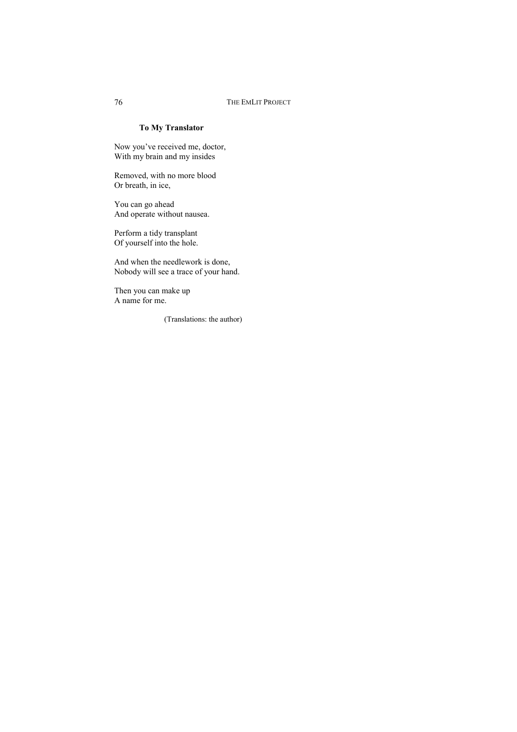### To My Translator

Now you've received me, doctor,  
With my brain and my insides

Removed, with no more blood  
Or breath, in ice,

You can go ahead  
And operate without nausea.

Perform a tidy transplant  
Of yourself into the hole.

And when the needlework is done,  
Nobody will see a trace of your hand.

Then you can make up  
A name for me.

(Translations: the author)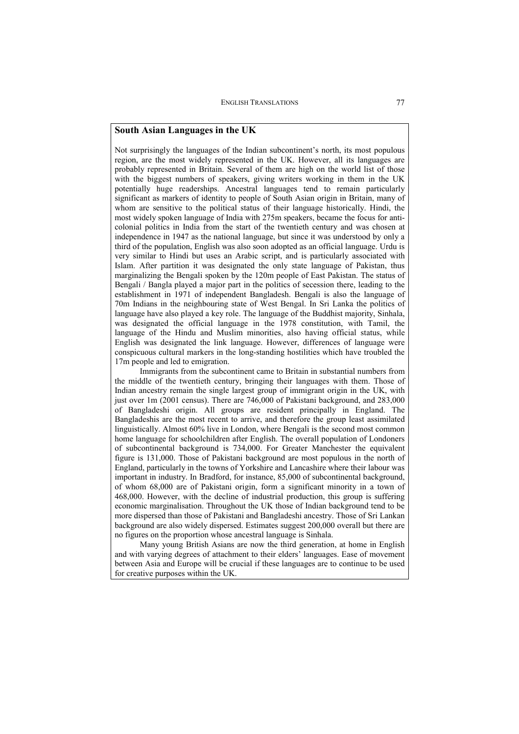## South Asian Languages in the UK

Not surprisingly the languages of the Indian subcontinent's north, its most populous region, are the most widely represented in the UK. However, all its languages are probably represented in Britain. Several of them are high on the world list of those with the biggest numbers of speakers, giving writers working in them in the UK potentially huge readerships. Ancestral languages tend to remain particularly significant as markers of identity to people of South Asian origin in Britain, many of whom are sensitive to the political status of their language historically. Hindi, the most widely spoken language of India with 275m speakers, became the focus for anti-colonial politics in India from the start of the twentieth century and was chosen at independence in 1947 as the national language, but since it was understood by only a third of the population, English was also soon adopted as an official language. Urdu is very similar to Hindi but uses an Arabic script, and is particularly associated with Islam. After partition it was designated the only state language of Pakistan, thus marginalizing the Bengali spoken by the 120m people of East Pakistan. The status of Bengali / Bangla played a major part in the politics of secession there, leading to the establishment in 1971 of independent Bangladesh. Bengali is also the language of 70m Indians in the neighbouring state of West Bengal. In Sri Lanka the politics of language have also played a key role. The language of the Buddhist majority, Sinhala, was designated the official language in the 1978 constitution, with Tamil, the language of the Hindu and Muslim minorities, also having official status, while English was designated the link language. However, differences of language were conspicuous cultural markers in the long-standing hostilities which have troubled the 17m people and led to emigration.

Immigrants from the subcontinent came to Britain in substantial numbers from the middle of the twentieth century, bringing their languages with them. Those of Indian ancestry remain the single largest group of immigrant origin in the UK, with just over 1m (2001 census). There are 746,000 of Pakistani background, and 283,000 of Bangladeshi origin. All groups are resident principally in England. The Bangladeshis are the most recent to arrive, and therefore the group least assimilated linguistically. Almost 60% live in London, where Bengali is the second most common home language for schoolchildren after English. The overall population of Londoners of subcontinental background is 734,000. For Greater Manchester the equivalent figure is 131,000. Those of Pakistani background are most populous in the north of England, particularly in the towns of Yorkshire and Lancashire where their labour was important in industry. In Bradford, for instance, 85,000 of subcontinental background, of whom 68,000 are of Pakistani origin, form a significant minority in a town of 468,000. However, with the decline of industrial production, this group is suffering economic marginalisation. Throughout the UK those of Indian background tend to be more dispersed than those of Pakistani and Bangladeshi ancestry. Those of Sri Lankan background are also widely dispersed. Estimates suggest 200,000 overall but there are no figures on the proportion whose ancestral language is Sinhala.

Many young British Asians are now the third generation, at home in English and with varying degrees of attachment to their elders' languages. Ease of movement between Asia and Europe will be crucial if these languages are to continue to be used for creative purposes within the UK.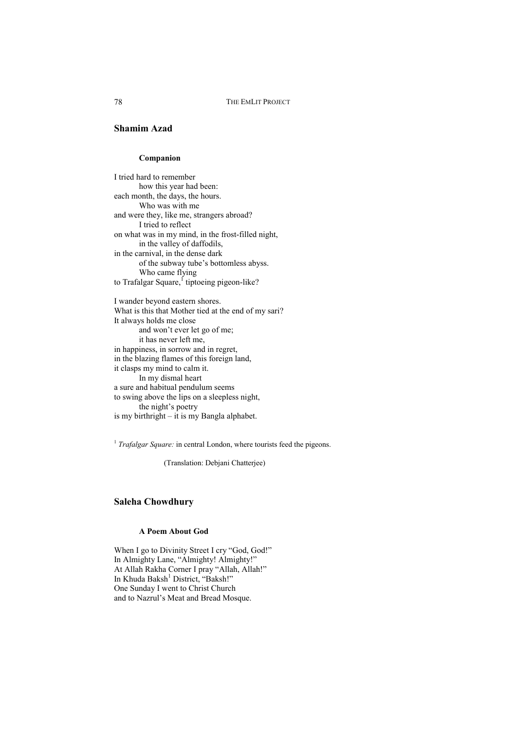## Shamim Azad

### Companion

I tried hard to remember
how this year had been:
each month, the days, the hours.
Who was with me
and were they, like me, strangers abroad?
I tried to reflect
on what was in my mind, in the frost-filled night,
in the valley of daffodils,
in the carnival, in the dense dark
of the subway tube's bottomless abyss.
Who came flying
to Trafalgar Square,[1] tiptoeing pigeon-like?

I wander beyond eastern shores.
What is this that Mother tied at the end of my sari?
It always holds me close
and won't ever let go of me;
it has never left me,
in happiness, in sorrow and in regret,
in the blazing flames of this foreign land,
it clasps my mind to calm it.
In my dismal heart
a sure and habitual pendulum seems
to swing above the lips on a sleepless night,
the night's poetry
is my birthright – it is my Bangla alphabet.

[1] *Trafalgar Square:* in central London, where tourists feed the pigeons.

(Translation: Debjani Chatterjee)

## Saleha Chowdhury

### A Poem About God

When I go to Divinity Street I cry "God, God!"
In Almighty Lane, "Almighty! Almighty!"
At Allah Rakha Corner I pray "Allah, Allah!"
In Khuda Baksh[1] District, "Baksh!"
One Sunday I went to Christ Church
and to Nazrul's Meat and Bread Mosque.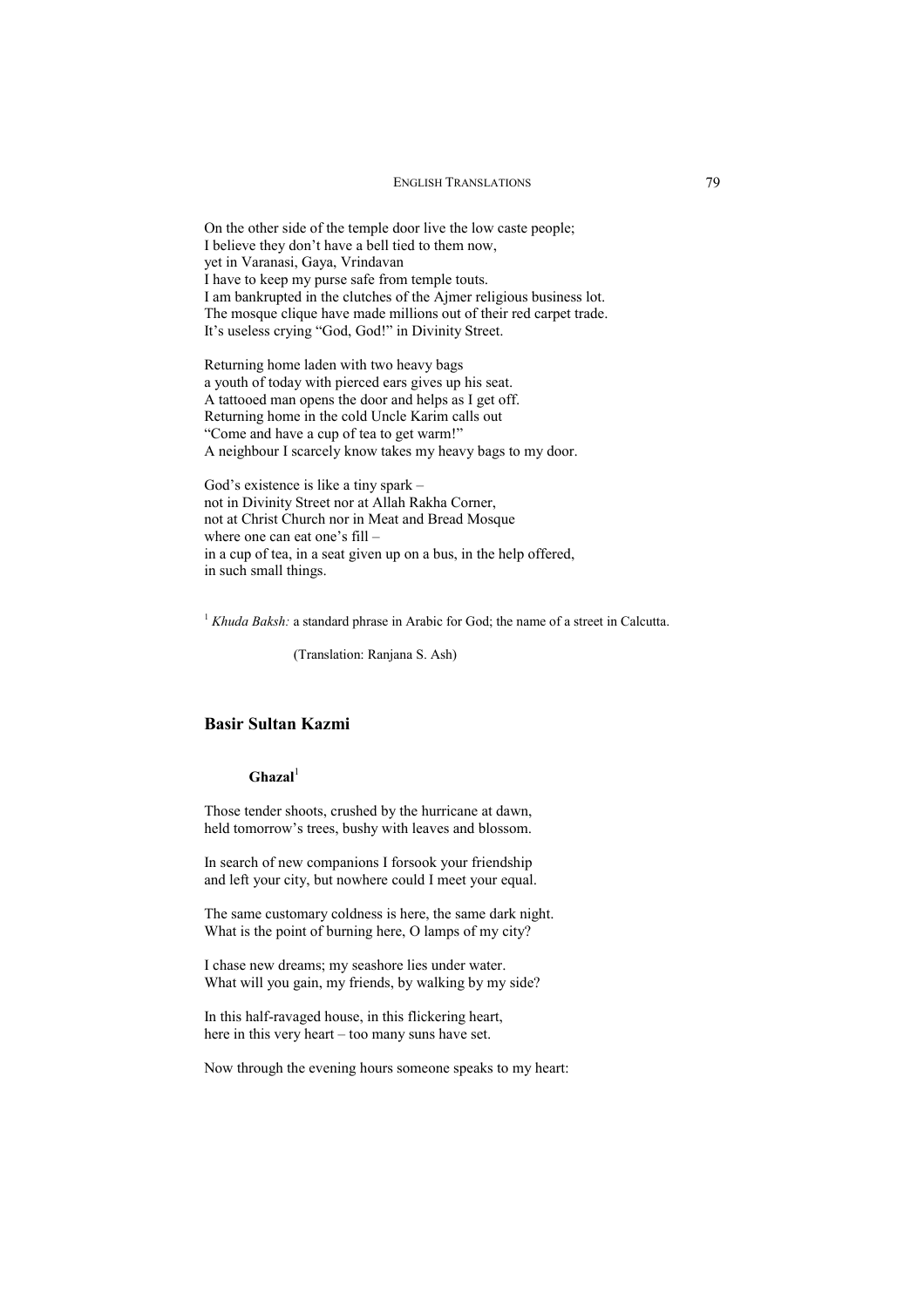On the other side of the temple door live the low caste people;  
I believe they don't have a bell tied to them now,  
yet in Varanasi, Gaya, Vrindavan  
I have to keep my purse safe from temple touts.  
I am bankrupted in the clutches of the Ajmer religious business lot.  
The mosque clique have made millions out of their red carpet trade.  
It's useless crying "God, God!" in Divinity Street.

Returning home laden with two heavy bags  
a youth of today with pierced ears gives up his seat.  
A tattooed man opens the door and helps as I get off.  
Returning home in the cold Uncle Karim calls out  
"Come and have a cup of tea to get warm!"  
A neighbour I scarcely know takes my heavy bags to my door.

God's existence is like a tiny spark –  
not in Divinity Street nor at Allah Rakha Corner,  
not at Christ Church nor in Meat and Bread Mosque  
where one can eat one's fill –  
in a cup of tea, in a seat given up on a bus, in the help offered,  
in such small things.

[1] *Khuda Baksh:* a standard phrase in Arabic for God; the name of a street in Calcutta.

(Translation: Ranjana S. Ash)

## Basir Sultan Kazmi

### Ghazal[1]

Those tender shoots, crushed by the hurricane at dawn,  
held tomorrow's trees, bushy with leaves and blossom.

In search of new companions I forsook your friendship  
and left your city, but nowhere could I meet your equal.

The same customary coldness is here, the same dark night.  
What is the point of burning here, O lamps of my city?

I chase new dreams; my seashore lies under water.  
What will you gain, my friends, by walking by my side?

In this half-ravaged house, in this flickering heart,  
here in this very heart – too many suns have set.

Now through the evening hours someone speaks to my heart: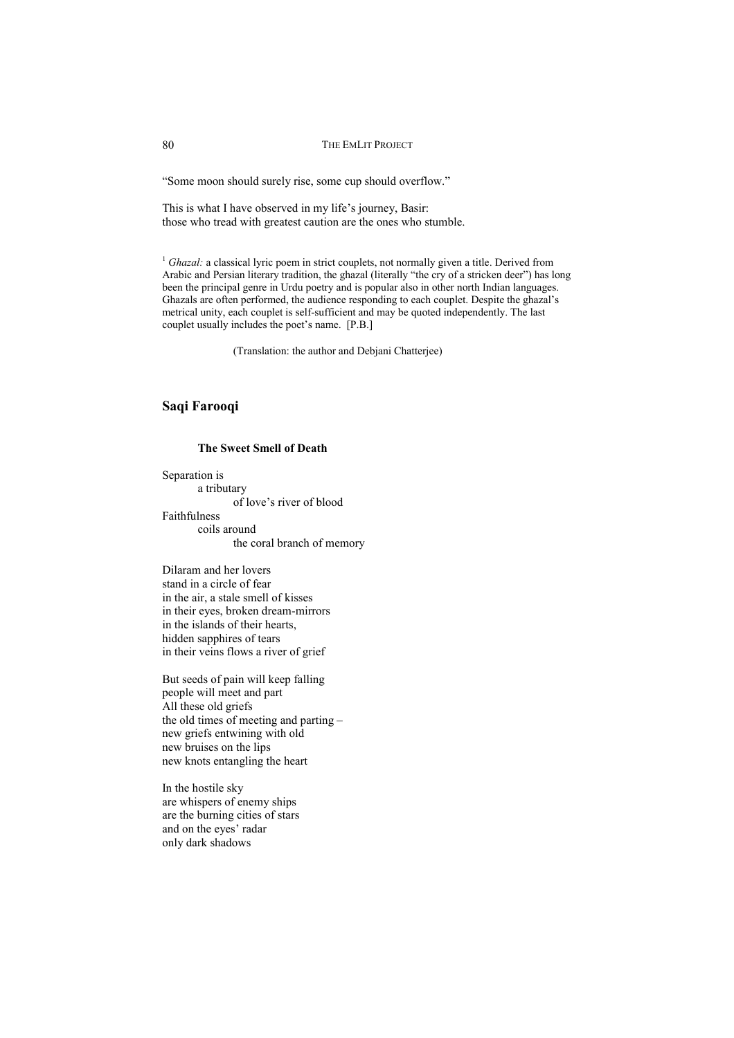"Some moon should surely rise, some cup should overflow."

This is what I have observed in my life's journey, Basir:
those who tread with greatest caution are the ones who stumble.

[1] *Ghazal:* a classical lyric poem in strict couplets, not normally given a title. Derived from Arabic and Persian literary tradition, the ghazal (literally "the cry of a stricken deer") has long been the principal genre in Urdu poetry and is popular also in other north Indian languages. Ghazals are often performed, the audience responding to each couplet. Despite the ghazal's metrical unity, each couplet is self-sufficient and may be quoted independently. The last couplet usually includes the poet's name. [P.B.]

(Translation: the author and Debjani Chatterjee)

## Saqi Farooqi

### The Sweet Smell of Death

Separation is
  a tributary
    of love's river of blood
Faithfulness
  coils around
    the coral branch of memory

Dilaram and her lovers
stand in a circle of fear
in the air, a stale smell of kisses
in their eyes, broken dream-mirrors
in the islands of their hearts,
hidden sapphires of tears
in their veins flows a river of grief

But seeds of pain will keep falling
people will meet and part
All these old griefs
the old times of meeting and parting –
new griefs entwining with old
new bruises on the lips
new knots entangling the heart

In the hostile sky
are whispers of enemy ships
are the burning cities of stars
and on the eyes' radar
only dark shadows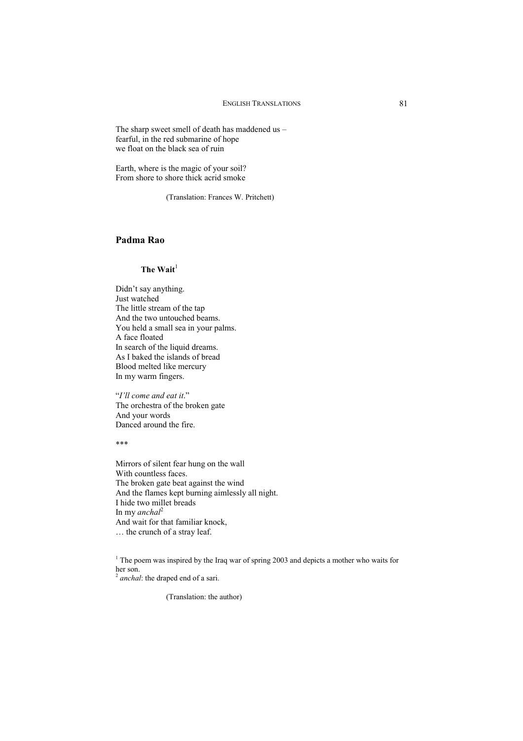The sharp sweet smell of death has maddened us –
fearful, in the red submarine of hope
we float on the black sea of ruin

Earth, where is the magic of your soil?
From shore to shore thick acrid smoke

(Translation: Frances W. Pritchett)

## Padma Rao

### The Wait[1]

Didn't say anything.
Just watched
The little stream of the tap
And the two untouched beams.
You held a small sea in your palms.
A face floated
In search of the liquid dreams.
As I baked the islands of bread
Blood melted like mercury
In my warm fingers.

"*I'll come and eat it*."
The orchestra of the broken gate
And your words
Danced around the fire.

\*\*\*

Mirrors of silent fear hung on the wall
With countless faces.
The broken gate beat against the wind
And the flames kept burning aimlessly all night.
I hide two millet breads
In my *anchal*[2]
And wait for that familiar knock,
… the crunch of a stray leaf.

[1] The poem was inspired by the Iraq war of spring 2003 and depicts a mother who waits for her son.
[2] *anchal*: the draped end of a sari.

(Translation: the author)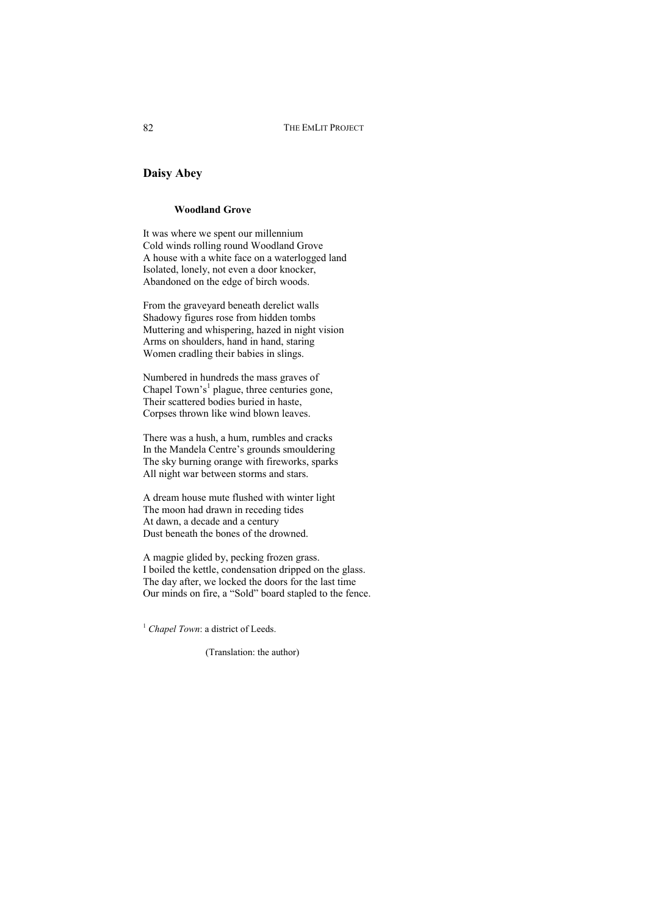## Daisy Abey

### Woodland Grove

It was where we spent our millennium
Cold winds rolling round Woodland Grove
A house with a white face on a waterlogged land
Isolated, lonely, not even a door knocker,
Abandoned on the edge of birch woods.

From the graveyard beneath derelict walls
Shadowy figures rose from hidden tombs
Muttering and whispering, hazed in night vision
Arms on shoulders, hand in hand, staring
Women cradling their babies in slings.

Numbered in hundreds the mass graves of
Chapel Town's[1] plague, three centuries gone,
Their scattered bodies buried in haste,
Corpses thrown like wind blown leaves.

There was a hush, a hum, rumbles and cracks
In the Mandela Centre's grounds smouldering
The sky burning orange with fireworks, sparks
All night war between storms and stars.

A dream house mute flushed with winter light
The moon had drawn in receding tides
At dawn, a decade and a century
Dust beneath the bones of the drowned.

A magpie glided by, pecking frozen grass.
I boiled the kettle, condensation dripped on the glass.
The day after, we locked the doors for the last time
Our minds on fire, a "Sold" board stapled to the fence.

[1] *Chapel Town*: a district of Leeds.

(Translation: the author)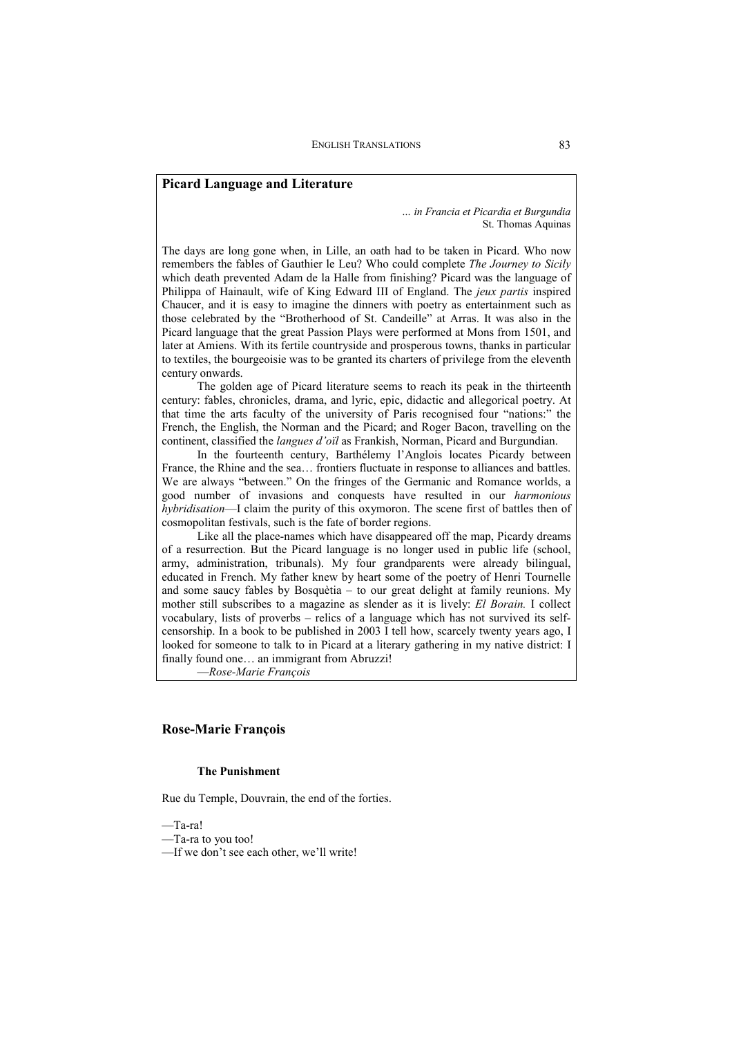## Picard Language and Literature

*... in Francia et Picardia et Burgundia*
St. Thomas Aquinas

The days are long gone when, in Lille, an oath had to be taken in Picard. Who now remembers the fables of Gauthier le Leu? Who could complete *The Journey to Sicily* which death prevented Adam de la Halle from finishing? Picard was the language of Philippa of Hainault, wife of King Edward III of England. The *jeux partis* inspired Chaucer, and it is easy to imagine the dinners with poetry as entertainment such as those celebrated by the "Brotherhood of St. Candeille" at Arras. It was also in the Picard language that the great Passion Plays were performed at Mons from 1501, and later at Amiens. With its fertile countryside and prosperous towns, thanks in particular to textiles, the bourgeoisie was to be granted its charters of privilege from the eleventh century onwards.

The golden age of Picard literature seems to reach its peak in the thirteenth century: fables, chronicles, drama, and lyric, epic, didactic and allegorical poetry. At that time the arts faculty of the university of Paris recognised four "nations:" the French, the English, the Norman and the Picard; and Roger Bacon, travelling on the continent, classified the *langues d'oïl* as Frankish, Norman, Picard and Burgundian.

In the fourteenth century, Barthélemy l'Anglois locates Picardy between France, the Rhine and the sea… frontiers fluctuate in response to alliances and battles. We are always "between." On the fringes of the Germanic and Romance worlds, a good number of invasions and conquests have resulted in our *harmonious hybridisation*—I claim the purity of this oxymoron. The scene first of battles then of cosmopolitan festivals, such is the fate of border regions.

Like all the place-names which have disappeared off the map, Picardy dreams of a resurrection. But the Picard language is no longer used in public life (school, army, administration, tribunals). My four grandparents were already bilingual, educated in French. My father knew by heart some of the poetry of Henri Tournelle and some saucy fables by Bosquètia – to our great delight at family reunions. My mother still subscribes to a magazine as slender as it is lively: *El Borain.* I collect vocabulary, lists of proverbs – relics of a language which has not survived its self-censorship. In a book to be published in 2003 I tell how, scarcely twenty years ago, I looked for someone to talk to in Picard at a literary gathering in my native district: I finally found one… an immigrant from Abruzzi!

—*Rose-Marie François*

## Rose-Marie François

### The Punishment

Rue du Temple, Douvrain, the end of the forties.

—Ta-ra!
—Ta-ra to you too!
—If we don't see each other, we'll write!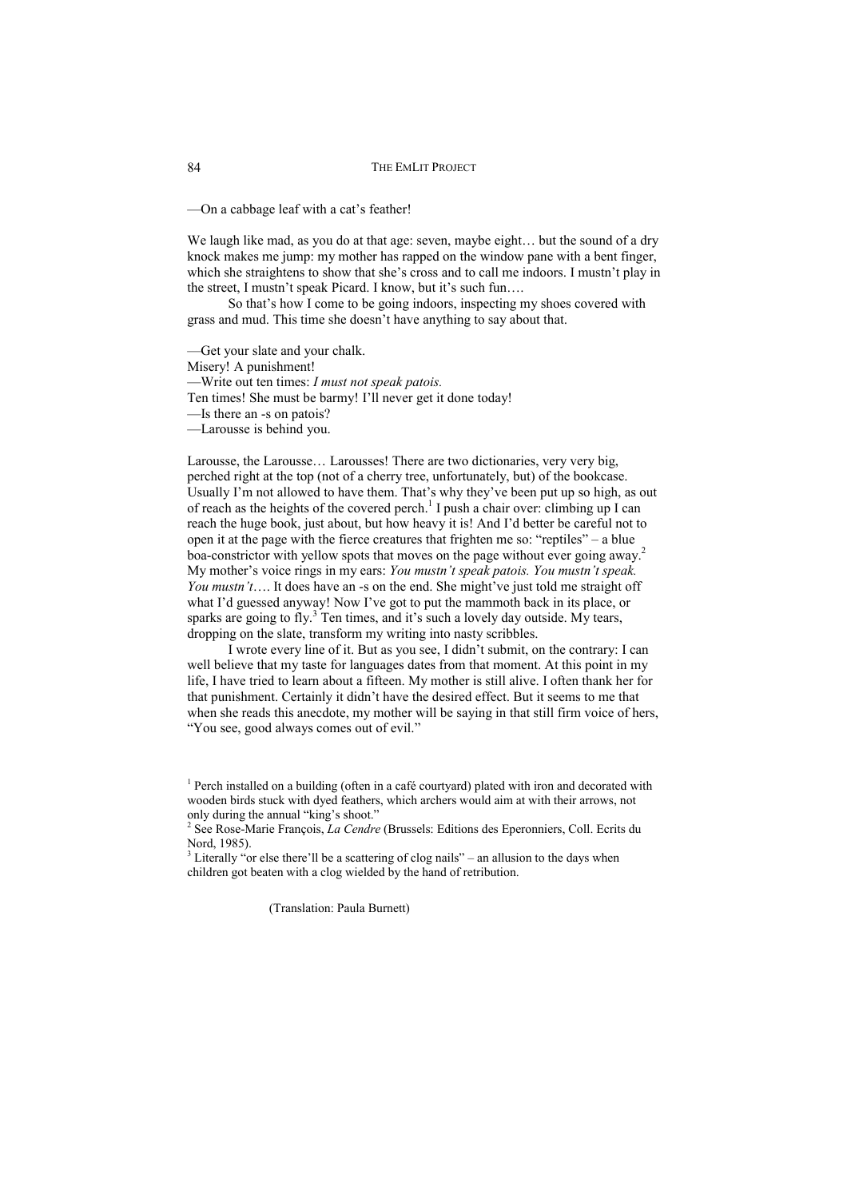—On a cabbage leaf with a cat's feather!

We laugh like mad, as you do at that age: seven, maybe eight… but the sound of a dry knock makes me jump: my mother has rapped on the window pane with a bent finger, which she straightens to show that she's cross and to call me indoors. I mustn't play in the street, I mustn't speak Picard. I know, but it's such fun….

So that's how I come to be going indoors, inspecting my shoes covered with grass and mud. This time she doesn't have anything to say about that.

—Get your slate and your chalk.
Misery! A punishment!
—Write out ten times: *I must not speak patois.*
Ten times! She must be barmy! I'll never get it done today!
—Is there an -s on patois?
—Larousse is behind you.

Larousse, the Larousse… Larousses! There are two dictionaries, very very big, perched right at the top (not of a cherry tree, unfortunately, but) of the bookcase. Usually I'm not allowed to have them. That's why they've been put up so high, as out of reach as the heights of the covered perch.[1] I push a chair over: climbing up I can reach the huge book, just about, but how heavy it is! And I'd better be careful not to open it at the page with the fierce creatures that frighten me so: "reptiles" – a blue boa-constrictor with yellow spots that moves on the page without ever going away.[2] My mother's voice rings in my ears: *You mustn't speak patois. You mustn't speak. You mustn't*…. It does have an -s on the end. She might've just told me straight off what I'd guessed anyway! Now I've got to put the mammoth back in its place, or sparks are going to fly.[3] Ten times, and it's such a lovely day outside. My tears, dropping on the slate, transform my writing into nasty scribbles.

I wrote every line of it. But as you see, I didn't submit, on the contrary: I can well believe that my taste for languages dates from that moment. At this point in my life, I have tried to learn about a fifteen. My mother is still alive. I often thank her for that punishment. Certainly it didn't have the desired effect. But it seems to me that when she reads this anecdote, my mother will be saying in that still firm voice of hers, "You see, good always comes out of evil."

[1] Perch installed on a building (often in a café courtyard) plated with iron and decorated with wooden birds stuck with dyed feathers, which archers would aim at with their arrows, not only during the annual "king's shoot."

[2] See Rose-Marie François, *La Cendre* (Brussels: Editions des Eperonniers, Coll. Ecrits du Nord, 1985).

[3] Literally "or else there'll be a scattering of clog nails" – an allusion to the days when children got beaten with a clog wielded by the hand of retribution.

(Translation: Paula Burnett)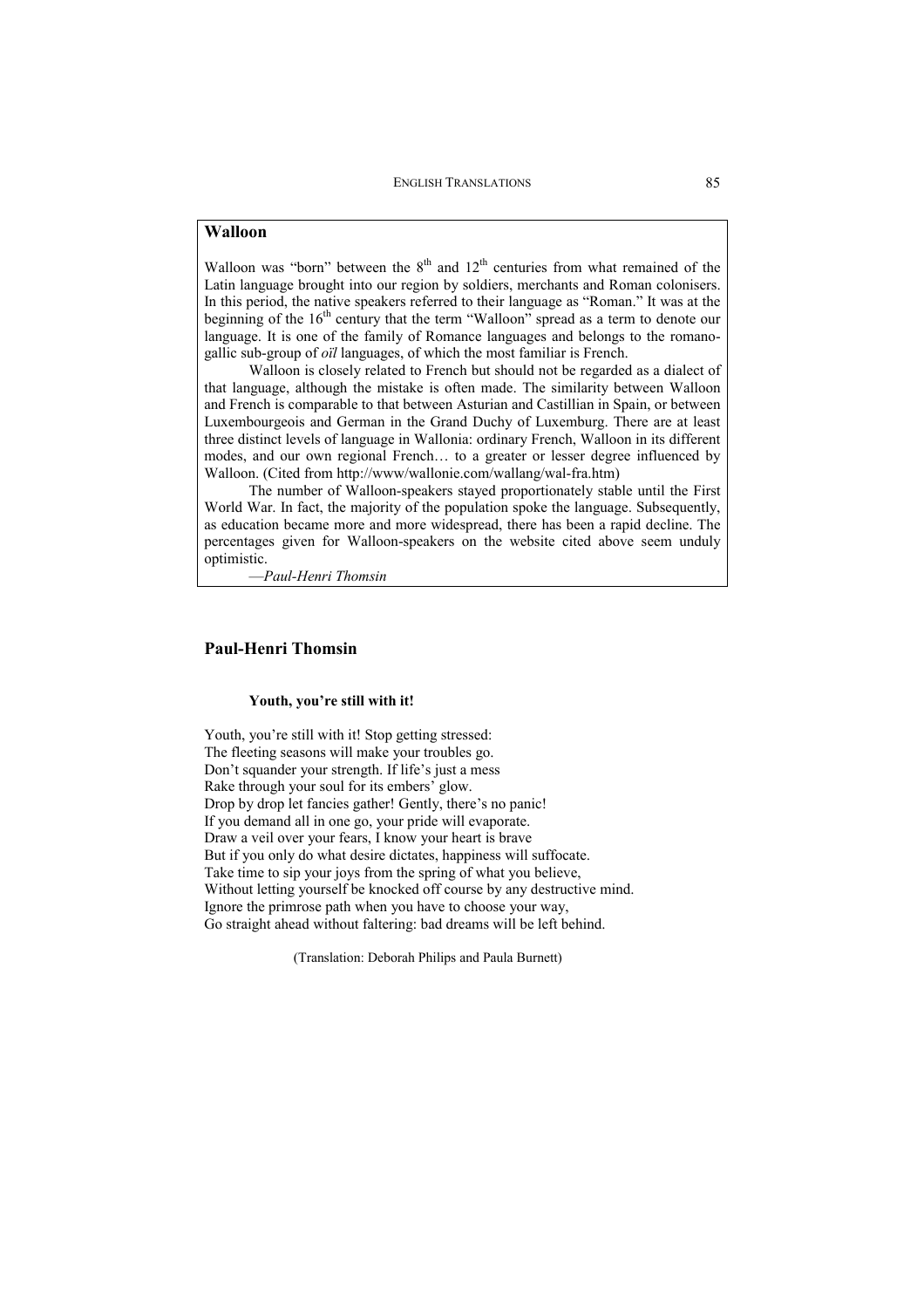## Walloon

Walloon was "born" between the 8th and 12th centuries from what remained of the Latin language brought into our region by soldiers, merchants and Roman colonisers. In this period, the native speakers referred to their language as "Roman." It was at the beginning of the 16th century that the term "Walloon" spread as a term to denote our language. It is one of the family of Romance languages and belongs to the romano-gallic sub-group of *oïl* languages, of which the most familiar is French.

Walloon is closely related to French but should not be regarded as a dialect of that language, although the mistake is often made. The similarity between Walloon and French is comparable to that between Asturian and Castillian in Spain, or between Luxembourgeois and German in the Grand Duchy of Luxemburg. There are at least three distinct levels of language in Wallonia: ordinary French, Walloon in its different modes, and our own regional French… to a greater or lesser degree influenced by Walloon. (Cited from http://www/wallonie.com/wallang/wal-fra.htm)

The number of Walloon-speakers stayed proportionately stable until the First World War. In fact, the majority of the population spoke the language. Subsequently, as education became more and more widespread, there has been a rapid decline. The percentages given for Walloon-speakers on the website cited above seem unduly optimistic.

—*Paul-Henri Thomsin*

## Paul-Henri Thomsin

### Youth, you're still with it!

Youth, you're still with it! Stop getting stressed:  
The fleeting seasons will make your troubles go.  
Don't squander your strength. If life's just a mess  
Rake through your soul for its embers' glow.  
Drop by drop let fancies gather! Gently, there's no panic!  
If you demand all in one go, your pride will evaporate.  
Draw a veil over your fears, I know your heart is brave  
But if you only do what desire dictates, happiness will suffocate.  
Take time to sip your joys from the spring of what you believe,  
Without letting yourself be knocked off course by any destructive mind.  
Ignore the primrose path when you have to choose your way,  
Go straight ahead without faltering: bad dreams will be left behind.

(Translation: Deborah Philips and Paula Burnett)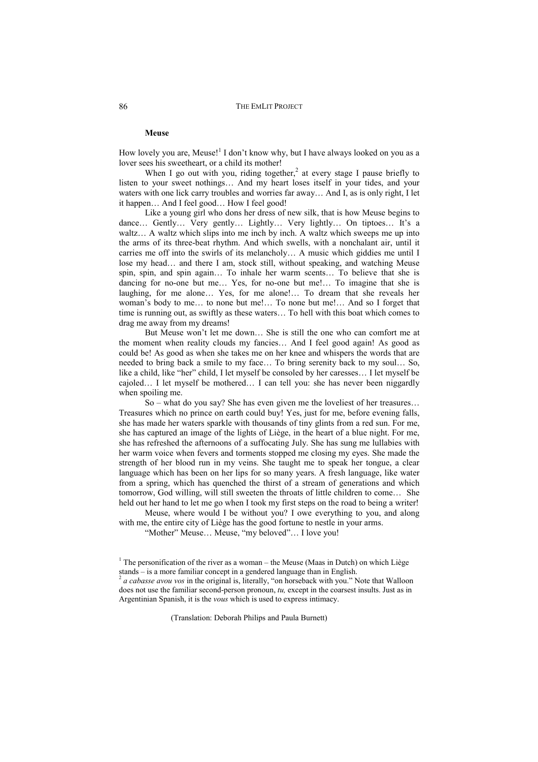**Meuse**

How lovely you are, Meuse![1] I don't know why, but I have always looked on you as a lover sees his sweetheart, or a child its mother!

When I go out with you, riding together,[2] at every stage I pause briefly to listen to your sweet nothings… And my heart loses itself in your tides, and your waters with one lick carry troubles and worries far away… And I, as is only right, I let it happen… And I feel good… How I feel good!

Like a young girl who dons her dress of new silk, that is how Meuse begins to dance… Gently… Very gently… Lightly… Very lightly… On tiptoes… It's a waltz… A waltz which slips into me inch by inch. A waltz which sweeps me up into the arms of its three-beat rhythm. And which swells, with a nonchalant air, until it carries me off into the swirls of its melancholy… A music which giddies me until I lose my head… and there I am, stock still, without speaking, and watching Meuse spin, spin, and spin again… To inhale her warm scents… To believe that she is dancing for no-one but me… Yes, for no-one but me!… To imagine that she is laughing, for me alone… Yes, for me alone!… To dream that she reveals her woman's body to me… to none but me!… To none but me!… And so I forget that time is running out, as swiftly as these waters… To hell with this boat which comes to drag me away from my dreams!

But Meuse won't let me down… She is still the one who can comfort me at the moment when reality clouds my fancies… And I feel good again! As good as could be! As good as when she takes me on her knee and whispers the words that are needed to bring back a smile to my face… To bring serenity back to my soul… So, like a child, like "her" child, I let myself be consoled by her caresses… I let myself be cajoled… I let myself be mothered… I can tell you: she has never been niggardly when spoiling me.

So – what do you say? She has even given me the loveliest of her treasures… Treasures which no prince on earth could buy! Yes, just for me, before evening falls, she has made her waters sparkle with thousands of tiny glints from a red sun. For me, she has captured an image of the lights of Liège, in the heart of a blue night. For me, she has refreshed the afternoons of a suffocating July. She has sung me lullabies with her warm voice when fevers and torments stopped me closing my eyes. She made the strength of her blood run in my veins. She taught me to speak her tongue, a clear language which has been on her lips for so many years. A fresh language, like water from a spring, which has quenched the thirst of a stream of generations and which tomorrow, God willing, will still sweeten the throats of little children to come… She held out her hand to let me go when I took my first steps on the road to being a writer!

Meuse, where would I be without you? I owe everything to you, and along with me, the entire city of Liège has the good fortune to nestle in your arms.

"Mother" Meuse… Meuse, "my beloved"… I love you!

---

[1] The personification of the river as a woman – the Meuse (Maas in Dutch) on which Liège stands – is a more familiar concept in a gendered language than in English.

[2] *a cabasse avou vos* in the original is, literally, "on horseback with you." Note that Walloon does not use the familiar second-person pronoun, *tu,* except in the coarsest insults. Just as in Argentinian Spanish, it is the *vous* which is used to express intimacy.

(Translation: Deborah Philips and Paula Burnett)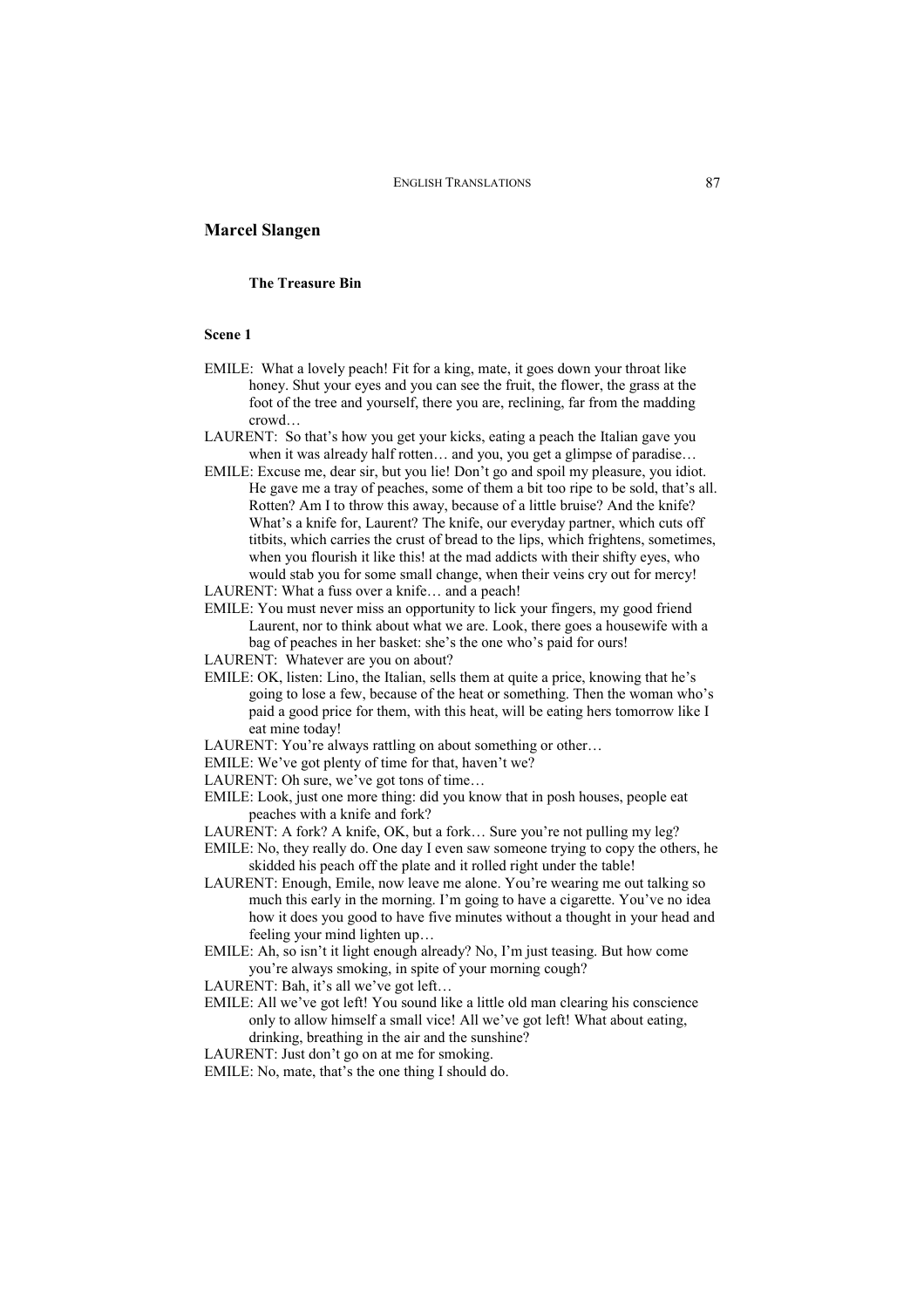## Marcel Slangen

### The Treasure Bin

#### Scene 1

EMILE: What a lovely peach! Fit for a king, mate, it goes down your throat like honey. Shut your eyes and you can see the fruit, the flower, the grass at the foot of the tree and yourself, there you are, reclining, far from the madding crowd…

LAURENT: So that's how you get your kicks, eating a peach the Italian gave you when it was already half rotten… and you, you get a glimpse of paradise…

EMILE: Excuse me, dear sir, but you lie! Don't go and spoil my pleasure, you idiot. He gave me a tray of peaches, some of them a bit too ripe to be sold, that's all. Rotten? Am I to throw this away, because of a little bruise? And the knife? What's a knife for, Laurent? The knife, our everyday partner, which cuts off titbits, which carries the crust of bread to the lips, which frightens, sometimes, when you flourish it like this! at the mad addicts with their shifty eyes, who would stab you for some small change, when their veins cry out for mercy!

LAURENT: What a fuss over a knife… and a peach!

EMILE: You must never miss an opportunity to lick your fingers, my good friend Laurent, nor to think about what we are. Look, there goes a housewife with a bag of peaches in her basket: she's the one who's paid for ours!

LAURENT: Whatever are you on about?

EMILE: OK, listen: Lino, the Italian, sells them at quite a price, knowing that he's going to lose a few, because of the heat or something. Then the woman who's paid a good price for them, with this heat, will be eating hers tomorrow like I eat mine today!

LAURENT: You're always rattling on about something or other…

EMILE: We've got plenty of time for that, haven't we?

LAURENT: Oh sure, we've got tons of time…

EMILE: Look, just one more thing: did you know that in posh houses, people eat peaches with a knife and fork?

LAURENT: A fork? A knife, OK, but a fork… Sure you're not pulling my leg?

EMILE: No, they really do. One day I even saw someone trying to copy the others, he skidded his peach off the plate and it rolled right under the table!

LAURENT: Enough, Emile, now leave me alone. You're wearing me out talking so much this early in the morning. I'm going to have a cigarette. You've no idea how it does you good to have five minutes without a thought in your head and feeling your mind lighten up…

EMILE: Ah, so isn't it light enough already? No, I'm just teasing. But how come you're always smoking, in spite of your morning cough?

LAURENT: Bah, it's all we've got left…

EMILE: All we've got left! You sound like a little old man clearing his conscience only to allow himself a small vice! All we've got left! What about eating, drinking, breathing in the air and the sunshine?

LAURENT: Just don't go on at me for smoking.

EMILE: No, mate, that's the one thing I should do.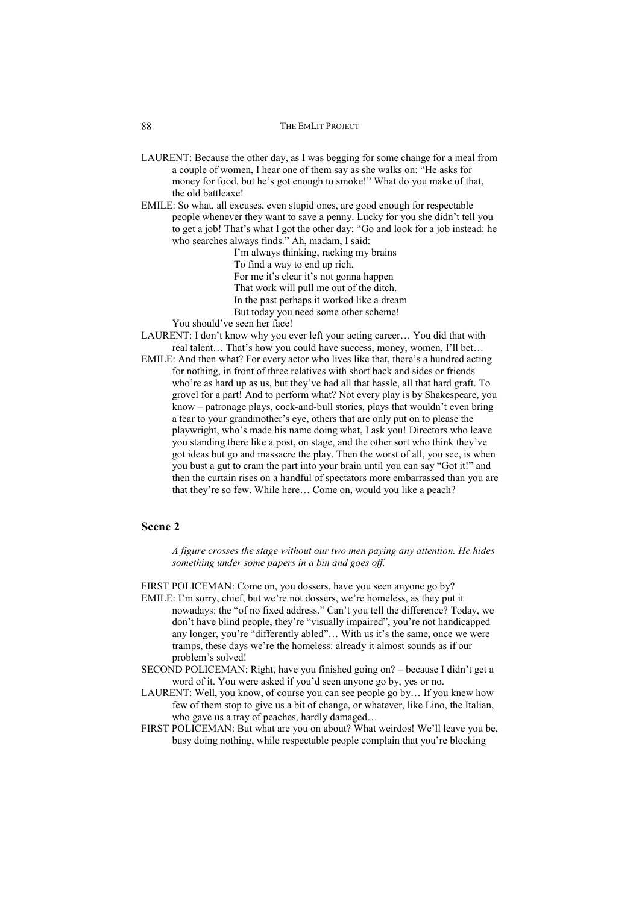LAURENT: Because the other day, as I was begging for some change for a meal from a couple of women, I hear one of them say as she walks on: "He asks for money for food, but he's got enough to smoke!" What do you make of that, the old battleaxe!

EMILE: So what, all excuses, even stupid ones, are good enough for respectable people whenever they want to save a penny. Lucky for you she didn't tell you to get a job! That's what I got the other day: "Go and look for a job instead: he who searches always finds." Ah, madam, I said:

> I'm always thinking, racking my brains
> To find a way to end up rich.
> For me it's clear it's not gonna happen
> That work will pull me out of the ditch.
> In the past perhaps it worked like a dream
> But today you need some other scheme!

You should've seen her face!

LAURENT: I don't know why you ever left your acting career… You did that with real talent… That's how you could have success, money, women, I'll bet…

EMILE: And then what? For every actor who lives like that, there's a hundred acting for nothing, in front of three relatives with short back and sides or friends who're as hard up as us, but they've had all that hassle, all that hard graft. To grovel for a part! And to perform what? Not every play is by Shakespeare, you know – patronage plays, cock-and-bull stories, plays that wouldn't even bring a tear to your grandmother's eye, others that are only put on to please the playwright, who's made his name doing what, I ask you! Directors who leave you standing there like a post, on stage, and the other sort who think they've got ideas but go and massacre the play. Then the worst of all, you see, is when you bust a gut to cram the part into your brain until you can say "Got it!" and then the curtain rises on a handful of spectators more embarrassed than you are that they're so few. While here… Come on, would you like a peach?

## Scene 2

*A figure crosses the stage without our two men paying any attention. He hides something under some papers in a bin and goes off.*

FIRST POLICEMAN: Come on, you dossers, have you seen anyone go by?

EMILE: I'm sorry, chief, but we're not dossers, we're homeless, as they put it nowadays: the "of no fixed address." Can't you tell the difference? Today, we don't have blind people, they're "visually impaired", you're not handicapped any longer, you're "differently abled"… With us it's the same, once we were tramps, these days we're the homeless: already it almost sounds as if our problem's solved!

SECOND POLICEMAN: Right, have you finished going on? – because I didn't get a word of it. You were asked if you'd seen anyone go by, yes or no.

LAURENT: Well, you know, of course you can see people go by… If you knew how few of them stop to give us a bit of change, or whatever, like Lino, the Italian, who gave us a tray of peaches, hardly damaged…

FIRST POLICEMAN: But what are you on about? What weirdos! We'll leave you be, busy doing nothing, while respectable people complain that you're blocking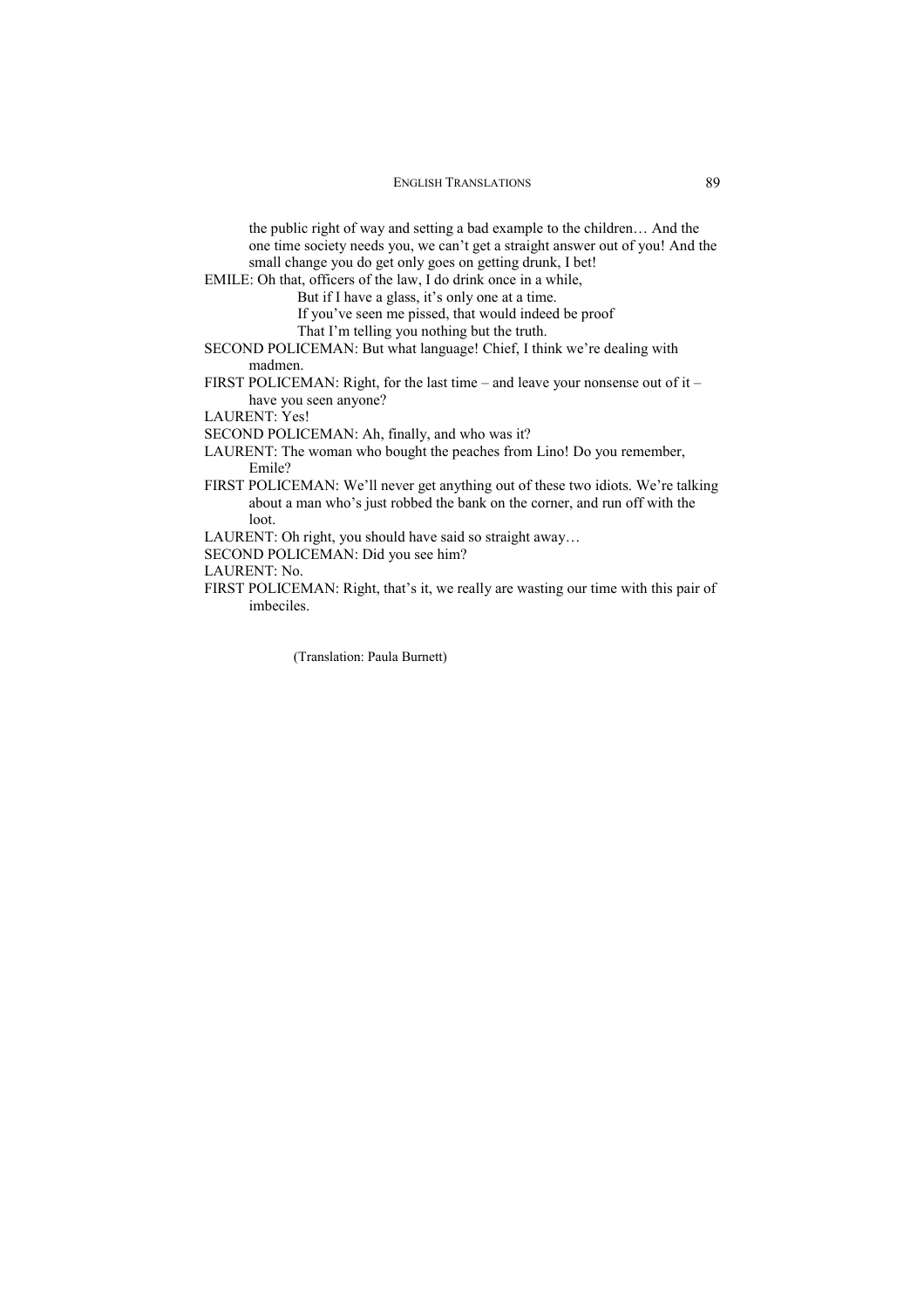the public right of way and setting a bad example to the children… And the one time society needs you, we can't get a straight answer out of you! And the small change you do get only goes on getting drunk, I bet!

EMILE: Oh that, officers of the law, I do drink once in a while,

> But if I have a glass, it's only one at a time.
> If you've seen me pissed, that would indeed be proof
> That I'm telling you nothing but the truth.

SECOND POLICEMAN: But what language! Chief, I think we're dealing with madmen.

FIRST POLICEMAN: Right, for the last time – and leave your nonsense out of it – have you seen anyone?

LAURENT: Yes!

SECOND POLICEMAN: Ah, finally, and who was it?

LAURENT: The woman who bought the peaches from Lino! Do you remember, Emile?

FIRST POLICEMAN: We'll never get anything out of these two idiots. We're talking about a man who's just robbed the bank on the corner, and run off with the loot.

LAURENT: Oh right, you should have said so straight away…

SECOND POLICEMAN: Did you see him?

LAURENT: No.

FIRST POLICEMAN: Right, that's it, we really are wasting our time with this pair of imbeciles.

(Translation: Paula Burnett)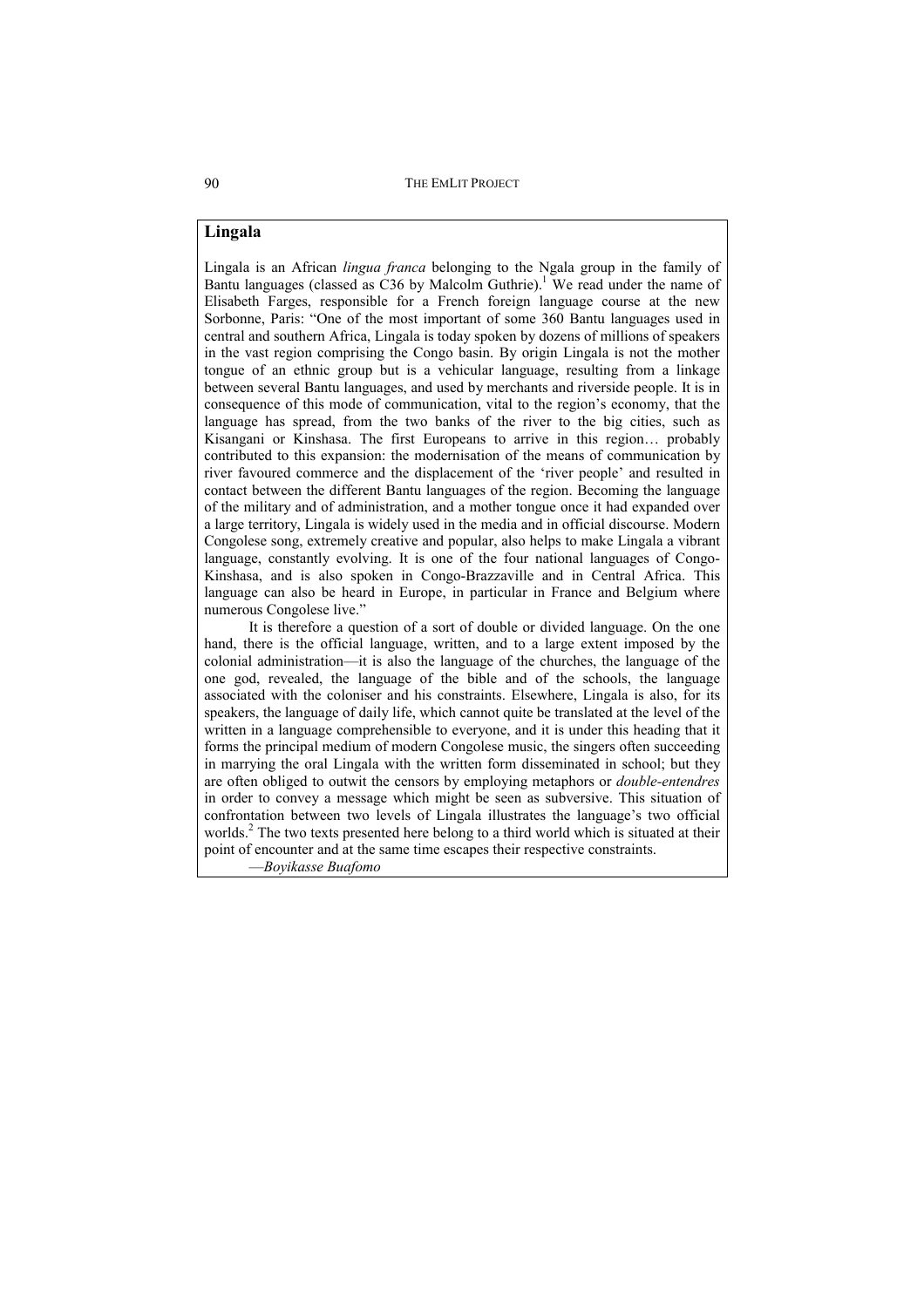## Lingala

Lingala is an African *lingua franca* belonging to the Ngala group in the family of Bantu languages (classed as C36 by Malcolm Guthrie).[1] We read under the name of Elisabeth Farges, responsible for a French foreign language course at the new Sorbonne, Paris: "One of the most important of some 360 Bantu languages used in central and southern Africa, Lingala is today spoken by dozens of millions of speakers in the vast region comprising the Congo basin. By origin Lingala is not the mother tongue of an ethnic group but is a vehicular language, resulting from a linkage between several Bantu languages, and used by merchants and riverside people. It is in consequence of this mode of communication, vital to the region's economy, that the language has spread, from the two banks of the river to the big cities, such as Kisangani or Kinshasa. The first Europeans to arrive in this region… probably contributed to this expansion: the modernisation of the means of communication by river favoured commerce and the displacement of the 'river people' and resulted in contact between the different Bantu languages of the region. Becoming the language of the military and of administration, and a mother tongue once it had expanded over a large territory, Lingala is widely used in the media and in official discourse. Modern Congolese song, extremely creative and popular, also helps to make Lingala a vibrant language, constantly evolving. It is one of the four national languages of Congo-Kinshasa, and is also spoken in Congo-Brazzaville and in Central Africa. This language can also be heard in Europe, in particular in France and Belgium where numerous Congolese live."

It is therefore a question of a sort of double or divided language. On the one hand, there is the official language, written, and to a large extent imposed by the colonial administration—it is also the language of the churches, the language of the one god, revealed, the language of the bible and of the schools, the language associated with the coloniser and his constraints. Elsewhere, Lingala is also, for its speakers, the language of daily life, which cannot quite be translated at the level of the written in a language comprehensible to everyone, and it is under this heading that it forms the principal medium of modern Congolese music, the singers often succeeding in marrying the oral Lingala with the written form disseminated in school; but they are often obliged to outwit the censors by employing metaphors or *double-entendres* in order to convey a message which might be seen as subversive. This situation of confrontation between two levels of Lingala illustrates the language's two official worlds.[2] The two texts presented here belong to a third world which is situated at their point of encounter and at the same time escapes their respective constraints.

—*Boyikasse Buafomo*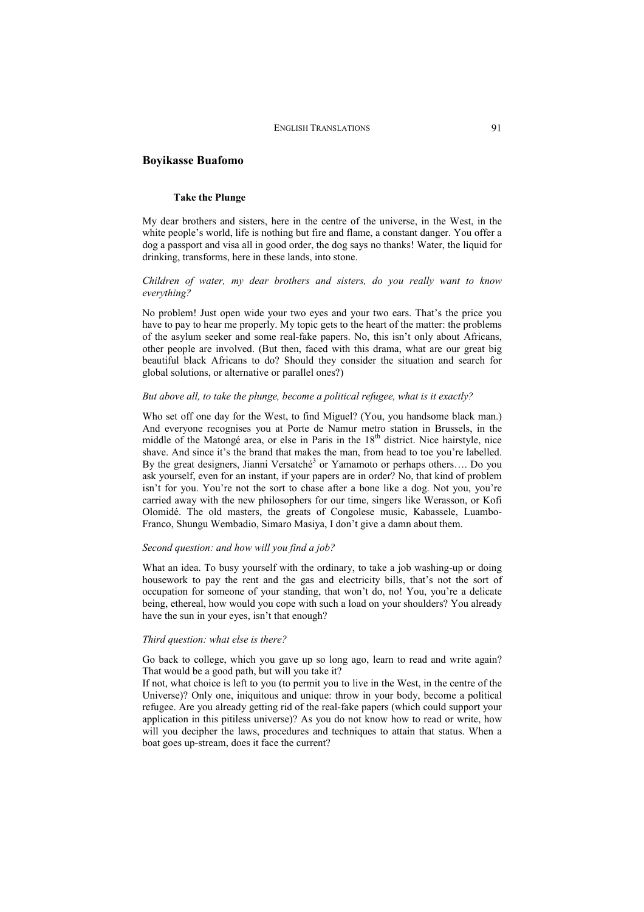## Boyikasse Buafomo

### Take the Plunge

My dear brothers and sisters, here in the centre of the universe, in the West, in the white people's world, life is nothing but fire and flame, a constant danger. You offer a dog a passport and visa all in good order, the dog says no thanks! Water, the liquid for drinking, transforms, here in these lands, into stone.

*Children of water, my dear brothers and sisters, do you really want to know everything?*

No problem! Just open wide your two eyes and your two ears. That's the price you have to pay to hear me properly. My topic gets to the heart of the matter: the problems of the asylum seeker and some real-fake papers. No, this isn't only about Africans, other people are involved. (But then, faced with this drama, what are our great big beautiful black Africans to do? Should they consider the situation and search for global solutions, or alternative or parallel ones?)

*But above all, to take the plunge, become a political refugee, what is it exactly?*

Who set off one day for the West, to find Miguel? (You, you handsome black man.) And everyone recognises you at Porte de Namur metro station in Brussels, in the middle of the Matongé area, or else in Paris in the 18th district. Nice hairstyle, nice shave. And since it's the brand that makes the man, from head to toe you're labelled. By the great designers, Jianni Versatché[3] or Yamamoto or perhaps others…. Do you ask yourself, even for an instant, if your papers are in order? No, that kind of problem isn't for you. You're not the sort to chase after a bone like a dog. Not you, you're carried away with the new philosophers for our time, singers like Werasson, or Kofi Olomidé. The old masters, the greats of Congolese music, Kabassele, Luambo-Franco, Shungu Wembadio, Simaro Masiya, I don't give a damn about them.

*Second question: and how will you find a job?*

What an idea. To busy yourself with the ordinary, to take a job washing-up or doing housework to pay the rent and the gas and electricity bills, that's not the sort of occupation for someone of your standing, that won't do, no! You, you're a delicate being, ethereal, how would you cope with such a load on your shoulders? You already have the sun in your eyes, isn't that enough?

*Third question: what else is there?*

Go back to college, which you gave up so long ago, learn to read and write again? That would be a good path, but will you take it?

If not, what choice is left to you (to permit you to live in the West, in the centre of the Universe)? Only one, iniquitous and unique: throw in your body, become a political refugee. Are you already getting rid of the real-fake papers (which could support your application in this pitiless universe)? As you do not know how to read or write, how will you decipher the laws, procedures and techniques to attain that status. When a boat goes up-stream, does it face the current?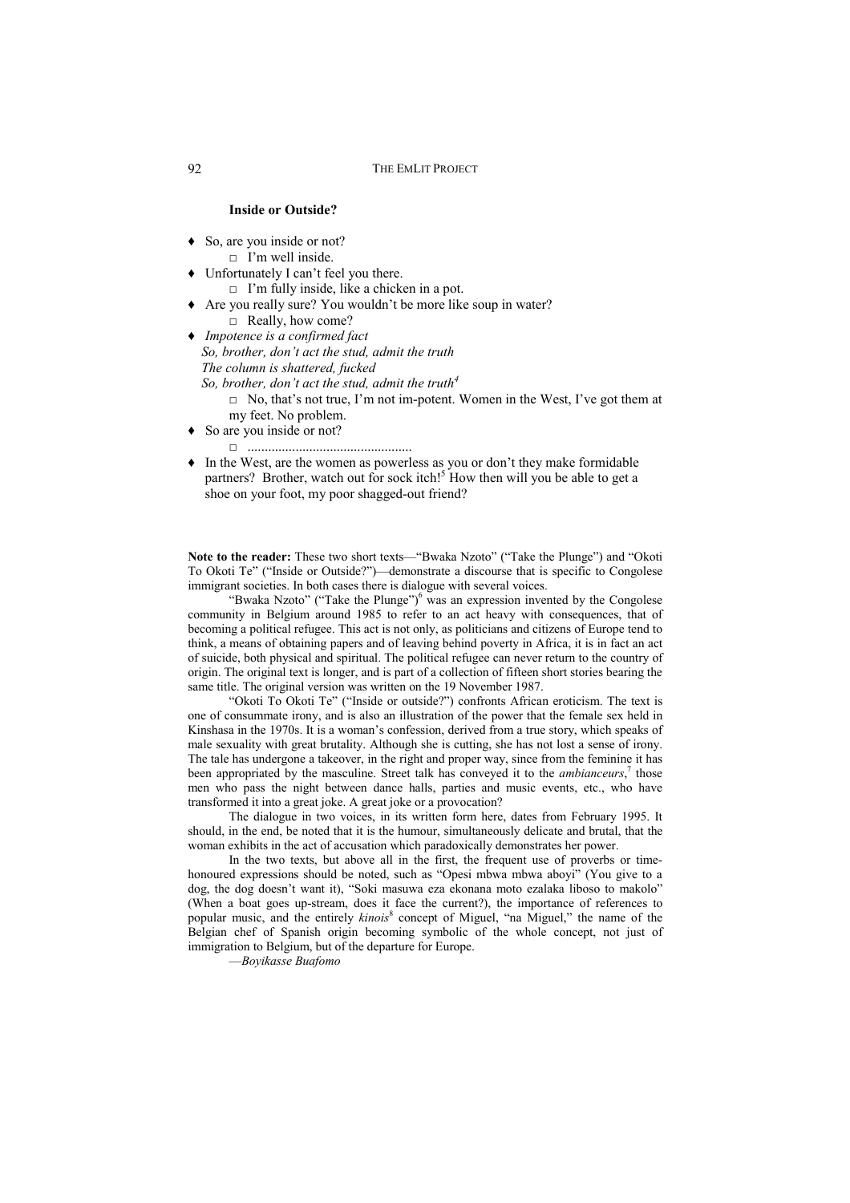**Inside or Outside?**

- ♦ So, are you inside or not?
  - □ I'm well inside.
- ♦ Unfortunately I can't feel you there.
  - □ I'm fully inside, like a chicken in a pot.
- ♦ Are you really sure? You wouldn't be more like soup in water?
  - □ Really, how come?
- ♦ *Impotence is a confirmed fact*
  *So, brother, don't act the stud, admit the truth*
  *The column is shattered, fucked*
  *So, brother, don't act the stud, admit the truth*[4]
  - □ No, that's not true, I'm not im-potent. Women in the West, I've got them at my feet. No problem.
- ♦ So are you inside or not?
  - □ ................................................
- ♦ In the West, are the women as powerless as you or don't they make formidable partners? Brother, watch out for sock itch![5] How then will you be able to get a shoe on your foot, my poor shagged-out friend?

**Note to the reader:** These two short texts—"Bwaka Nzoto" ("Take the Plunge") and "Okoti To Okoti Te" ("Inside or Outside?")—demonstrate a discourse that is specific to Congolese immigrant societies. In both cases there is dialogue with several voices.

"Bwaka Nzoto" ("Take the Plunge")[6] was an expression invented by the Congolese community in Belgium around 1985 to refer to an act heavy with consequences, that of becoming a political refugee. This act is not only, as politicians and citizens of Europe tend to think, a means of obtaining papers and of leaving behind poverty in Africa, it is in fact an act of suicide, both physical and spiritual. The political refugee can never return to the country of origin. The original text is longer, and is part of a collection of fifteen short stories bearing the same title. The original version was written on the 19 November 1987.

"Okoti To Okoti Te" ("Inside or outside?") confronts African eroticism. The text is one of consummate irony, and is also an illustration of the power that the female sex held in Kinshasa in the 1970s. It is a woman's confession, derived from a true story, which speaks of male sexuality with great brutality. Although she is cutting, she has not lost a sense of irony. The tale has undergone a takeover, in the right and proper way, since from the feminine it has been appropriated by the masculine. Street talk has conveyed it to the *ambianceurs*,[7] those men who pass the night between dance halls, parties and music events, etc., who have transformed it into a great joke. A great joke or a provocation?

The dialogue in two voices, in its written form here, dates from February 1995. It should, in the end, be noted that it is the humour, simultaneously delicate and brutal, that the woman exhibits in the act of accusation which paradoxically demonstrates her power.

In the two texts, but above all in the first, the frequent use of proverbs or time-honoured expressions should be noted, such as "Opesi mbwa mbwa aboyi" (You give to a dog, the dog doesn't want it), "Soki masuwa eza ekonana moto ezalaka liboso to makolo" (When a boat goes up-stream, does it face the current?), the importance of references to popular music, and the entirely *kinois*[8] concept of Miguel, "na Miguel," the name of the Belgian chef of Spanish origin becoming symbolic of the whole concept, not just of immigration to Belgium, but of the departure for Europe.

—*Boyikasse Buafomo*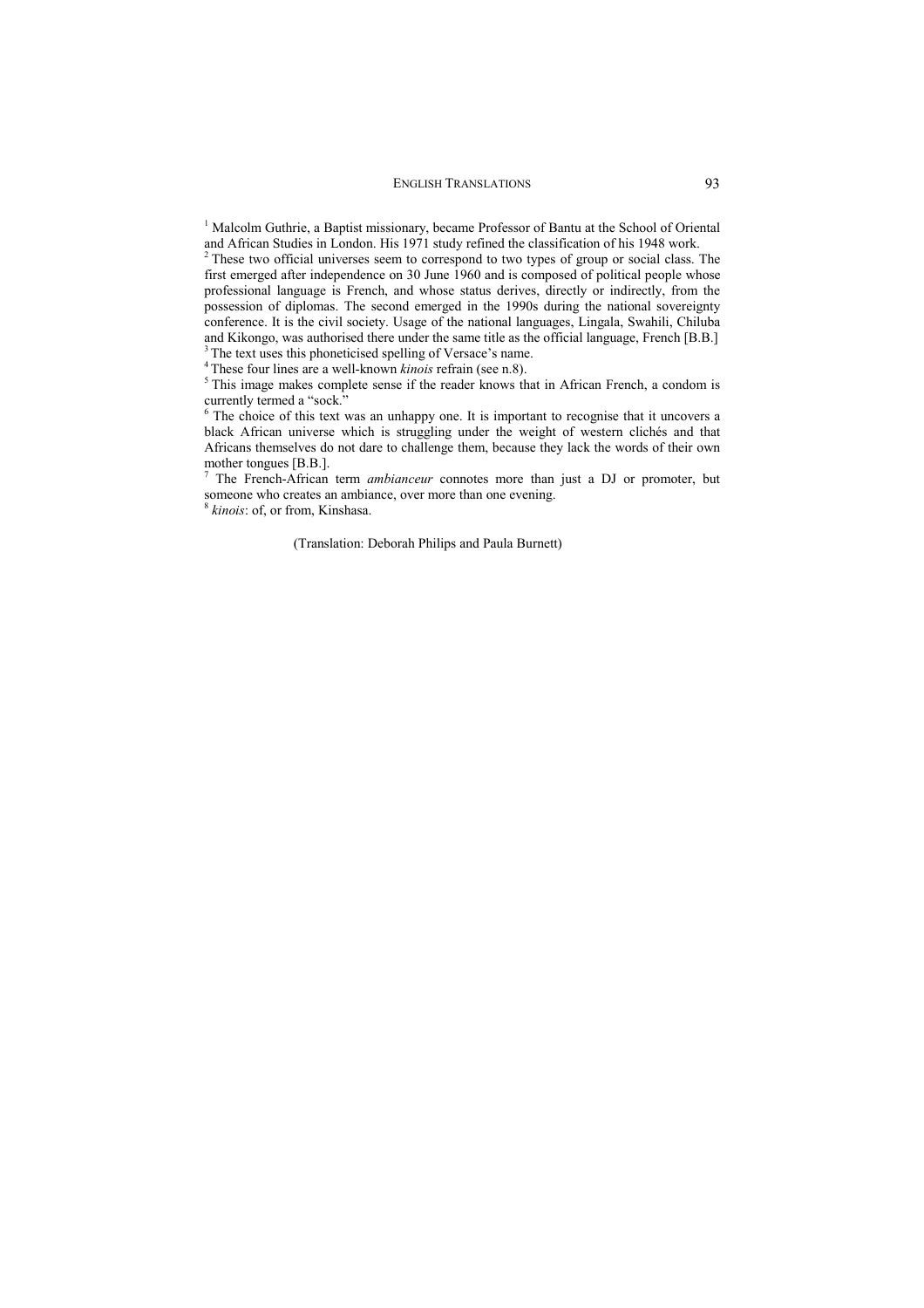[1] Malcolm Guthrie, a Baptist missionary, became Professor of Bantu at the School of Oriental and African Studies in London. His 1971 study refined the classification of his 1948 work.

[2] These two official universes seem to correspond to two types of group or social class. The first emerged after independence on 30 June 1960 and is composed of political people whose professional language is French, and whose status derives, directly or indirectly, from the possession of diplomas. The second emerged in the 1990s during the national sovereignty conference. It is the civil society. Usage of the national languages, Lingala, Swahili, Chiluba and Kikongo, was authorised there under the same title as the official language, French [B.B.]

[3] The text uses this phoneticised spelling of Versace's name.

[4] These four lines are a well-known *kinois* refrain (see n.8).

[5] This image makes complete sense if the reader knows that in African French, a condom is currently termed a "sock."

[6] The choice of this text was an unhappy one. It is important to recognise that it uncovers a black African universe which is struggling under the weight of western clichés and that Africans themselves do not dare to challenge them, because they lack the words of their own mother tongues [B.B.].

[7] The French-African term *ambianceur* connotes more than just a DJ or promoter, but someone who creates an ambiance, over more than one evening.

[8] *kinois*: of, or from, Kinshasa.

(Translation: Deborah Philips and Paula Burnett)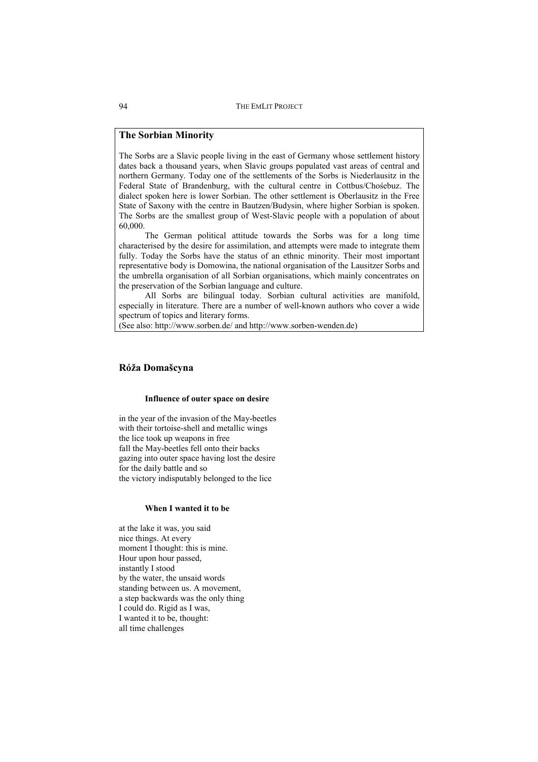## The Sorbian Minority

The Sorbs are a Slavic people living in the east of Germany whose settlement history dates back a thousand years, when Slavic groups populated vast areas of central and northern Germany. Today one of the settlements of the Sorbs is Niederlausitz in the Federal State of Brandenburg, with the cultural centre in Cottbus/Chośebuz. The dialect spoken here is lower Sorbian. The other settlement is Oberlausitz in the Free State of Saxony with the centre in Bautzen/Budysin, where higher Sorbian is spoken. The Sorbs are the smallest group of West-Slavic people with a population of about 60,000.

The German political attitude towards the Sorbs was for a long time characterised by the desire for assimilation, and attempts were made to integrate them fully. Today the Sorbs have the status of an ethnic minority. Their most important representative body is Domowina, the national organisation of the Lausitzer Sorbs and the umbrella organisation of all Sorbian organisations, which mainly concentrates on the preservation of the Sorbian language and culture.

All Sorbs are bilingual today. Sorbian cultural activities are manifold, especially in literature. There are a number of well-known authors who cover a wide spectrum of topics and literary forms.

(See also: http://www.sorben.de/ and http://www.sorben-wenden.de)

## Róža Domašcyna

### Influence of outer space on desire

in the year of the invasion of the May-beetles
with their tortoise-shell and metallic wings
the lice took up weapons in free
fall the May-beetles fell onto their backs
gazing into outer space having lost the desire
for the daily battle and so
the victory indisputably belonged to the lice

### When I wanted it to be

at the lake it was, you said
nice things. At every
moment I thought: this is mine.
Hour upon hour passed,
instantly I stood
by the water, the unsaid words
standing between us. A movement,
a step backwards was the only thing
I could do. Rigid as I was,
I wanted it to be, thought:
all time challenges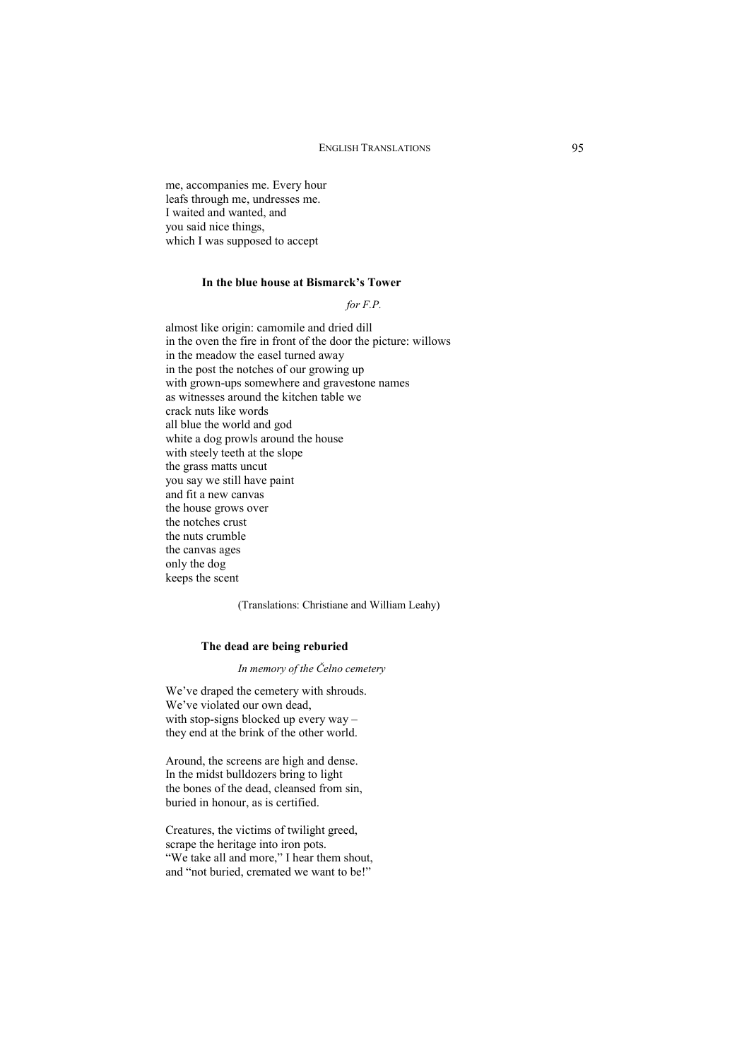me, accompanies me. Every hour
leafs through me, undresses me.
I waited and wanted, and
you said nice things,
which I was supposed to accept

### In the blue house at Bismarck's Tower

*for F.P.*

almost like origin: camomile and dried dill
in the oven the fire in front of the door the picture: willows
in the meadow the easel turned away
in the post the notches of our growing up
with grown-ups somewhere and gravestone names
as witnesses around the kitchen table we
crack nuts like words
all blue the world and god
white a dog prowls around the house
with steely teeth at the slope
the grass matts uncut
you say we still have paint
and fit a new canvas
the house grows over
the notches crust
the nuts crumble
the canvas ages
only the dog
keeps the scent

(Translations: Christiane and William Leahy)

### The dead are being reburied

*In memory of the Čelno cemetery*

We've draped the cemetery with shrouds.
We've violated our own dead,
with stop-signs blocked up every way –
they end at the brink of the other world.

Around, the screens are high and dense.
In the midst bulldozers bring to light
the bones of the dead, cleansed from sin,
buried in honour, as is certified.

Creatures, the victims of twilight greed,
scrape the heritage into iron pots.
"We take all and more," I hear them shout,
and "not buried, cremated we want to be!"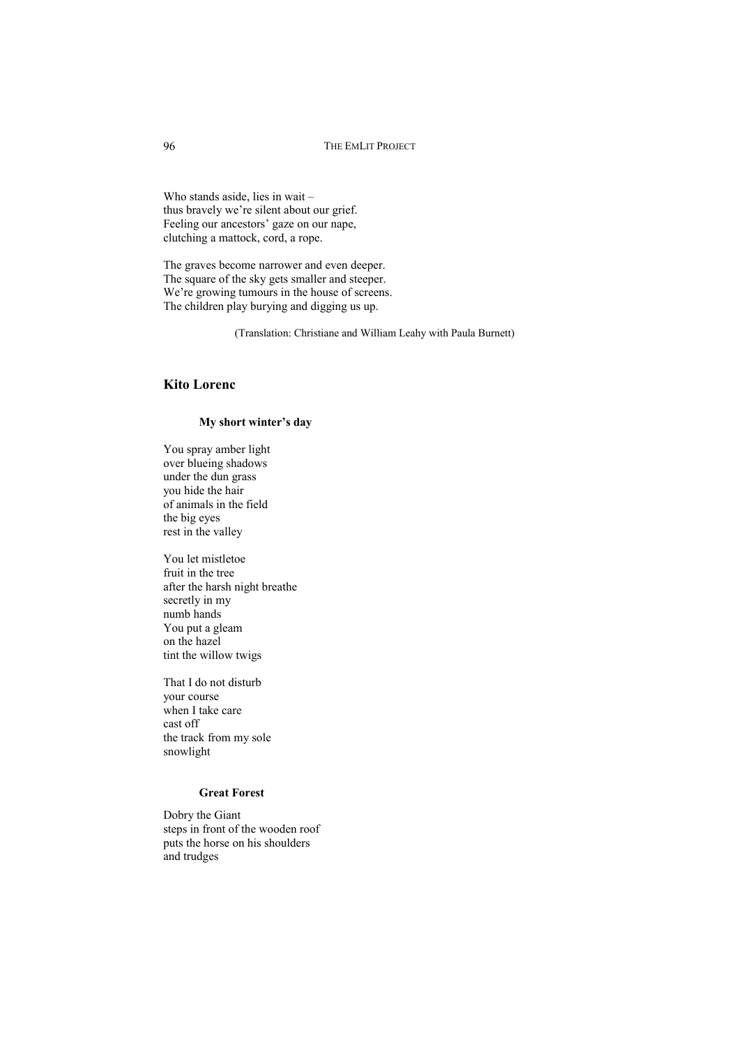Who stands aside, lies in wait –
thus bravely we're silent about our grief.
Feeling our ancestors' gaze on our nape,
clutching a mattock, cord, a rope.

The graves become narrower and even deeper.
The square of the sky gets smaller and steeper.
We're growing tumours in the house of screens.
The children play burying and digging us up.

(Translation: Christiane and William Leahy with Paula Burnett)

## Kito Lorenc

### My short winter's day

You spray amber light
over blueing shadows
under the dun grass
you hide the hair
of animals in the field
the big eyes
rest in the valley

You let mistletoe
fruit in the tree
after the harsh night breathe
secretly in my
numb hands
You put a gleam
on the hazel
tint the willow twigs

That I do not disturb
your course
when I take care
cast off
the track from my sole
snowlight

### Great Forest

Dobry the Giant
steps in front of the wooden roof
puts the horse on his shoulders
and trudges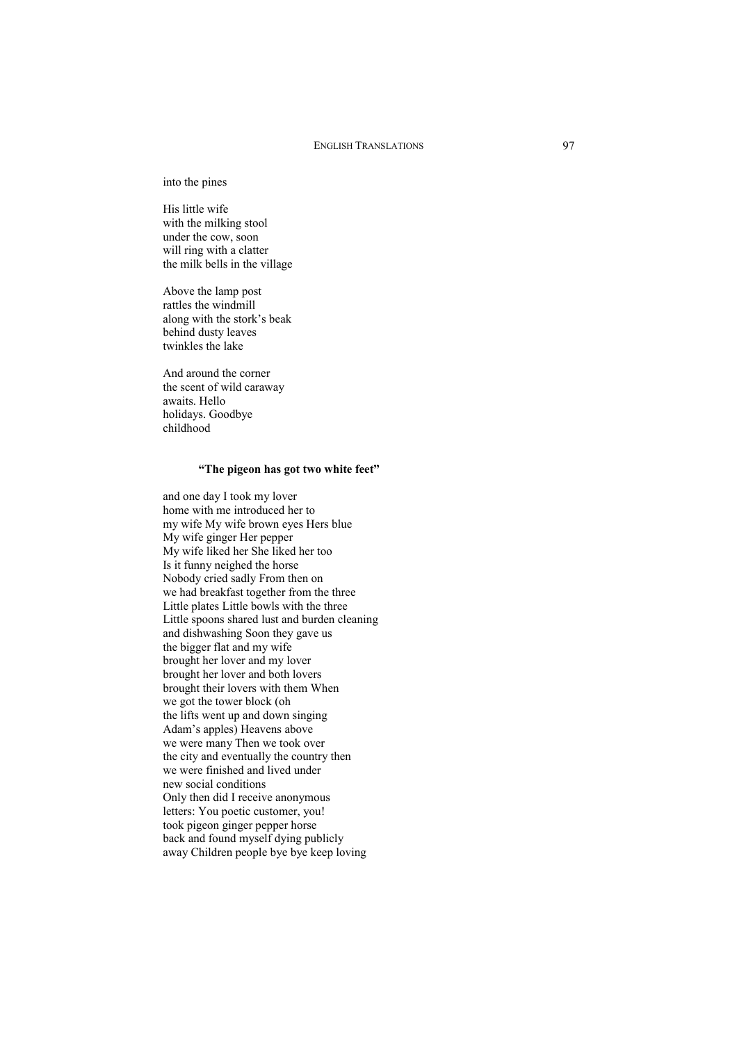into the pines

His little wife  
with the milking stool  
under the cow, soon  
will ring with a clatter  
the milk bells in the village

Above the lamp post  
rattles the windmill  
along with the stork's beak  
behind dusty leaves  
twinkles the lake

And around the corner  
the scent of wild caraway  
awaits. Hello  
holidays. Goodbye  
childhood

### "The pigeon has got two white feet"

and one day I took my lover  
home with me introduced her to  
my wife My wife brown eyes Hers blue  
My wife ginger Her pepper  
My wife liked her She liked her too  
Is it funny neighed the horse  
Nobody cried sadly From then on  
we had breakfast together from the three  
Little plates Little bowls with the three  
Little spoons shared lust and burden cleaning  
and dishwashing Soon they gave us  
the bigger flat and my wife  
brought her lover and my lover  
brought her lover and both lovers  
brought their lovers with them When  
we got the tower block (oh  
the lifts went up and down singing  
Adam's apples) Heavens above  
we were many Then we took over  
the city and eventually the country then  
we were finished and lived under  
new social conditions  
Only then did I receive anonymous  
letters: You poetic customer, you!  
took pigeon ginger pepper horse  
back and found myself dying publicly  
away Children people bye bye keep loving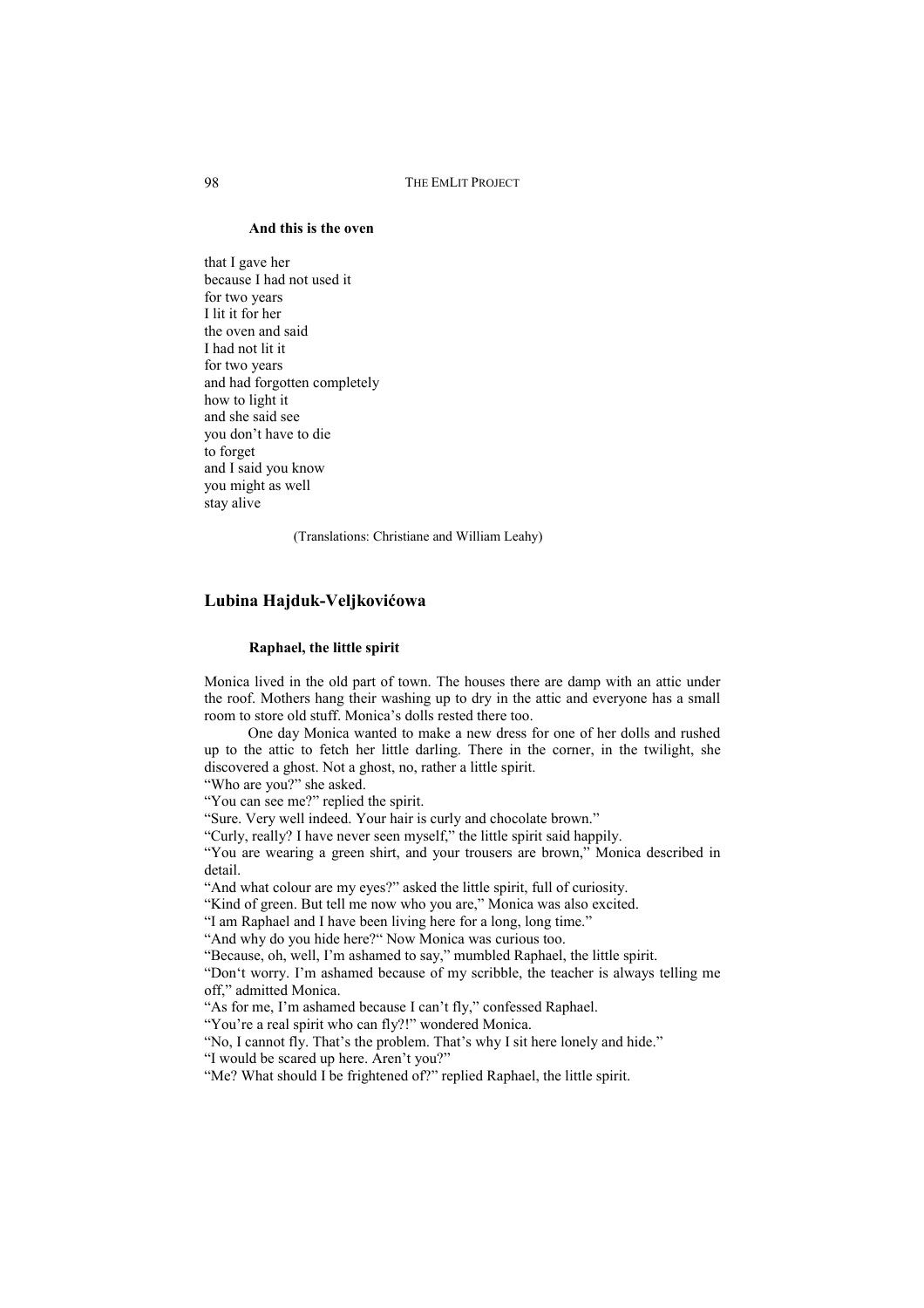### And this is the oven

that I gave her  
because I had not used it  
for two years  
I lit it for her  
the oven and said  
I had not lit it  
for two years  
and had forgotten completely  
how to light it  
and she said see  
you don't have to die  
to forget  
and I said you know  
you might as well  
stay alive

(Translations: Christiane and William Leahy)

## Lubina Hajduk-Veljkovićowa

### Raphael, the little spirit

Monica lived in the old part of town. The houses there are damp with an attic under the roof. Mothers hang their washing up to dry in the attic and everyone has a small room to store old stuff. Monica's dolls rested there too.

One day Monica wanted to make a new dress for one of her dolls and rushed up to the attic to fetch her little darling. There in the corner, in the twilight, she discovered a ghost. Not a ghost, no, rather a little spirit.

"Who are you?" she asked.

"You can see me?" replied the spirit.

"Sure. Very well indeed. Your hair is curly and chocolate brown."

"Curly, really? I have never seen myself," the little spirit said happily.

"You are wearing a green shirt, and your trousers are brown," Monica described in detail.

"And what colour are my eyes?" asked the little spirit, full of curiosity.

"Kind of green. But tell me now who you are," Monica was also excited.

"I am Raphael and I have been living here for a long, long time."

"And why do you hide here?" Now Monica was curious too.

"Because, oh, well, I'm ashamed to say," mumbled Raphael, the little spirit.

"Don't worry. I'm ashamed because of my scribble, the teacher is always telling me off," admitted Monica.

"As for me, I'm ashamed because I can't fly," confessed Raphael.

"You're a real spirit who can fly?!" wondered Monica.

"No, I cannot fly. That's the problem. That's why I sit here lonely and hide."

"I would be scared up here. Aren't you?"

"Me? What should I be frightened of?" replied Raphael, the little spirit.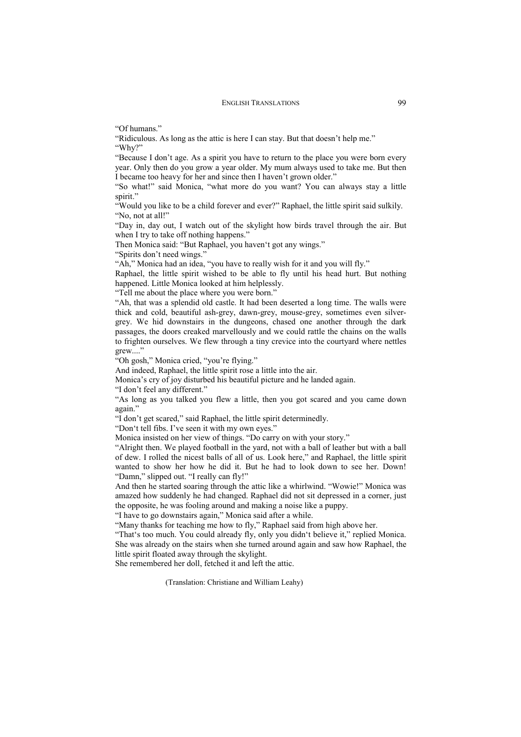"Of humans."

"Ridiculous. As long as the attic is here I can stay. But that doesn't help me."

"Why?"

"Because I don't age. As a spirit you have to return to the place you were born every year. Only then do you grow a year older. My mum always used to take me. But then I became too heavy for her and since then I haven't grown older."

"So what!" said Monica, "what more do you want? You can always stay a little spirit."

"Would you like to be a child forever and ever?" Raphael, the little spirit said sulkily.

"No, not at all!"

"Day in, day out, I watch out of the skylight how birds travel through the air. But when I try to take off nothing happens."

Then Monica said: "But Raphael, you haven't got any wings."

"Spirits don't need wings."

"Ah," Monica had an idea, "you have to really wish for it and you will fly."

Raphael, the little spirit wished to be able to fly until his head hurt. But nothing happened. Little Monica looked at him helplessly.

"Tell me about the place where you were born."

"Ah, that was a splendid old castle. It had been deserted a long time. The walls were thick and cold, beautiful ash-grey, dawn-grey, mouse-grey, sometimes even silver-grey. We hid downstairs in the dungeons, chased one another through the dark passages, the doors creaked marvellously and we could rattle the chains on the walls to frighten ourselves. We flew through a tiny crevice into the courtyard where nettles grew...."

"Oh gosh," Monica cried, "you're flying."

And indeed, Raphael, the little spirit rose a little into the air.

Monica's cry of joy disturbed his beautiful picture and he landed again.

"I don't feel any different."

"As long as you talked you flew a little, then you got scared and you came down again."

"I don't get scared," said Raphael, the little spirit determinedly.

"Don't tell fibs. I've seen it with my own eyes."

Monica insisted on her view of things. "Do carry on with your story."

"Alright then. We played football in the yard, not with a ball of leather but with a ball of dew. I rolled the nicest balls of all of us. Look here," and Raphael, the little spirit wanted to show her how he did it. But he had to look down to see her. Down! "Damn," slipped out. "I really can fly!"

And then he started soaring through the attic like a whirlwind. "Wowie!" Monica was amazed how suddenly he had changed. Raphael did not sit depressed in a corner, just the opposite, he was fooling around and making a noise like a puppy.

"I have to go downstairs again," Monica said after a while.

"Many thanks for teaching me how to fly," Raphael said from high above her.

"That's too much. You could already fly, only you didn't believe it," replied Monica. She was already on the stairs when she turned around again and saw how Raphael, the little spirit floated away through the skylight.

She remembered her doll, fetched it and left the attic.

(Translation: Christiane and William Leahy)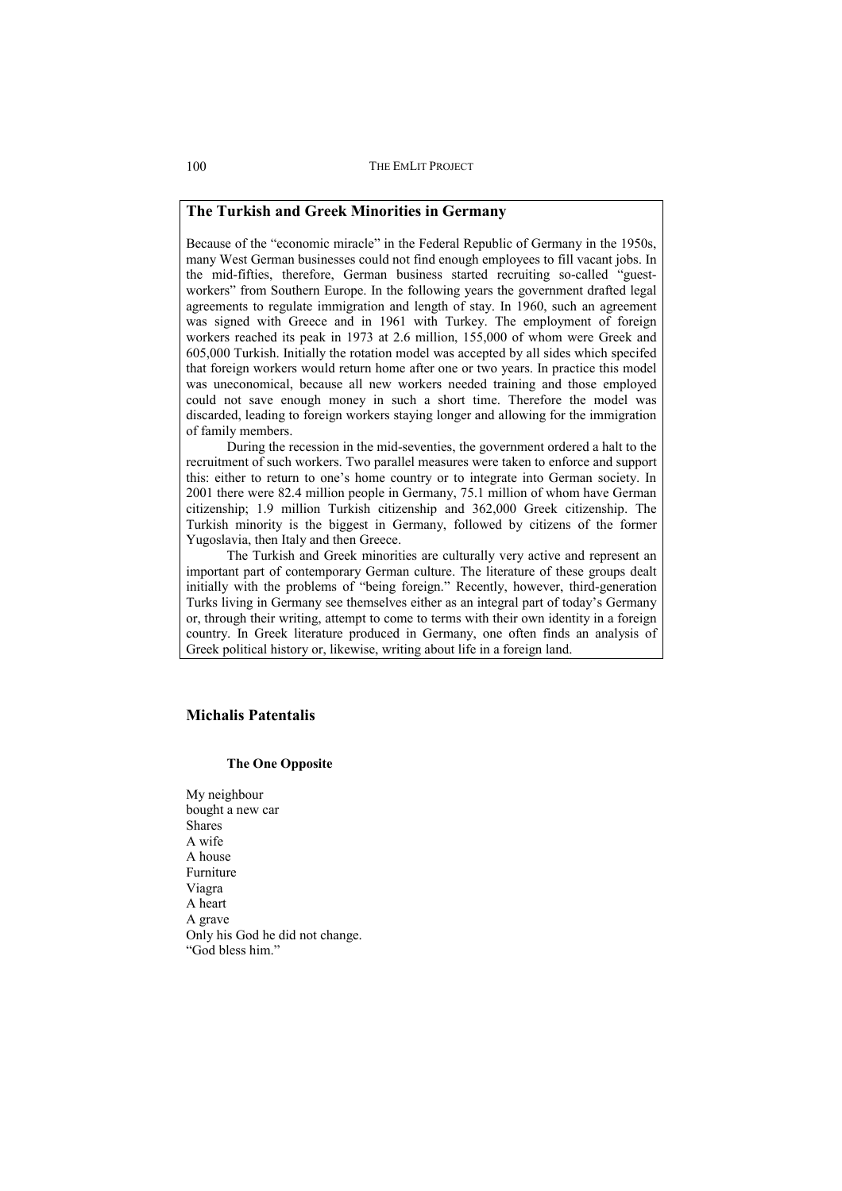## The Turkish and Greek Minorities in Germany

Because of the "economic miracle" in the Federal Republic of Germany in the 1950s, many West German businesses could not find enough employees to fill vacant jobs. In the mid-fifties, therefore, German business started recruiting so-called "guest-workers" from Southern Europe. In the following years the government drafted legal agreements to regulate immigration and length of stay. In 1960, such an agreement was signed with Greece and in 1961 with Turkey. The employment of foreign workers reached its peak in 1973 at 2.6 million, 155,000 of whom were Greek and 605,000 Turkish. Initially the rotation model was accepted by all sides which specifed that foreign workers would return home after one or two years. In practice this model was uneconomical, because all new workers needed training and those employed could not save enough money in such a short time. Therefore the model was discarded, leading to foreign workers staying longer and allowing for the immigration of family members.

During the recession in the mid-seventies, the government ordered a halt to the recruitment of such workers. Two parallel measures were taken to enforce and support this: either to return to one's home country or to integrate into German society. In 2001 there were 82.4 million people in Germany, 75.1 million of whom have German citizenship; 1.9 million Turkish citizenship and 362,000 Greek citizenship. The Turkish minority is the biggest in Germany, followed by citizens of the former Yugoslavia, then Italy and then Greece.

The Turkish and Greek minorities are culturally very active and represent an important part of contemporary German culture. The literature of these groups dealt initially with the problems of "being foreign." Recently, however, third-generation Turks living in Germany see themselves either as an integral part of today's Germany or, through their writing, attempt to come to terms with their own identity in a foreign country. In Greek literature produced in Germany, one often finds an analysis of Greek political history or, likewise, writing about life in a foreign land.

## Michalis Patentalis

### The One Opposite

My neighbour  
bought a new car  
Shares  
A wife  
A house  
Furniture  
Viagra  
A heart  
A grave  
Only his God he did not change.  
"God bless him."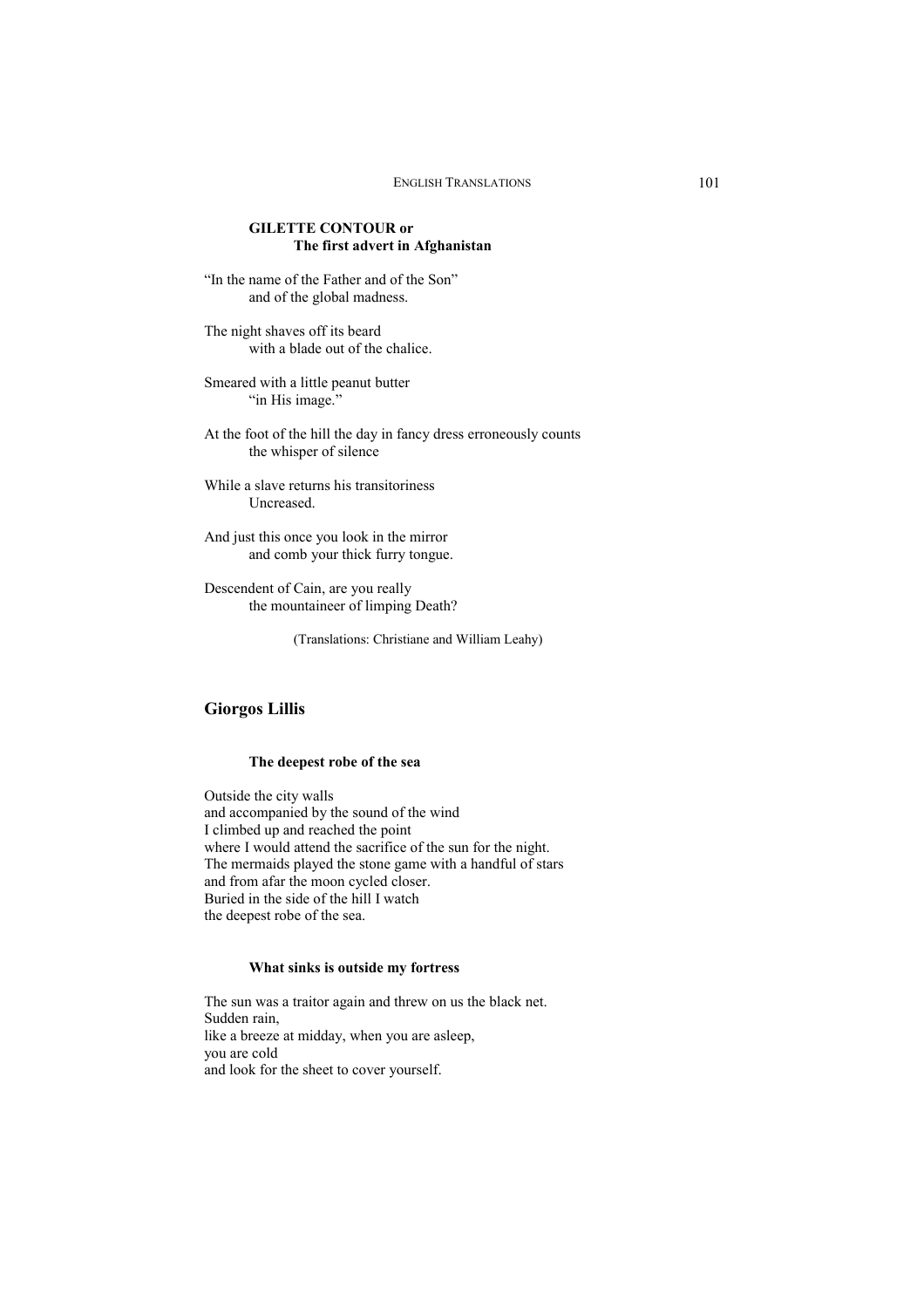### GILETTE CONTOUR or
### The first advert in Afghanistan

"In the name of the Father and of the Son"
and of the global madness.

The night shaves off its beard
with a blade out of the chalice.

Smeared with a little peanut butter
"in His image."

At the foot of the hill the day in fancy dress erroneously counts
the whisper of silence

While a slave returns his transitoriness
Uncreased.

And just this once you look in the mirror
and comb your thick furry tongue.

Descendent of Cain, are you really
the mountaineer of limping Death?

(Translations: Christiane and William Leahy)

## Giorgos Lillis

### The deepest robe of the sea

Outside the city walls
and accompanied by the sound of the wind
I climbed up and reached the point
where I would attend the sacrifice of the sun for the night.
The mermaids played the stone game with a handful of stars
and from afar the moon cycled closer.
Buried in the side of the hill I watch
the deepest robe of the sea.

### What sinks is outside my fortress

The sun was a traitor again and threw on us the black net.
Sudden rain,
like a breeze at midday, when you are asleep,
you are cold
and look for the sheet to cover yourself.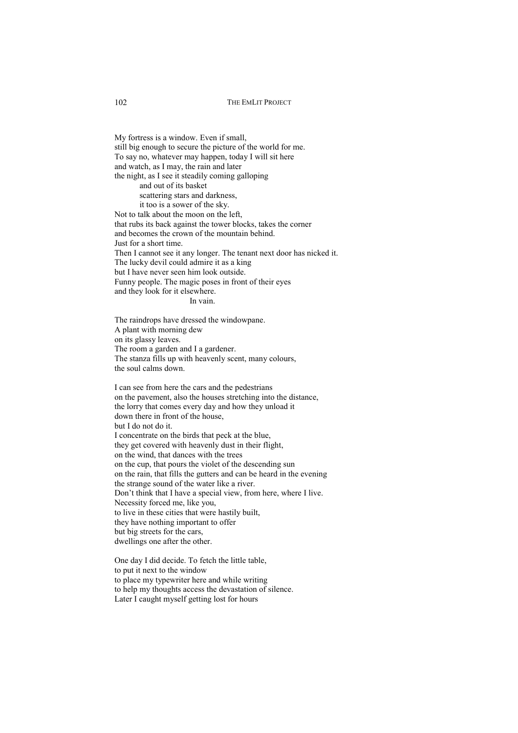My fortress is a window. Even if small,
still big enough to secure the picture of the world for me.
To say no, whatever may happen, today I will sit here
and watch, as I may, the rain and later
the night, as I see it steadily coming galloping
&nbsp;&nbsp;&nbsp;&nbsp;&nbsp;&nbsp;&nbsp;&nbsp;and out of its basket
&nbsp;&nbsp;&nbsp;&nbsp;&nbsp;&nbsp;&nbsp;&nbsp;scattering stars and darkness,
&nbsp;&nbsp;&nbsp;&nbsp;&nbsp;&nbsp;&nbsp;&nbsp;it too is a sower of the sky.
Not to talk about the moon on the left,
that rubs its back against the tower blocks, takes the corner
and becomes the crown of the mountain behind.
Just for a short time.
Then I cannot see it any longer. The tenant next door has nicked it.
The lucky devil could admire it as a king
but I have never seen him look outside.
Funny people. The magic poses in front of their eyes
and they look for it elsewhere.
&nbsp;&nbsp;&nbsp;&nbsp;&nbsp;&nbsp;&nbsp;&nbsp;&nbsp;&nbsp;&nbsp;&nbsp;&nbsp;&nbsp;&nbsp;&nbsp;&nbsp;&nbsp;&nbsp;&nbsp;&nbsp;&nbsp;&nbsp;&nbsp;In vain.

The raindrops have dressed the windowpane.
A plant with morning dew
on its glassy leaves.
The room a garden and I a gardener.
The stanza fills up with heavenly scent, many colours,
the soul calms down.

I can see from here the cars and the pedestrians
on the pavement, also the houses stretching into the distance,
the lorry that comes every day and how they unload it
down there in front of the house,
but I do not do it.
I concentrate on the birds that peck at the blue,
they get covered with heavenly dust in their flight,
on the wind, that dances with the trees
on the cup, that pours the violet of the descending sun
on the rain, that fills the gutters and can be heard in the evening
the strange sound of the water like a river.
Don't think that I have a special view, from here, where I live.
Necessity forced me, like you,
to live in these cities that were hastily built,
they have nothing important to offer
but big streets for the cars,
dwellings one after the other.

One day I did decide. To fetch the little table,
to put it next to the window
to place my typewriter here and while writing
to help my thoughts access the devastation of silence.
Later I caught myself getting lost for hours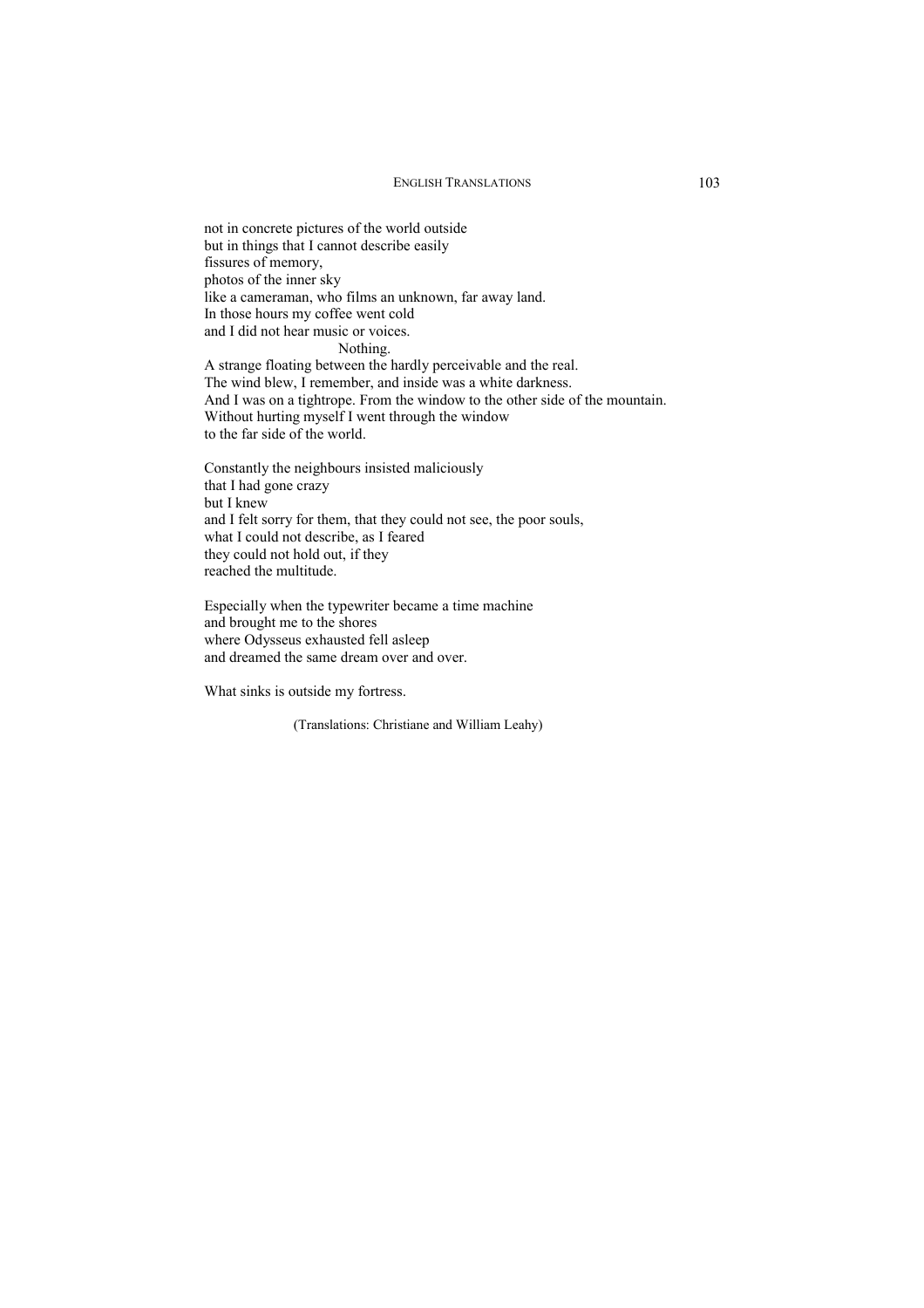not in concrete pictures of the world outside
but in things that I cannot describe easily
fissures of memory,
photos of the inner sky
like a cameraman, who films an unknown, far away land.
In those hours my coffee went cold
and I did not hear music or voices.
Nothing.
A strange floating between the hardly perceivable and the real.
The wind blew, I remember, and inside was a white darkness.
And I was on a tightrope. From the window to the other side of the mountain.
Without hurting myself I went through the window
to the far side of the world.

Constantly the neighbours insisted maliciously
that I had gone crazy
but I knew
and I felt sorry for them, that they could not see, the poor souls,
what I could not describe, as I feared
they could not hold out, if they
reached the multitude.

Especially when the typewriter became a time machine
and brought me to the shores
where Odysseus exhausted fell asleep
and dreamed the same dream over and over.

What sinks is outside my fortress.

(Translations: Christiane and William Leahy)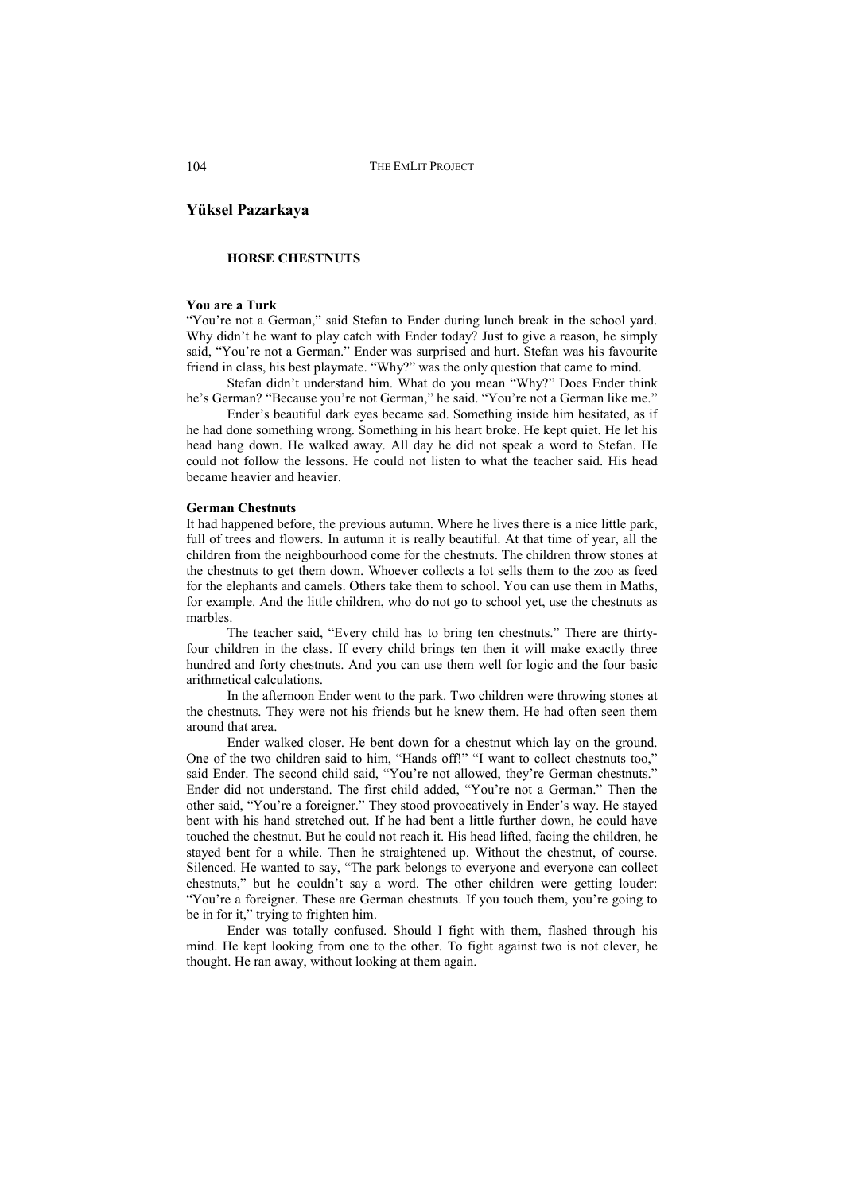## Yüksel Pazarkaya

### HORSE CHESTNUTS

**You are a Turk**

"You're not a German," said Stefan to Ender during lunch break in the school yard. Why didn't he want to play catch with Ender today? Just to give a reason, he simply said, "You're not a German." Ender was surprised and hurt. Stefan was his favourite friend in class, his best playmate. "Why?" was the only question that came to mind.

Stefan didn't understand him. What do you mean "Why?" Does Ender think he's German? "Because you're not German," he said. "You're not a German like me."

Ender's beautiful dark eyes became sad. Something inside him hesitated, as if he had done something wrong. Something in his heart broke. He kept quiet. He let his head hang down. He walked away. All day he did not speak a word to Stefan. He could not follow the lessons. He could not listen to what the teacher said. His head became heavier and heavier.

**German Chestnuts**

It had happened before, the previous autumn. Where he lives there is a nice little park, full of trees and flowers. In autumn it is really beautiful. At that time of year, all the children from the neighbourhood come for the chestnuts. The children throw stones at the chestnuts to get them down. Whoever collects a lot sells them to the zoo as feed for the elephants and camels. Others take them to school. You can use them in Maths, for example. And the little children, who do not go to school yet, use the chestnuts as marbles.

The teacher said, "Every child has to bring ten chestnuts." There are thirty-four children in the class. If every child brings ten then it will make exactly three hundred and forty chestnuts. And you can use them well for logic and the four basic arithmetical calculations.

In the afternoon Ender went to the park. Two children were throwing stones at the chestnuts. They were not his friends but he knew them. He had often seen them around that area.

Ender walked closer. He bent down for a chestnut which lay on the ground. One of the two children said to him, "Hands off!" "I want to collect chestnuts too," said Ender. The second child said, "You're not allowed, they're German chestnuts." Ender did not understand. The first child added, "You're not a German." Then the other said, "You're a foreigner." They stood provocatively in Ender's way. He stayed bent with his hand stretched out. If he had bent a little further down, he could have touched the chestnut. But he could not reach it. His head lifted, facing the children, he stayed bent for a while. Then he straightened up. Without the chestnut, of course. Silenced. He wanted to say, "The park belongs to everyone and everyone can collect chestnuts," but he couldn't say a word. The other children were getting louder: "You're a foreigner. These are German chestnuts. If you touch them, you're going to be in for it," trying to frighten him.

Ender was totally confused. Should I fight with them, flashed through his mind. He kept looking from one to the other. To fight against two is not clever, he thought. He ran away, without looking at them again.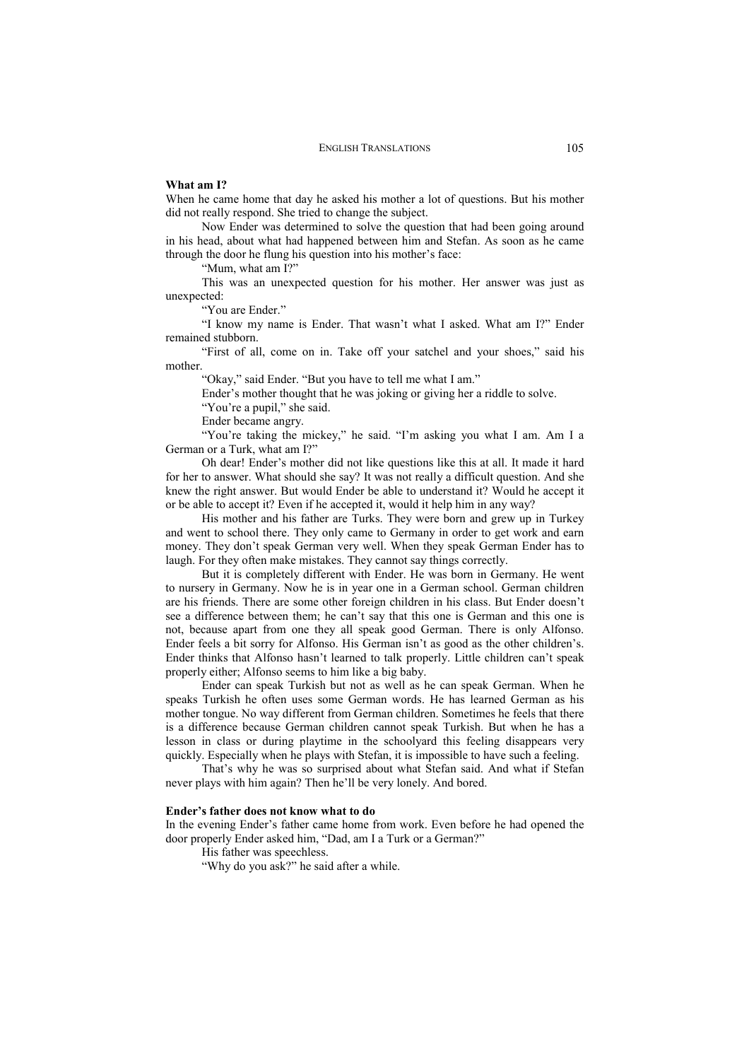**What am I?**

When he came home that day he asked his mother a lot of questions. But his mother did not really respond. She tried to change the subject.

Now Ender was determined to solve the question that had been going around in his head, about what had happened between him and Stefan. As soon as he came through the door he flung his question into his mother's face:

"Mum, what am I?"

This was an unexpected question for his mother. Her answer was just as unexpected:

"You are Ender."

"I know my name is Ender. That wasn't what I asked. What am I?" Ender remained stubborn.

"First of all, come on in. Take off your satchel and your shoes," said his mother.

"Okay," said Ender. "But you have to tell me what I am."

Ender's mother thought that he was joking or giving her a riddle to solve.

"You're a pupil," she said.

Ender became angry.

"You're taking the mickey," he said. "I'm asking you what I am. Am I a German or a Turk, what am I?"

Oh dear! Ender's mother did not like questions like this at all. It made it hard for her to answer. What should she say? It was not really a difficult question. And she knew the right answer. But would Ender be able to understand it? Would he accept it or be able to accept it? Even if he accepted it, would it help him in any way?

His mother and his father are Turks. They were born and grew up in Turkey and went to school there. They only came to Germany in order to get work and earn money. They don't speak German very well. When they speak German Ender has to laugh. For they often make mistakes. They cannot say things correctly.

But it is completely different with Ender. He was born in Germany. He went to nursery in Germany. Now he is in year one in a German school. German children are his friends. There are some other foreign children in his class. But Ender doesn't see a difference between them; he can't say that this one is German and this one is not, because apart from one they all speak good German. There is only Alfonso. Ender feels a bit sorry for Alfonso. His German isn't as good as the other children's. Ender thinks that Alfonso hasn't learned to talk properly. Little children can't speak properly either; Alfonso seems to him like a big baby.

Ender can speak Turkish but not as well as he can speak German. When he speaks Turkish he often uses some German words. He has learned German as his mother tongue. No way different from German children. Sometimes he feels that there is a difference because German children cannot speak Turkish. But when he has a lesson in class or during playtime in the schoolyard this feeling disappears very quickly. Especially when he plays with Stefan, it is impossible to have such a feeling.

That's why he was so surprised about what Stefan said. And what if Stefan never plays with him again? Then he'll be very lonely. And bored.

**Ender's father does not know what to do**

In the evening Ender's father came home from work. Even before he had opened the door properly Ender asked him, "Dad, am I a Turk or a German?"

His father was speechless.

"Why do you ask?" he said after a while.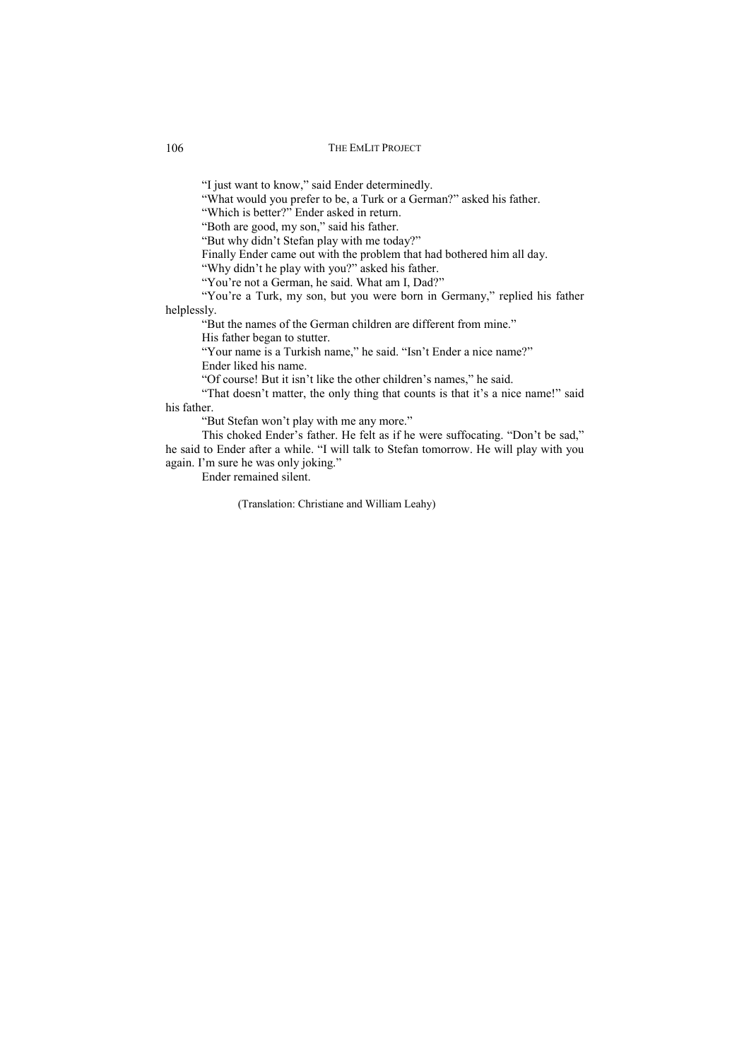"I just want to know," said Ender determinedly.

"What would you prefer to be, a Turk or a German?" asked his father.

"Which is better?" Ender asked in return.

"Both are good, my son," said his father.

"But why didn't Stefan play with me today?"

Finally Ender came out with the problem that had bothered him all day.

"Why didn't he play with you?" asked his father.

"You're not a German, he said. What am I, Dad?"

"You're a Turk, my son, but you were born in Germany," replied his father helplessly.

"But the names of the German children are different from mine."

His father began to stutter.

"Your name is a Turkish name," he said. "Isn't Ender a nice name?"

Ender liked his name.

"Of course! But it isn't like the other children's names," he said.

"That doesn't matter, the only thing that counts is that it's a nice name!" said his father.

"But Stefan won't play with me any more."

This choked Ender's father. He felt as if he were suffocating. "Don't be sad," he said to Ender after a while. "I will talk to Stefan tomorrow. He will play with you again. I'm sure he was only joking."

Ender remained silent.

(Translation: Christiane and William Leahy)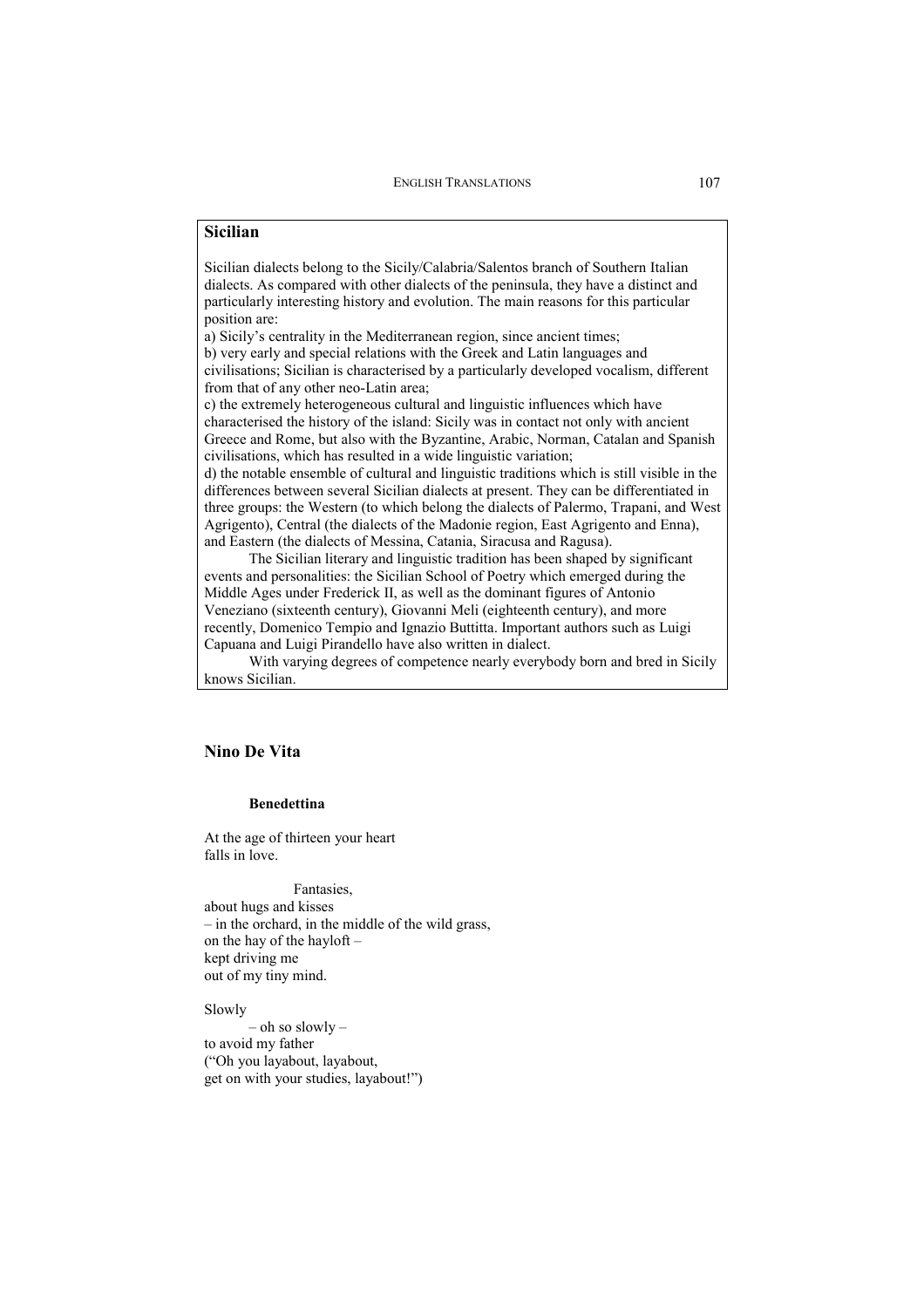## Sicilian

Sicilian dialects belong to the Sicily/Calabria/Salentos branch of Southern Italian dialects. As compared with other dialects of the peninsula, they have a distinct and particularly interesting history and evolution. The main reasons for this particular position are:

a) Sicily's centrality in the Mediterranean region, since ancient times;

b) very early and special relations with the Greek and Latin languages and civilisations; Sicilian is characterised by a particularly developed vocalism, different from that of any other neo-Latin area;

c) the extremely heterogeneous cultural and linguistic influences which have characterised the history of the island: Sicily was in contact not only with ancient Greece and Rome, but also with the Byzantine, Arabic, Norman, Catalan and Spanish civilisations, which has resulted in a wide linguistic variation;

d) the notable ensemble of cultural and linguistic traditions which is still visible in the differences between several Sicilian dialects at present. They can be differentiated in three groups: the Western (to which belong the dialects of Palermo, Trapani, and West Agrigento), Central (the dialects of the Madonie region, East Agrigento and Enna), and Eastern (the dialects of Messina, Catania, Siracusa and Ragusa).

The Sicilian literary and linguistic tradition has been shaped by significant events and personalities: the Sicilian School of Poetry which emerged during the Middle Ages under Frederick II, as well as the dominant figures of Antonio Veneziano (sixteenth century), Giovanni Meli (eighteenth century), and more recently, Domenico Tempio and Ignazio Buttitta. Important authors such as Luigi Capuana and Luigi Pirandello have also written in dialect.

With varying degrees of competence nearly everybody born and bred in Sicily knows Sicilian.

## Nino De Vita

### Benedettina

At the age of thirteen your heart  
falls in love.

Fantasies,  
about hugs and kisses  
– in the orchard, in the middle of the wild grass,  
on the hay of the hayloft –  
kept driving me  
out of my tiny mind.

Slowly  
– oh so slowly –  
to avoid my father  
("Oh you layabout, layabout,  
get on with your studies, layabout!")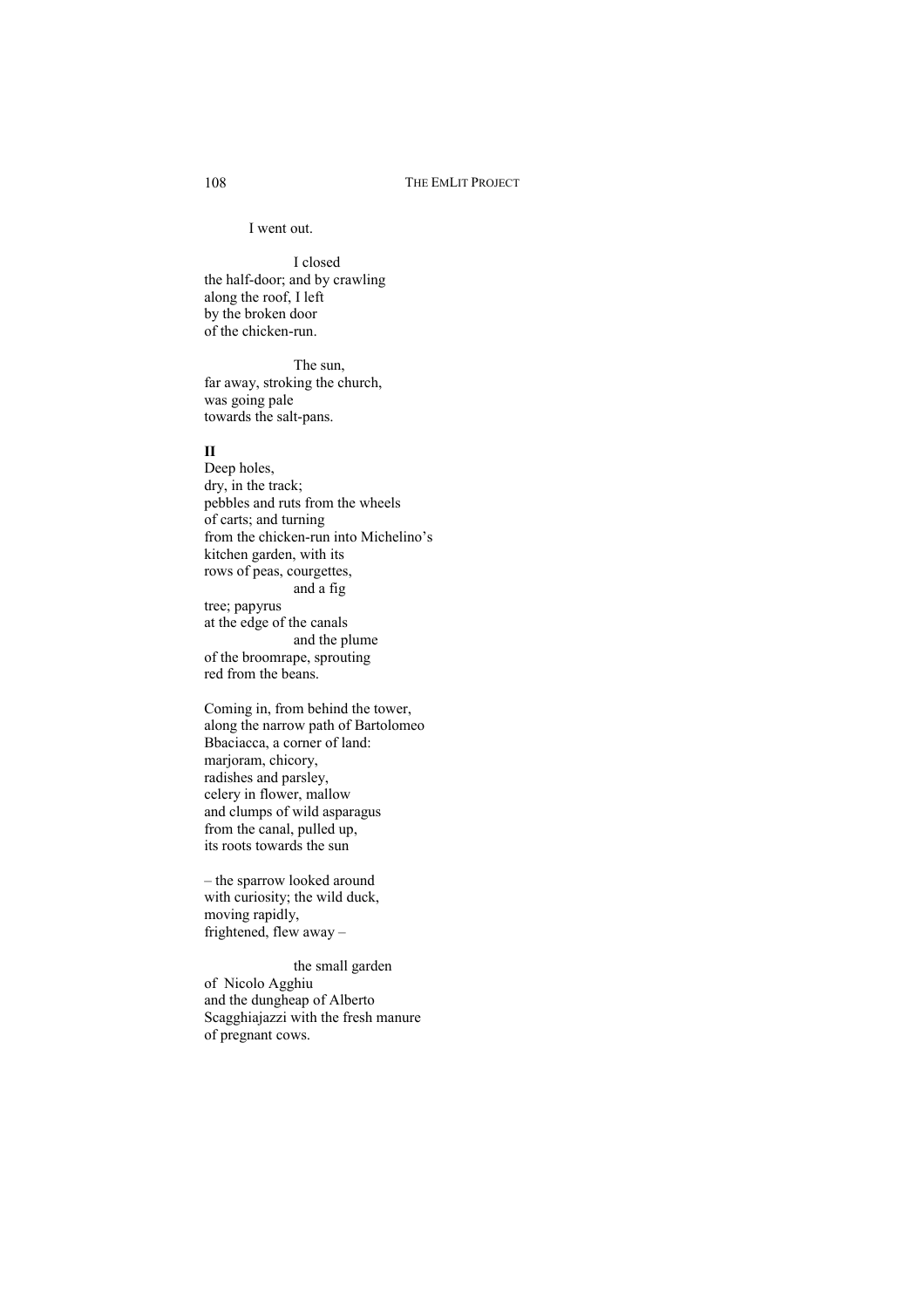I went out.

I closed
the half-door; and by crawling
along the roof, I left
by the broken door
of the chicken-run.

The sun,
far away, stroking the church,
was going pale
towards the salt-pans.

**II**

Deep holes,
dry, in the track;
pebbles and ruts from the wheels
of carts; and turning
from the chicken-run into Michelino's
kitchen garden, with its
rows of peas, courgettes,
and a fig
tree; papyrus
at the edge of the canals
and the plume
of the broomrape, sprouting
red from the beans.

Coming in, from behind the tower,
along the narrow path of Bartolomeo
Bbaciacca, a corner of land:
marjoram, chicory,
radishes and parsley,
celery in flower, mallow
and clumps of wild asparagus
from the canal, pulled up,
its roots towards the sun

– the sparrow looked around
with curiosity; the wild duck,
moving rapidly,
frightened, flew away –

the small garden
of Nicolo Agghiu
and the dungheap of Alberto
Scagghiajazzi with the fresh manure
of pregnant cows.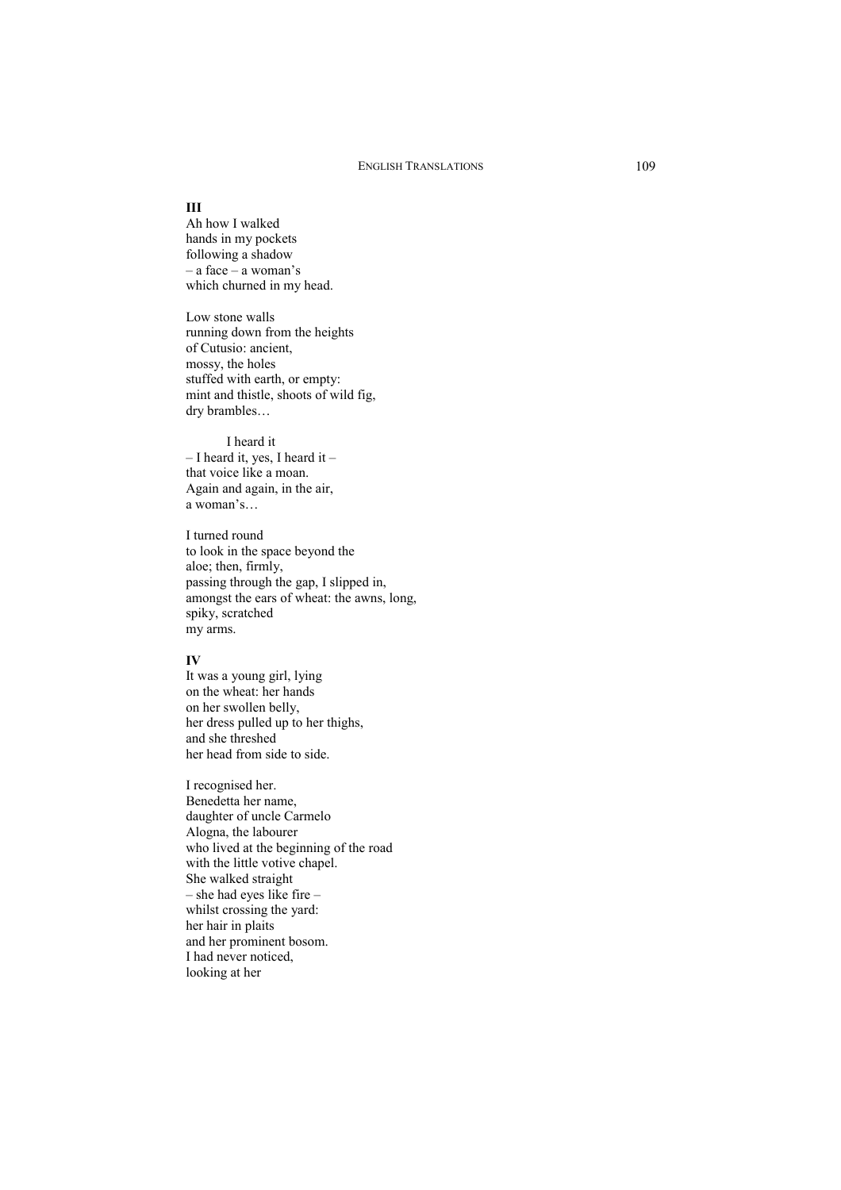**III**

Ah how I walked
hands in my pockets
following a shadow
– a face – a woman's
which churned in my head.

Low stone walls
running down from the heights
of Cutusio: ancient,
mossy, the holes
stuffed with earth, or empty:
mint and thistle, shoots of wild fig,
dry brambles…

          I heard it
– I heard it, yes, I heard it –
that voice like a moan.
Again and again, in the air,
a woman's…

I turned round
to look in the space beyond the
aloe; then, firmly,
passing through the gap, I slipped in,
amongst the ears of wheat: the awns, long,
spiky, scratched
my arms.

**IV**

It was a young girl, lying
on the wheat: her hands
on her swollen belly,
her dress pulled up to her thighs,
and she threshed
her head from side to side.

I recognised her.
Benedetta her name,
daughter of uncle Carmelo
Alogna, the labourer
who lived at the beginning of the road
with the little votive chapel.
She walked straight
– she had eyes like fire –
whilst crossing the yard:
her hair in plaits
and her prominent bosom.
I had never noticed,
looking at her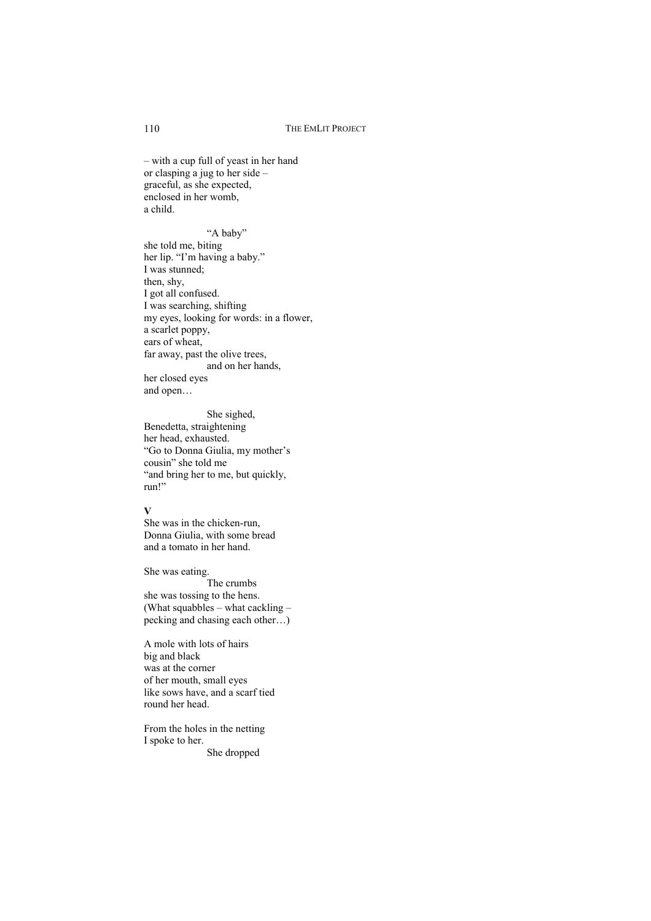– with a cup full of yeast in her hand
or clasping a jug to her side –
graceful, as she expected,
enclosed in her womb,
a child.

                    "A baby"
she told me, biting
her lip. "I'm having a baby."
I was stunned;
then, shy,
I got all confused.
I was searching, shifting
my eyes, looking for words: in a flower,
a scarlet poppy,
ears of wheat,
far away, past the olive trees,
                    and on her hands,
her closed eyes
and open…

                    She sighed,
Benedetta, straightening
her head, exhausted.
"Go to Donna Giulia, my mother's
cousin" she told me
"and bring her to me, but quickly,
run!"

**V**

She was in the chicken-run,
Donna Giulia, with some bread
and a tomato in her hand.

She was eating.
                    The crumbs
she was tossing to the hens.
(What squabbles – what cackling –
pecking and chasing each other…)

A mole with lots of hairs
big and black
was at the corner
of her mouth, small eyes
like sows have, and a scarf tied
round her head.

From the holes in the netting
I spoke to her.
                    She dropped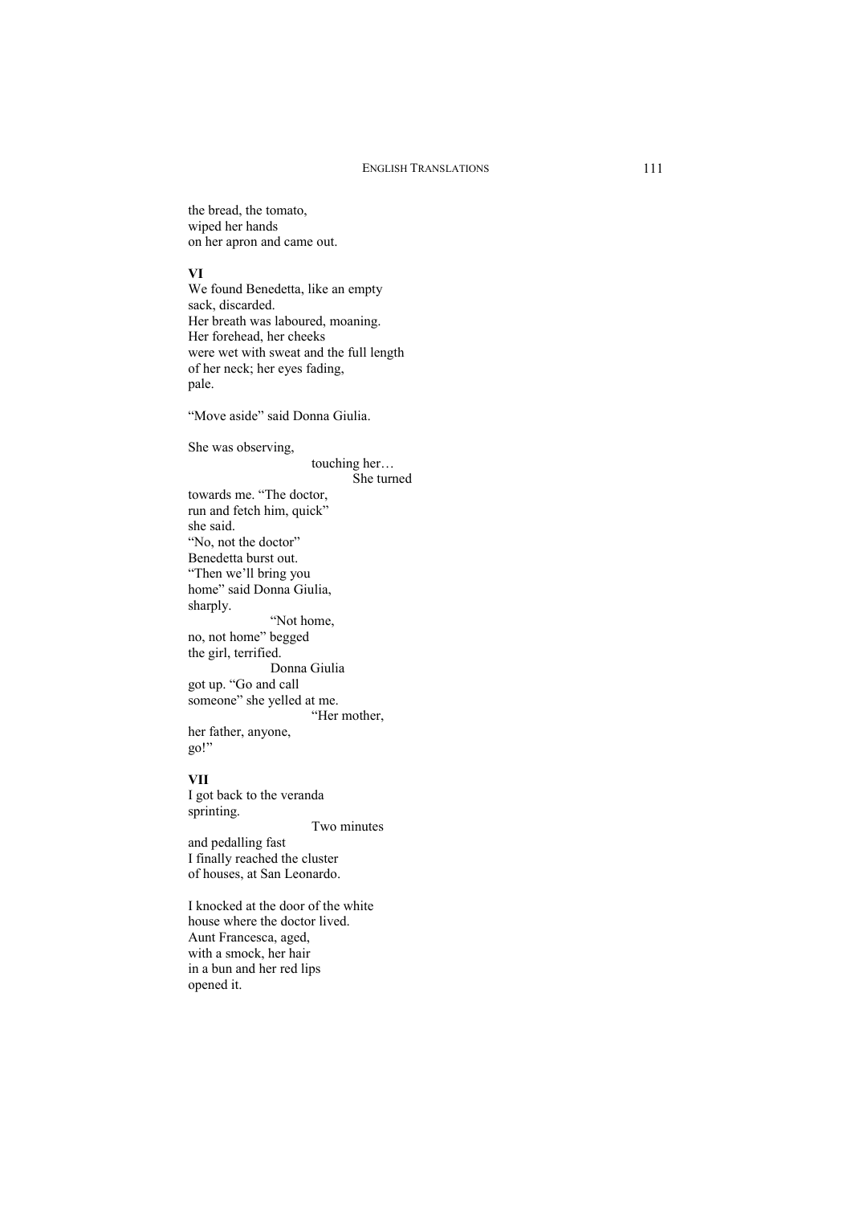the bread, the tomato,
wiped her hands
on her apron and came out.

**VI**

We found Benedetta, like an empty
sack, discarded.
Her breath was laboured, moaning.
Her forehead, her cheeks
were wet with sweat and the full length
of her neck; her eyes fading,
pale.

"Move aside" said Donna Giulia.

She was observing,
touching her…
She turned
towards me. "The doctor,
run and fetch him, quick"
she said.
"No, not the doctor"
Benedetta burst out.
"Then we'll bring you
home" said Donna Giulia,
sharply.
"Not home,
no, not home" begged
the girl, terrified.
Donna Giulia
got up. "Go and call
someone" she yelled at me.
"Her mother,
her father, anyone,
go!"

**VII**

I got back to the veranda
sprinting.
Two minutes
and pedalling fast
I finally reached the cluster
of houses, at San Leonardo.

I knocked at the door of the white
house where the doctor lived.
Aunt Francesca, aged,
with a smock, her hair
in a bun and her red lips
opened it.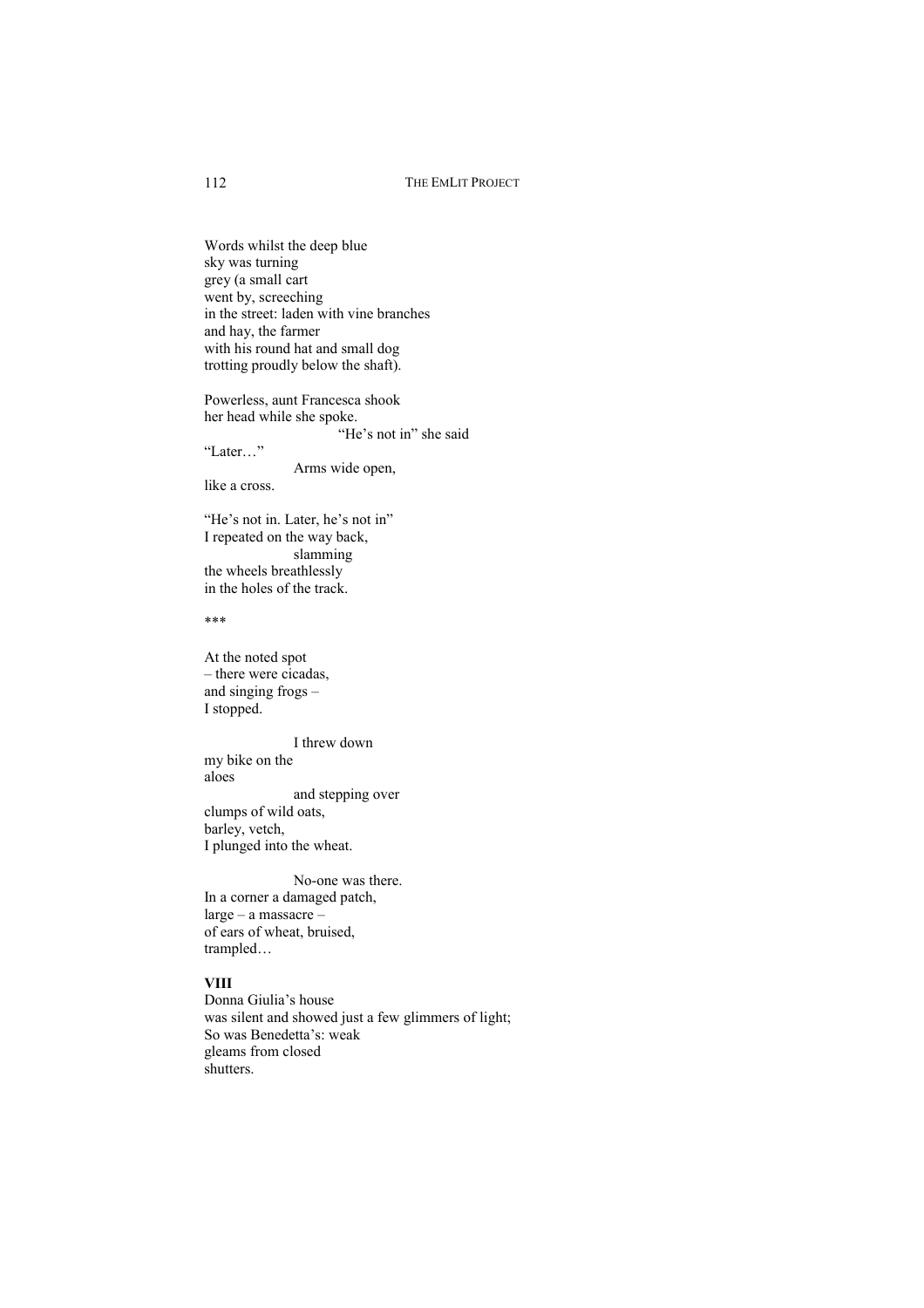Words whilst the deep blue
sky was turning
grey (a small cart
went by, screeching
in the street: laden with vine branches
and hay, the farmer
with his round hat and small dog
trotting proudly below the shaft).

Powerless, aunt Francesca shook
her head while she spoke.
                        "He's not in" she said
"Later…"
                Arms wide open,
like a cross.

"He's not in. Later, he's not in"
I repeated on the way back,
                slamming
the wheels breathlessly
in the holes of the track.

\*\*\*

At the noted spot
– there were cicadas,
and singing frogs –
I stopped.

                I threw down
my bike on the
aloes
                and stepping over
clumps of wild oats,
barley, vetch,
I plunged into the wheat.

                No-one was there.
In a corner a damaged patch,
large – a massacre –
of ears of wheat, bruised,
trampled…

**VIII**

Donna Giulia's house
was silent and showed just a few glimmers of light;
So was Benedetta's: weak
gleams from closed
shutters.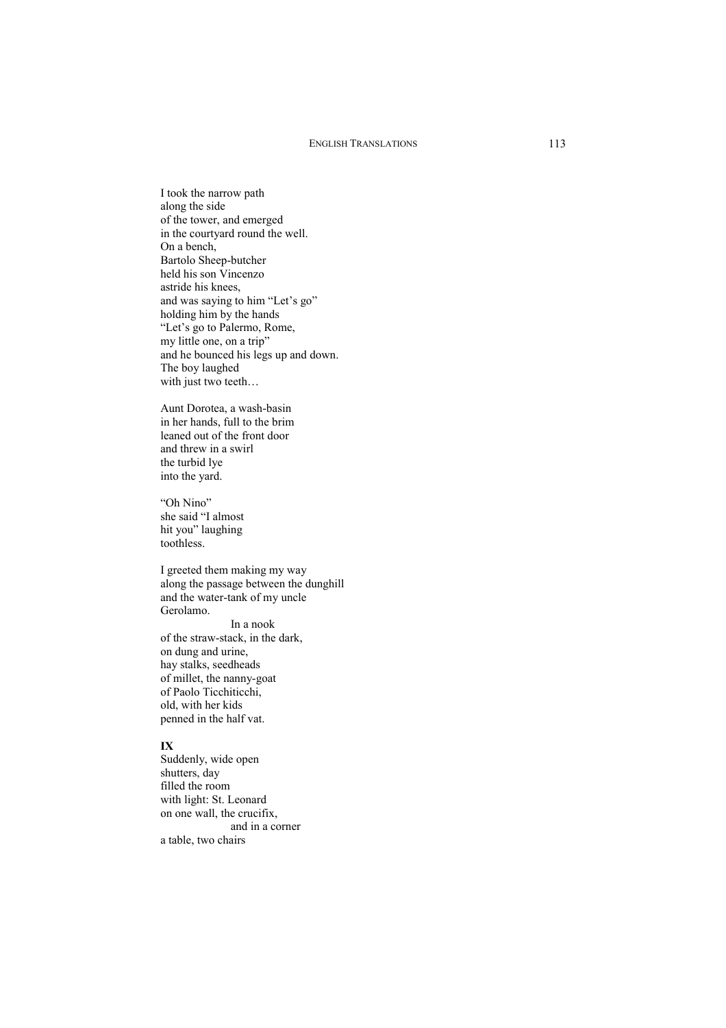I took the narrow path
along the side
of the tower, and emerged
in the courtyard round the well.
On a bench,
Bartolo Sheep-butcher
held his son Vincenzo
astride his knees,
and was saying to him "Let's go"
holding him by the hands
"Let's go to Palermo, Rome,
my little one, on a trip"
and he bounced his legs up and down.
The boy laughed
with just two teeth…

Aunt Dorotea, a wash-basin
in her hands, full to the brim
leaned out of the front door
and threw in a swirl
the turbid lye
into the yard.

"Oh Nino"
she said "I almost
hit you" laughing
toothless.

I greeted them making my way
along the passage between the dunghill
and the water-tank of my uncle
Gerolamo.
                In a nook
of the straw-stack, in the dark,
on dung and urine,
hay stalks, seedheads
of millet, the nanny-goat
of Paolo Ticchiticchi,
old, with her kids
penned in the half vat.

**IX**

Suddenly, wide open
shutters, day
filled the room
with light: St. Leonard
on one wall, the crucifix,
                and in a corner
a table, two chairs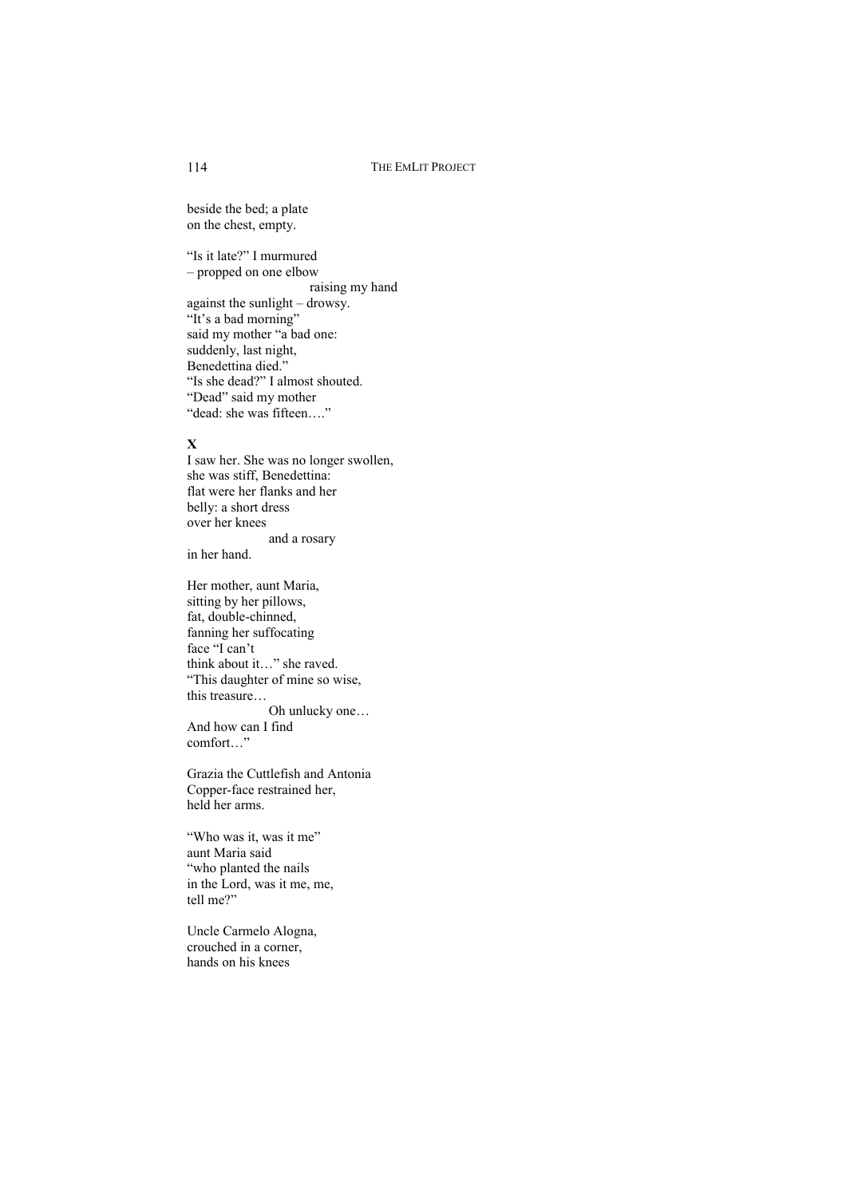beside the bed; a plate
on the chest, empty.

"Is it late?" I murmured
– propped on one elbow
                raising my hand
against the sunlight – drowsy.
"It's a bad morning"
said my mother "a bad one:
suddenly, last night,
Benedettina died."
"Is she dead?" I almost shouted.
"Dead" said my mother
"dead: she was fifteen…."

**X**

I saw her. She was no longer swollen,
she was stiff, Benedettina:
flat were her flanks and her
belly: a short dress
over her knees
                and a rosary
in her hand.

Her mother, aunt Maria,
sitting by her pillows,
fat, double-chinned,
fanning her suffocating
face "I can't
think about it…" she raved.
"This daughter of mine so wise,
this treasure…
                Oh unlucky one…
And how can I find
comfort…"

Grazia the Cuttlefish and Antonia
Copper-face restrained her,
held her arms.

"Who was it, was it me"
aunt Maria said
"who planted the nails
in the Lord, was it me, me,
tell me?"

Uncle Carmelo Alogna,
crouched in a corner,
hands on his knees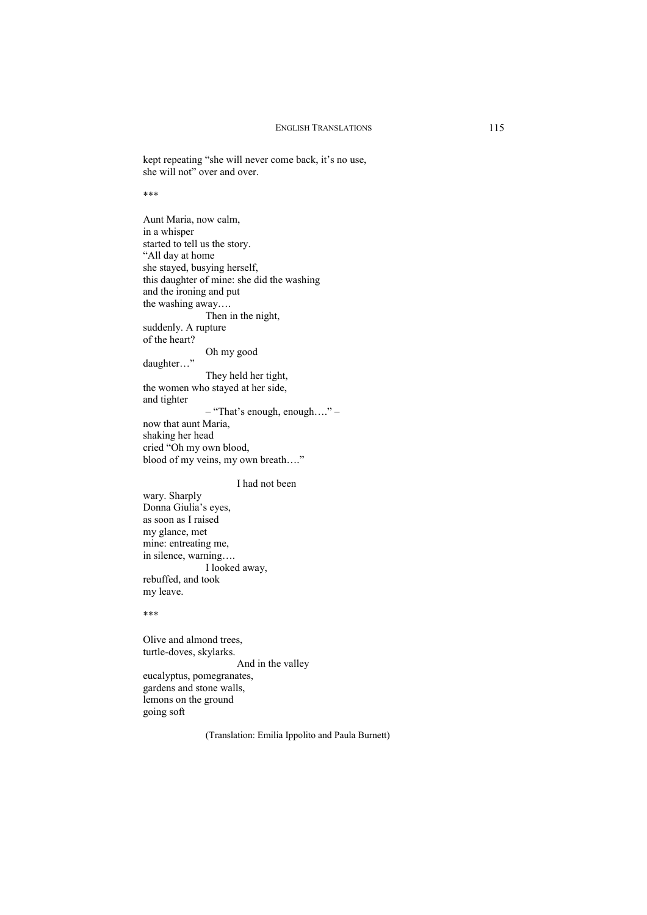kept repeating "she will never come back, it's no use,
she will not" over and over.

\*\*\*

Aunt Maria, now calm,
in a whisper
started to tell us the story.
"All day at home
she stayed, busying herself,
this daughter of mine: she did the washing
and the ironing and put
the washing away….
                    Then in the night,
suddenly. A rupture
of the heart?
                    Oh my good
daughter…"
                    They held her tight,
the women who stayed at her side,
and tighter
                    – "That's enough, enough…." –
now that aunt Maria,
shaking her head
cried "Oh my own blood,
blood of my veins, my own breath…."

                              I had not been
wary. Sharply
Donna Giulia's eyes,
as soon as I raised
my glance, met
mine: entreating me,
in silence, warning….
                    I looked away,
rebuffed, and took
my leave.

\*\*\*

Olive and almond trees,
turtle-doves, skylarks.
                              And in the valley
eucalyptus, pomegranates,
gardens and stone walls,
lemons on the ground
going soft

(Translation: Emilia Ippolito and Paula Burnett)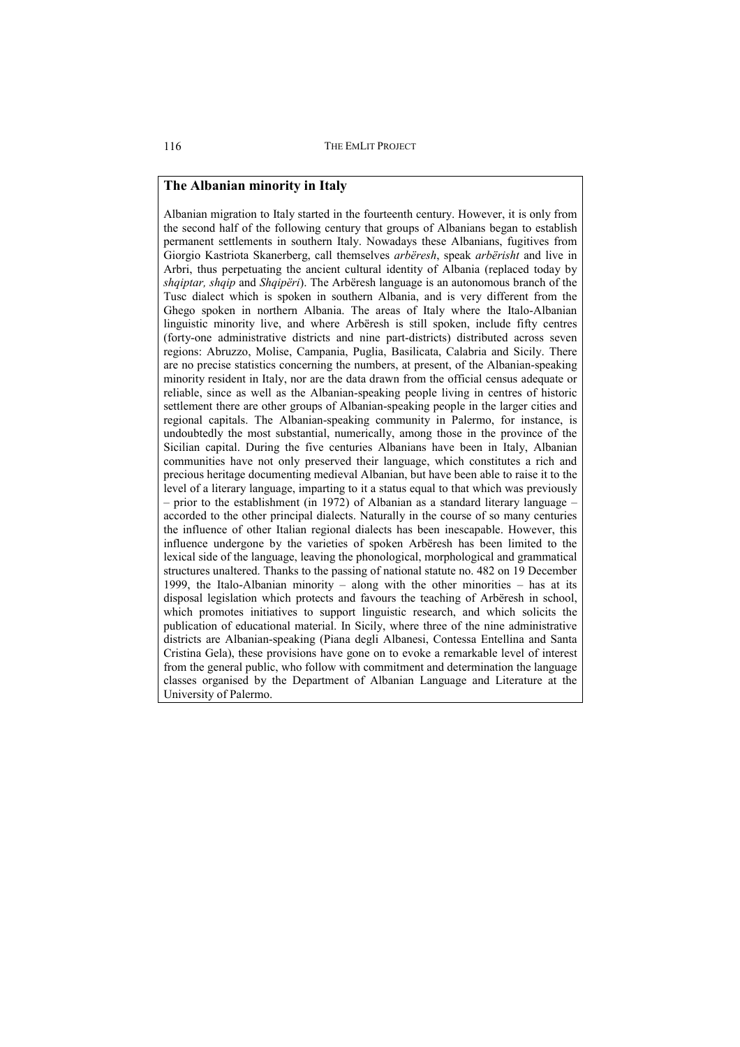## The Albanian minority in Italy

Albanian migration to Italy started in the fourteenth century. However, it is only from the second half of the following century that groups of Albanians began to establish permanent settlements in southern Italy. Nowadays these Albanians, fugitives from Giorgio Kastriota Skanerberg, call themselves *arbëresh*, speak *arbërisht* and live in Arbri, thus perpetuating the ancient cultural identity of Albania (replaced today by *shqiptar, shqip* and *Shqipëri*). The Arbëresh language is an autonomous branch of the Tusc dialect which is spoken in southern Albania, and is very different from the Ghego spoken in northern Albania. The areas of Italy where the Italo-Albanian linguistic minority live, and where Arbëresh is still spoken, include fifty centres (forty-one administrative districts and nine part-districts) distributed across seven regions: Abruzzo, Molise, Campania, Puglia, Basilicata, Calabria and Sicily. There are no precise statistics concerning the numbers, at present, of the Albanian-speaking minority resident in Italy, nor are the data drawn from the official census adequate or reliable, since as well as the Albanian-speaking people living in centres of historic settlement there are other groups of Albanian-speaking people in the larger cities and regional capitals. The Albanian-speaking community in Palermo, for instance, is undoubtedly the most substantial, numerically, among those in the province of the Sicilian capital. During the five centuries Albanians have been in Italy, Albanian communities have not only preserved their language, which constitutes a rich and precious heritage documenting medieval Albanian, but have been able to raise it to the level of a literary language, imparting to it a status equal to that which was previously – prior to the establishment (in 1972) of Albanian as a standard literary language – accorded to the other principal dialects. Naturally in the course of so many centuries the influence of other Italian regional dialects has been inescapable. However, this influence undergone by the varieties of spoken Arbëresh has been limited to the lexical side of the language, leaving the phonological, morphological and grammatical structures unaltered. Thanks to the passing of national statute no. 482 on 19 December 1999, the Italo-Albanian minority – along with the other minorities – has at its disposal legislation which protects and favours the teaching of Arbëresh in school, which promotes initiatives to support linguistic research, and which solicits the publication of educational material. In Sicily, where three of the nine administrative districts are Albanian-speaking (Piana degli Albanesi, Contessa Entellina and Santa Cristina Gela), these provisions have gone on to evoke a remarkable level of interest from the general public, who follow with commitment and determination the language classes organised by the Department of Albanian Language and Literature at the University of Palermo.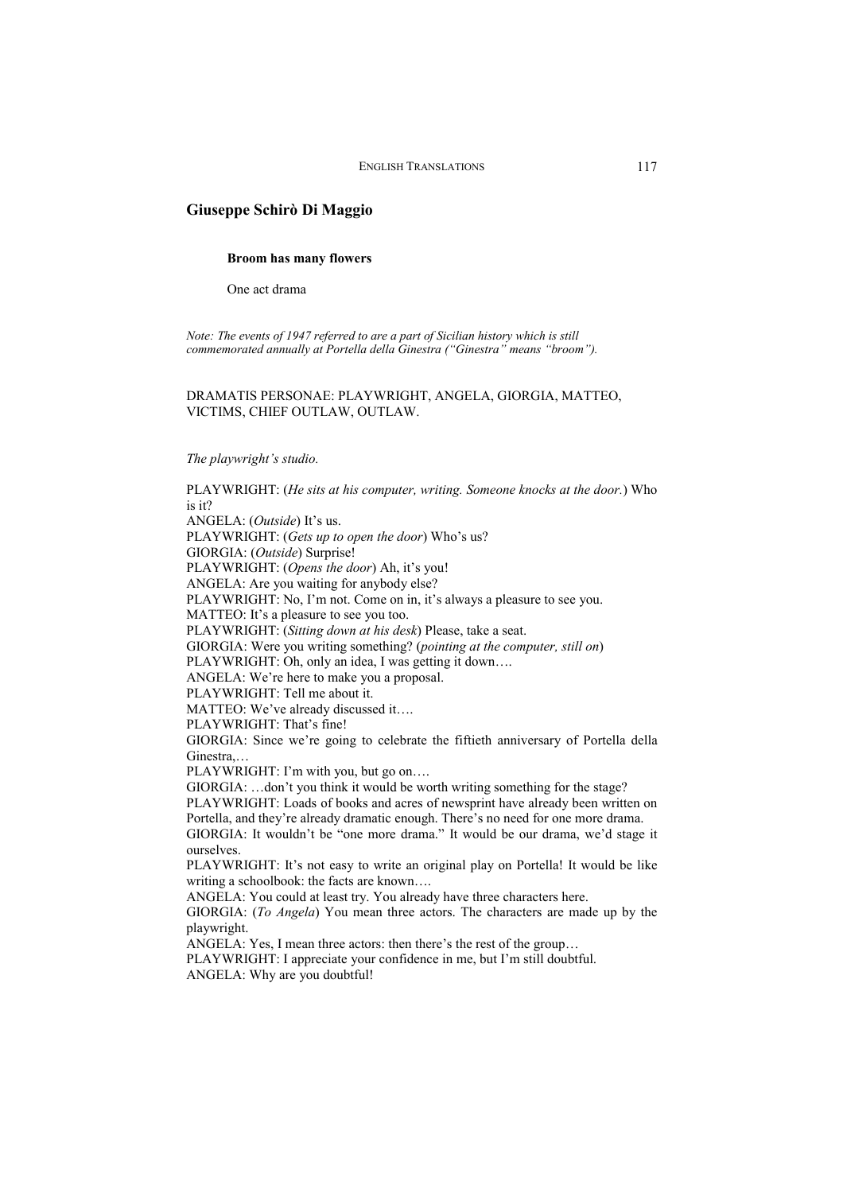## Giuseppe Schirò Di Maggio

### Broom has many flowers

One act drama

*Note: The events of 1947 referred to are a part of Sicilian history which is still commemorated annually at Portella della Ginestra ("Ginestra" means "broom").*

DRAMATIS PERSONAE: PLAYWRIGHT, ANGELA, GIORGIA, MATTEO, VICTIMS, CHIEF OUTLAW, OUTLAW.

*The playwright's studio.*

PLAYWRIGHT: (*He sits at his computer, writing. Someone knocks at the door.*) Who is it?
ANGELA: (*Outside*) It's us.
PLAYWRIGHT: (*Gets up to open the door*) Who's us?
GIORGIA: (*Outside*) Surprise!
PLAYWRIGHT: (*Opens the door*) Ah, it's you!
ANGELA: Are you waiting for anybody else?
PLAYWRIGHT: No, I'm not. Come on in, it's always a pleasure to see you.
MATTEO: It's a pleasure to see you too.
PLAYWRIGHT: (*Sitting down at his desk*) Please, take a seat.
GIORGIA: Were you writing something? (*pointing at the computer, still on*)
PLAYWRIGHT: Oh, only an idea, I was getting it down….
ANGELA: We're here to make you a proposal.
PLAYWRIGHT: Tell me about it.
MATTEO: We've already discussed it….
PLAYWRIGHT: That's fine!
GIORGIA: Since we're going to celebrate the fiftieth anniversary of Portella della Ginestra,…
PLAYWRIGHT: I'm with you, but go on….
GIORGIA: …don't you think it would be worth writing something for the stage?
PLAYWRIGHT: Loads of books and acres of newsprint have already been written on Portella, and they're already dramatic enough. There's no need for one more drama.
GIORGIA: It wouldn't be "one more drama." It would be our drama, we'd stage it ourselves.
PLAYWRIGHT: It's not easy to write an original play on Portella! It would be like writing a schoolbook: the facts are known….
ANGELA: You could at least try. You already have three characters here.
GIORGIA: (*To Angela*) You mean three actors. The characters are made up by the playwright.
ANGELA: Yes, I mean three actors: then there's the rest of the group…
PLAYWRIGHT: I appreciate your confidence in me, but I'm still doubtful.
ANGELA: Why are you doubtful!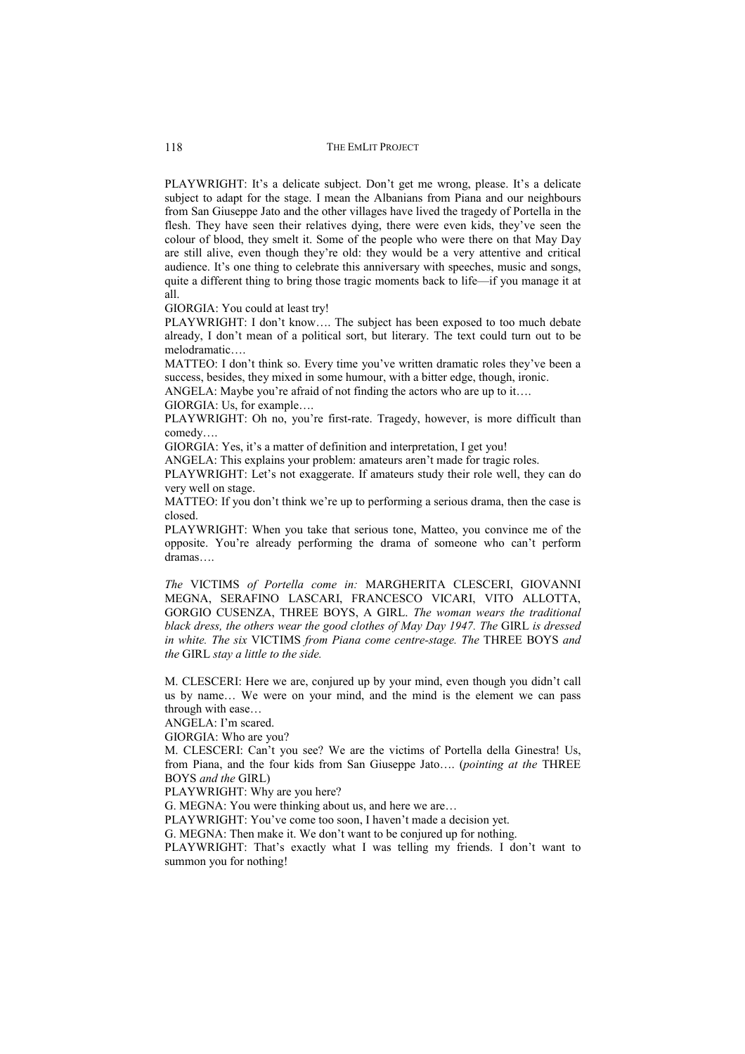PLAYWRIGHT: It's a delicate subject. Don't get me wrong, please. It's a delicate subject to adapt for the stage. I mean the Albanians from Piana and our neighbours from San Giuseppe Jato and the other villages have lived the tragedy of Portella in the flesh. They have seen their relatives dying, there were even kids, they've seen the colour of blood, they smelt it. Some of the people who were there on that May Day are still alive, even though they're old: they would be a very attentive and critical audience. It's one thing to celebrate this anniversary with speeches, music and songs, quite a different thing to bring those tragic moments back to life—if you manage it at all.

GIORGIA: You could at least try!

PLAYWRIGHT: I don't know…. The subject has been exposed to too much debate already, I don't mean of a political sort, but literary. The text could turn out to be melodramatic….

MATTEO: I don't think so. Every time you've written dramatic roles they've been a success, besides, they mixed in some humour, with a bitter edge, though, ironic.

ANGELA: Maybe you're afraid of not finding the actors who are up to it….

GIORGIA: Us, for example….

PLAYWRIGHT: Oh no, you're first-rate. Tragedy, however, is more difficult than comedy….

GIORGIA: Yes, it's a matter of definition and interpretation, I get you!

ANGELA: This explains your problem: amateurs aren't made for tragic roles.

PLAYWRIGHT: Let's not exaggerate. If amateurs study their role well, they can do very well on stage.

MATTEO: If you don't think we're up to performing a serious drama, then the case is closed.

PLAYWRIGHT: When you take that serious tone, Matteo, you convince me of the opposite. You're already performing the drama of someone who can't perform dramas….

*The* VICTIMS *of Portella come in:* MARGHERITA CLESCERI, GIOVANNI MEGNA, SERAFINO LASCARI, FRANCESCO VICARI, VITO ALLOTTA, GORGIO CUSENZA, THREE BOYS, A GIRL. *The woman wears the traditional black dress, the others wear the good clothes of May Day 1947. The* GIRL *is dressed in white. The six* VICTIMS *from Piana come centre-stage. The* THREE BOYS *and the* GIRL *stay a little to the side.*

M. CLESCERI: Here we are, conjured up by your mind, even though you didn't call us by name… We were on your mind, and the mind is the element we can pass through with ease…

ANGELA: I'm scared.

GIORGIA: Who are you?

M. CLESCERI: Can't you see? We are the victims of Portella della Ginestra! Us, from Piana, and the four kids from San Giuseppe Jato…. (*pointing at the* THREE BOYS *and the* GIRL)

PLAYWRIGHT: Why are you here?

G. MEGNA: You were thinking about us, and here we are…

PLAYWRIGHT: You've come too soon, I haven't made a decision yet.

G. MEGNA: Then make it. We don't want to be conjured up for nothing.

PLAYWRIGHT: That's exactly what I was telling my friends. I don't want to summon you for nothing!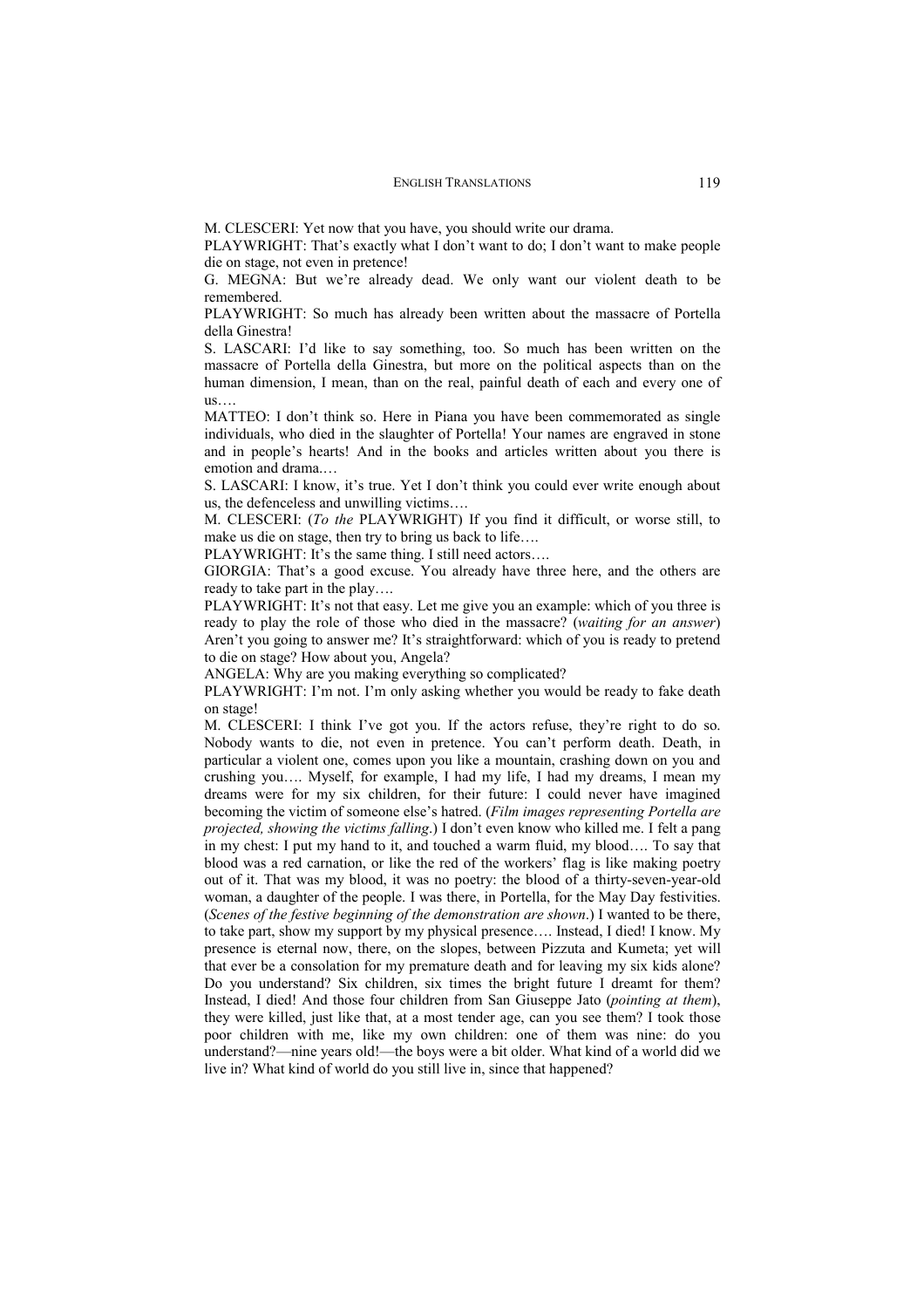M. CLESCERI: Yet now that you have, you should write our drama.

PLAYWRIGHT: That's exactly what I don't want to do; I don't want to make people die on stage, not even in pretence!

G. MEGNA: But we're already dead. We only want our violent death to be remembered.

PLAYWRIGHT: So much has already been written about the massacre of Portella della Ginestra!

S. LASCARI: I'd like to say something, too. So much has been written on the massacre of Portella della Ginestra, but more on the political aspects than on the human dimension, I mean, than on the real, painful death of each and every one of us….

MATTEO: I don't think so. Here in Piana you have been commemorated as single individuals, who died in the slaughter of Portella! Your names are engraved in stone and in people's hearts! And in the books and articles written about you there is emotion and drama.…

S. LASCARI: I know, it's true. Yet I don't think you could ever write enough about us, the defenceless and unwilling victims….

M. CLESCERI: (*To the* PLAYWRIGHT) If you find it difficult, or worse still, to make us die on stage, then try to bring us back to life….

PLAYWRIGHT: It's the same thing. I still need actors….

GIORGIA: That's a good excuse. You already have three here, and the others are ready to take part in the play….

PLAYWRIGHT: It's not that easy. Let me give you an example: which of you three is ready to play the role of those who died in the massacre? (*waiting for an answer*) Aren't you going to answer me? It's straightforward: which of you is ready to pretend to die on stage? How about you, Angela?

ANGELA: Why are you making everything so complicated?

PLAYWRIGHT: I'm not. I'm only asking whether you would be ready to fake death on stage!

M. CLESCERI: I think I've got you. If the actors refuse, they're right to do so. Nobody wants to die, not even in pretence. You can't perform death. Death, in particular a violent one, comes upon you like a mountain, crashing down on you and crushing you…. Myself, for example, I had my life, I had my dreams, I mean my dreams were for my six children, for their future: I could never have imagined becoming the victim of someone else's hatred. (*Film images representing Portella are projected, showing the victims falling*.) I don't even know who killed me. I felt a pang in my chest: I put my hand to it, and touched a warm fluid, my blood…. To say that blood was a red carnation, or like the red of the workers' flag is like making poetry out of it. That was my blood, it was no poetry: the blood of a thirty-seven-year-old woman, a daughter of the people. I was there, in Portella, for the May Day festivities. (*Scenes of the festive beginning of the demonstration are shown*.) I wanted to be there, to take part, show my support by my physical presence…. Instead, I died! I know. My presence is eternal now, there, on the slopes, between Pizzuta and Kumeta; yet will that ever be a consolation for my premature death and for leaving my six kids alone? Do you understand? Six children, six times the bright future I dreamt for them? Instead, I died! And those four children from San Giuseppe Jato (*pointing at them*), they were killed, just like that, at a most tender age, can you see them? I took those poor children with me, like my own children: one of them was nine: do you understand?—nine years old!—the boys were a bit older. What kind of a world did we live in? What kind of world do you still live in, since that happened?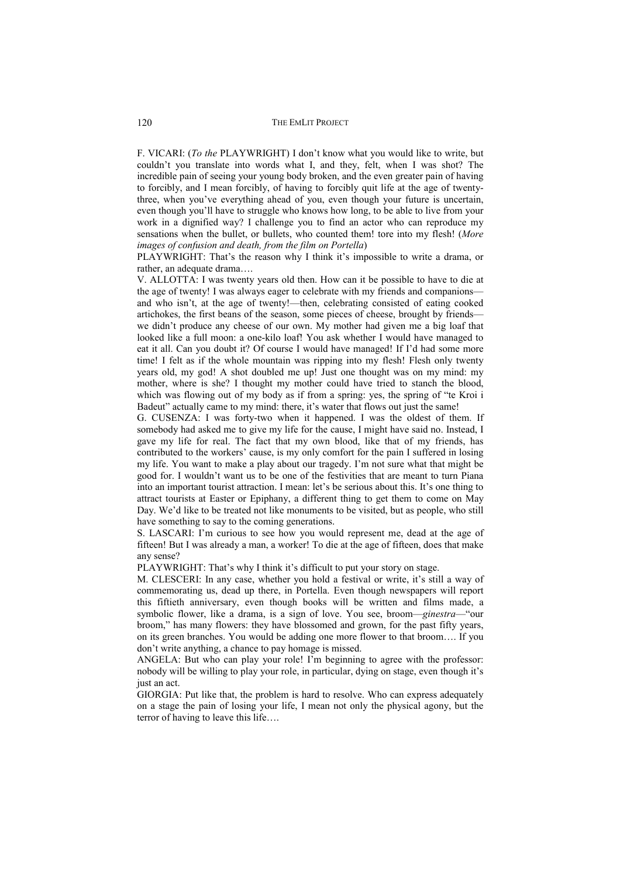F. VICARI: (*To the* PLAYWRIGHT) I don't know what you would like to write, but couldn't you translate into words what I, and they, felt, when I was shot? The incredible pain of seeing your young body broken, and the even greater pain of having to forcibly, and I mean forcibly, of having to forcibly quit life at the age of twenty-three, when you've everything ahead of you, even though your future is uncertain, even though you'll have to struggle who knows how long, to be able to live from your work in a dignified way? I challenge you to find an actor who can reproduce my sensations when the bullet, or bullets, who counted them! tore into my flesh! (*More images of confusion and death, from the film on Portella*)

PLAYWRIGHT: That's the reason why I think it's impossible to write a drama, or rather, an adequate drama….

V. ALLOTTA: I was twenty years old then. How can it be possible to have to die at the age of twenty! I was always eager to celebrate with my friends and companions—and who isn't, at the age of twenty!—then, celebrating consisted of eating cooked artichokes, the first beans of the season, some pieces of cheese, brought by friends—we didn't produce any cheese of our own. My mother had given me a big loaf that looked like a full moon: a one-kilo loaf! You ask whether I would have managed to eat it all. Can you doubt it? Of course I would have managed! If I'd had some more time! I felt as if the whole mountain was ripping into my flesh! Flesh only twenty years old, my god! A shot doubled me up! Just one thought was on my mind: my mother, where is she? I thought my mother could have tried to stanch the blood, which was flowing out of my body as if from a spring: yes, the spring of "te Kroi i Badeut" actually came to my mind: there, it's water that flows out just the same!

G. CUSENZA: I was forty-two when it happened. I was the oldest of them. If somebody had asked me to give my life for the cause, I might have said no. Instead, I gave my life for real. The fact that my own blood, like that of my friends, has contributed to the workers' cause, is my only comfort for the pain I suffered in losing my life. You want to make a play about our tragedy. I'm not sure what that might be good for. I wouldn't want us to be one of the festivities that are meant to turn Piana into an important tourist attraction. I mean: let's be serious about this. It's one thing to attract tourists at Easter or Epiphany, a different thing to get them to come on May Day. We'd like to be treated not like monuments to be visited, but as people, who still have something to say to the coming generations.

S. LASCARI: I'm curious to see how you would represent me, dead at the age of fifteen! But I was already a man, a worker! To die at the age of fifteen, does that make any sense?

PLAYWRIGHT: That's why I think it's difficult to put your story on stage.

M. CLESCERI: In any case, whether you hold a festival or write, it's still a way of commemorating us, dead up there, in Portella. Even though newspapers will report this fiftieth anniversary, even though books will be written and films made, a symbolic flower, like a drama, is a sign of love. You see, broom—*ginestra*—"our broom," has many flowers: they have blossomed and grown, for the past fifty years, on its green branches. You would be adding one more flower to that broom…. If you don't write anything, a chance to pay homage is missed.

ANGELA: But who can play your role! I'm beginning to agree with the professor: nobody will be willing to play your role, in particular, dying on stage, even though it's just an act.

GIORGIA: Put like that, the problem is hard to resolve. Who can express adequately on a stage the pain of losing your life, I mean not only the physical agony, but the terror of having to leave this life….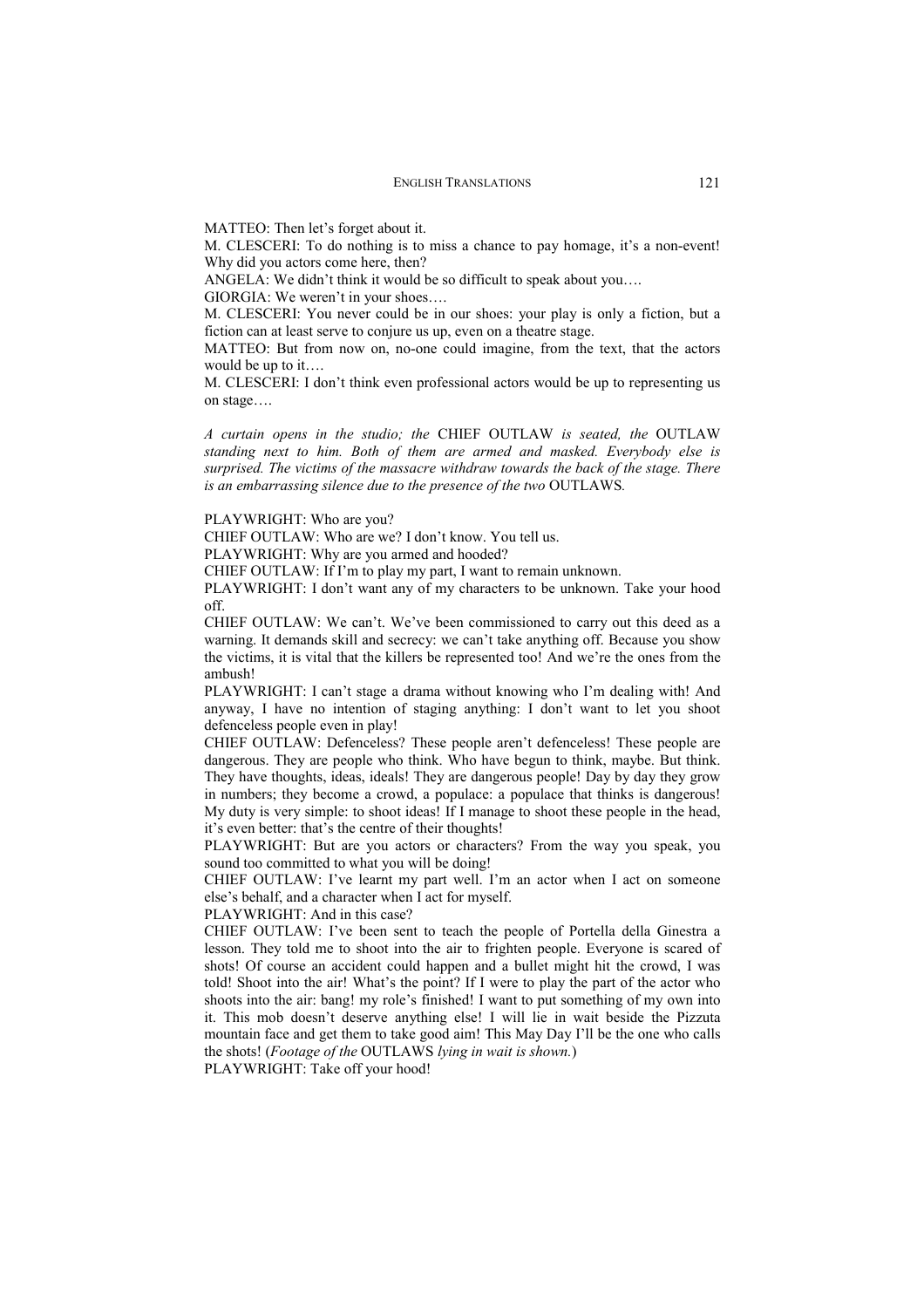MATTEO: Then let's forget about it.

M. CLESCERI: To do nothing is to miss a chance to pay homage, it's a non-event! Why did you actors come here, then?

ANGELA: We didn't think it would be so difficult to speak about you….

GIORGIA: We weren't in your shoes….

M. CLESCERI: You never could be in our shoes: your play is only a fiction, but a fiction can at least serve to conjure us up, even on a theatre stage.

MATTEO: But from now on, no-one could imagine, from the text, that the actors would be up to it….

M. CLESCERI: I don't think even professional actors would be up to representing us on stage….

*A curtain opens in the studio; the* CHIEF OUTLAW *is seated, the* OUTLAW *standing next to him. Both of them are armed and masked. Everybody else is surprised. The victims of the massacre withdraw towards the back of the stage. There is an embarrassing silence due to the presence of the two* OUTLAWS*.*

PLAYWRIGHT: Who are you?

CHIEF OUTLAW: Who are we? I don't know. You tell us.

PLAYWRIGHT: Why are you armed and hooded?

CHIEF OUTLAW: If I'm to play my part, I want to remain unknown.

PLAYWRIGHT: I don't want any of my characters to be unknown. Take your hood off.

CHIEF OUTLAW: We can't. We've been commissioned to carry out this deed as a warning. It demands skill and secrecy: we can't take anything off. Because you show the victims, it is vital that the killers be represented too! And we're the ones from the ambush!

PLAYWRIGHT: I can't stage a drama without knowing who I'm dealing with! And anyway, I have no intention of staging anything: I don't want to let you shoot defenceless people even in play!

CHIEF OUTLAW: Defenceless? These people aren't defenceless! These people are dangerous. They are people who think. Who have begun to think, maybe. But think. They have thoughts, ideas, ideals! They are dangerous people! Day by day they grow in numbers; they become a crowd, a populace: a populace that thinks is dangerous! My duty is very simple: to shoot ideas! If I manage to shoot these people in the head, it's even better: that's the centre of their thoughts!

PLAYWRIGHT: But are you actors or characters? From the way you speak, you sound too committed to what you will be doing!

CHIEF OUTLAW: I've learnt my part well. I'm an actor when I act on someone else's behalf, and a character when I act for myself.

PLAYWRIGHT: And in this case?

CHIEF OUTLAW: I've been sent to teach the people of Portella della Ginestra a lesson. They told me to shoot into the air to frighten people. Everyone is scared of shots! Of course an accident could happen and a bullet might hit the crowd, I was told! Shoot into the air! What's the point? If I were to play the part of the actor who shoots into the air: bang! my role's finished! I want to put something of my own into it. This mob doesn't deserve anything else! I will lie in wait beside the Pizzuta mountain face and get them to take good aim! This May Day I'll be the one who calls the shots! (*Footage of the* OUTLAWS *lying in wait is shown.*)

PLAYWRIGHT: Take off your hood!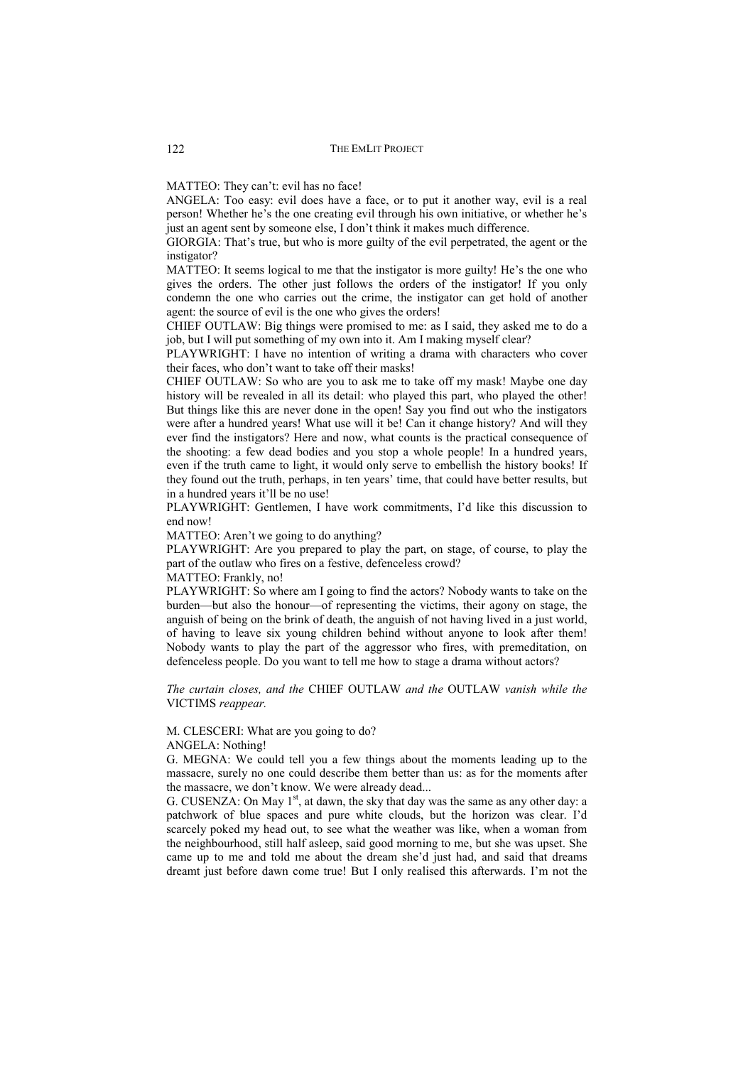MATTEO: They can't: evil has no face!

ANGELA: Too easy: evil does have a face, or to put it another way, evil is a real person! Whether he's the one creating evil through his own initiative, or whether he's just an agent sent by someone else, I don't think it makes much difference.

GIORGIA: That's true, but who is more guilty of the evil perpetrated, the agent or the instigator?

MATTEO: It seems logical to me that the instigator is more guilty! He's the one who gives the orders. The other just follows the orders of the instigator! If you only condemn the one who carries out the crime, the instigator can get hold of another agent: the source of evil is the one who gives the orders!

CHIEF OUTLAW: Big things were promised to me: as I said, they asked me to do a job, but I will put something of my own into it. Am I making myself clear?

PLAYWRIGHT: I have no intention of writing a drama with characters who cover their faces, who don't want to take off their masks!

CHIEF OUTLAW: So who are you to ask me to take off my mask! Maybe one day history will be revealed in all its detail: who played this part, who played the other! But things like this are never done in the open! Say you find out who the instigators were after a hundred years! What use will it be! Can it change history? And will they ever find the instigators? Here and now, what counts is the practical consequence of the shooting: a few dead bodies and you stop a whole people! In a hundred years, even if the truth came to light, it would only serve to embellish the history books! If they found out the truth, perhaps, in ten years' time, that could have better results, but in a hundred years it'll be no use!

PLAYWRIGHT: Gentlemen, I have work commitments, I'd like this discussion to end now!

MATTEO: Aren't we going to do anything?

PLAYWRIGHT: Are you prepared to play the part, on stage, of course, to play the part of the outlaw who fires on a festive, defenceless crowd?

MATTEO: Frankly, no!

PLAYWRIGHT: So where am I going to find the actors? Nobody wants to take on the burden—but also the honour—of representing the victims, their agony on stage, the anguish of being on the brink of death, the anguish of not having lived in a just world, of having to leave six young children behind without anyone to look after them! Nobody wants to play the part of the aggressor who fires, with premeditation, on defenceless people. Do you want to tell me how to stage a drama without actors?

*The curtain closes, and the* CHIEF OUTLAW *and the* OUTLAW *vanish while the* VICTIMS *reappear.*

M. CLESCERI: What are you going to do?

ANGELA: Nothing!

G. MEGNA: We could tell you a few things about the moments leading up to the massacre, surely no one could describe them better than us: as for the moments after the massacre, we don't know. We were already dead...

G. CUSENZA: On May 1st, at dawn, the sky that day was the same as any other day: a patchwork of blue spaces and pure white clouds, but the horizon was clear. I'd scarcely poked my head out, to see what the weather was like, when a woman from the neighbourhood, still half asleep, said good morning to me, but she was upset. She came up to me and told me about the dream she'd just had, and said that dreams dreamt just before dawn come true! But I only realised this afterwards. I'm not the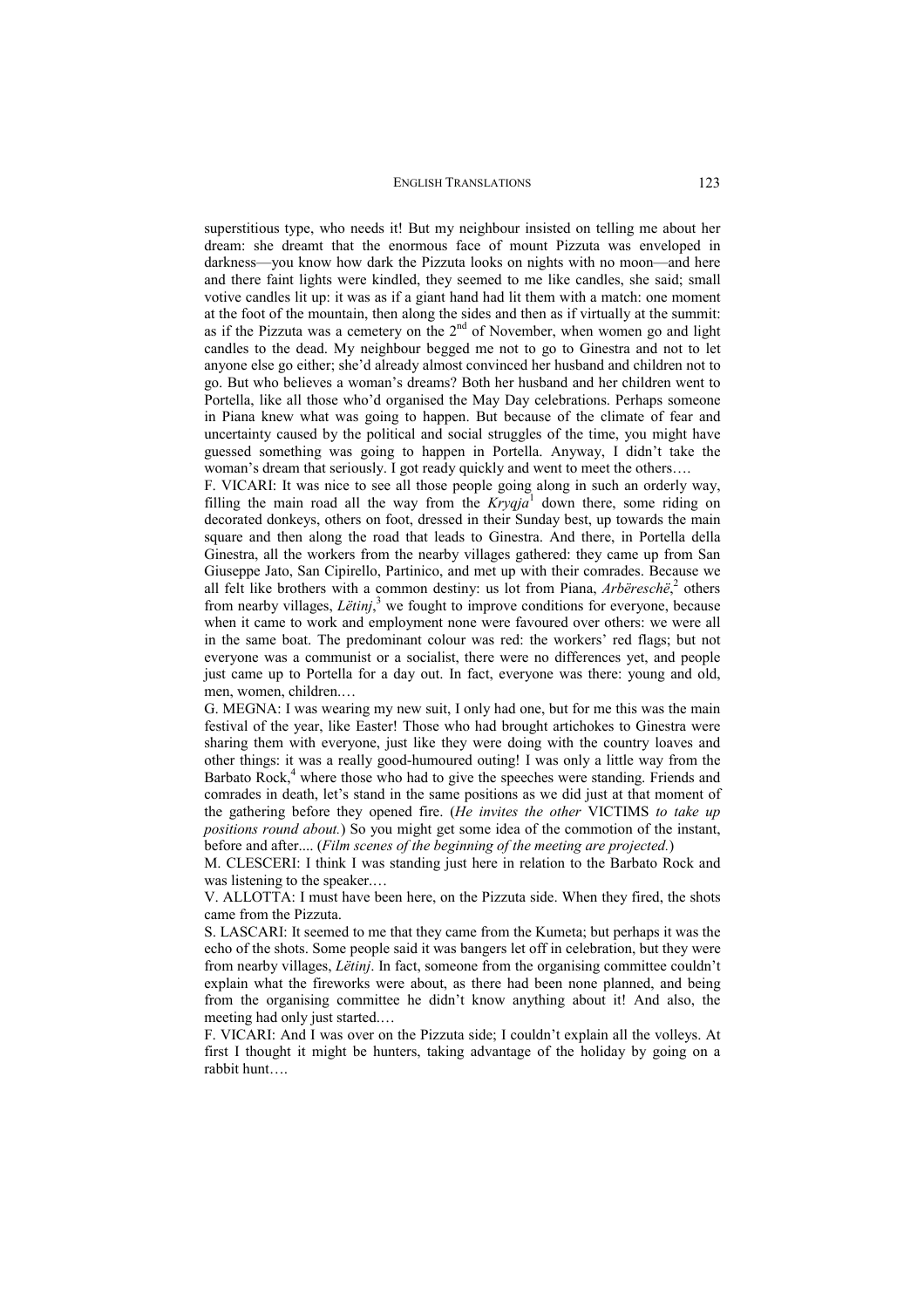superstitious type, who needs it! But my neighbour insisted on telling me about her dream: she dreamt that the enormous face of mount Pizzuta was enveloped in darkness—you know how dark the Pizzuta looks on nights with no moon—and here and there faint lights were kindled, they seemed to me like candles, she said; small votive candles lit up: it was as if a giant hand had lit them with a match: one moment at the foot of the mountain, then along the sides and then as if virtually at the summit: as if the Pizzuta was a cemetery on the 2nd of November, when women go and light candles to the dead. My neighbour begged me not to go to Ginestra and not to let anyone else go either; she'd already almost convinced her husband and children not to go. But who believes a woman's dreams? Both her husband and her children went to Portella, like all those who'd organised the May Day celebrations. Perhaps someone in Piana knew what was going to happen. But because of the climate of fear and uncertainty caused by the political and social struggles of the time, you might have guessed something was going to happen in Portella. Anyway, I didn't take the woman's dream that seriously. I got ready quickly and went to meet the others….

F. VICARI: It was nice to see all those people going along in such an orderly way, filling the main road all the way from the *Kryqja*[1] down there, some riding on decorated donkeys, others on foot, dressed in their Sunday best, up towards the main square and then along the road that leads to Ginestra. And there, in Portella della Ginestra, all the workers from the nearby villages gathered: they came up from San Giuseppe Jato, San Cipirello, Partinico, and met up with their comrades. Because we all felt like brothers with a common destiny: us lot from Piana, *Arbëreschë*,[2] others from nearby villages, *Lëtinj*,[3] we fought to improve conditions for everyone, because when it came to work and employment none were favoured over others: we were all in the same boat. The predominant colour was red: the workers' red flags; but not everyone was a communist or a socialist, there were no differences yet, and people just came up to Portella for a day out. In fact, everyone was there: young and old, men, women, children.…

G. MEGNA: I was wearing my new suit, I only had one, but for me this was the main festival of the year, like Easter! Those who had brought artichokes to Ginestra were sharing them with everyone, just like they were doing with the country loaves and other things: it was a really good-humoured outing! I was only a little way from the Barbato Rock,[4] where those who had to give the speeches were standing. Friends and comrades in death, let's stand in the same positions as we did just at that moment of the gathering before they opened fire. (*He invites the other* VICTIMS *to take up positions round about.*) So you might get some idea of the commotion of the instant, before and after.... (*Film scenes of the beginning of the meeting are projected.*)

M. CLESCERI: I think I was standing just here in relation to the Barbato Rock and was listening to the speaker.…

V. ALLOTTA: I must have been here, on the Pizzuta side. When they fired, the shots came from the Pizzuta.

S. LASCARI: It seemed to me that they came from the Kumeta; but perhaps it was the echo of the shots. Some people said it was bangers let off in celebration, but they were from nearby villages, *Lëtinj*. In fact, someone from the organising committee couldn't explain what the fireworks were about, as there had been none planned, and being from the organising committee he didn't know anything about it! And also, the meeting had only just started.…

F. VICARI: And I was over on the Pizzuta side; I couldn't explain all the volleys. At first I thought it might be hunters, taking advantage of the holiday by going on a rabbit hunt….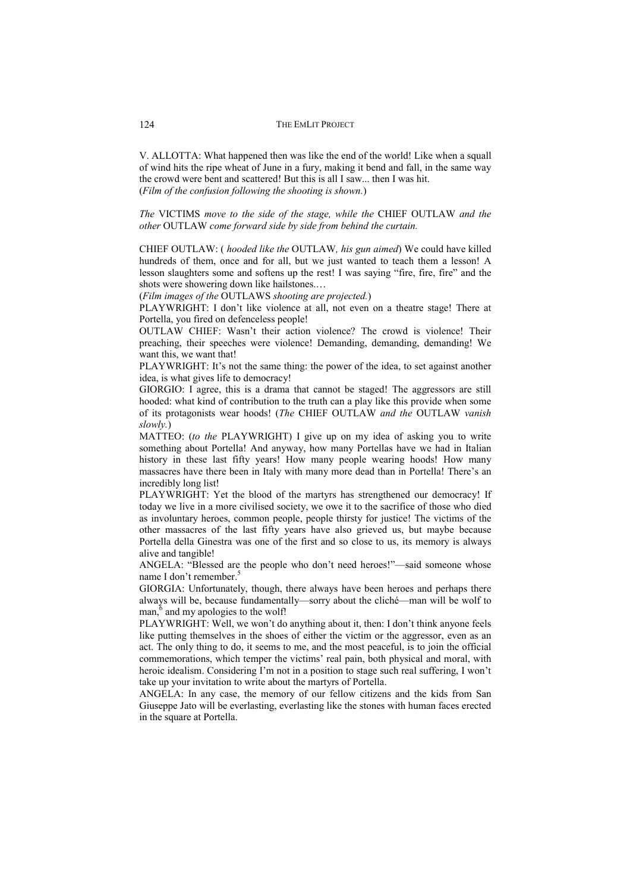V. ALLOTTA: What happened then was like the end of the world! Like when a squall of wind hits the ripe wheat of June in a fury, making it bend and fall, in the same way the crowd were bent and scattered! But this is all I saw... then I was hit.
(*Film of the confusion following the shooting is shown.*)

*The* VICTIMS *move to the side of the stage, while the* CHIEF OUTLAW *and the other* OUTLAW *come forward side by side from behind the curtain.*

CHIEF OUTLAW: ( *hooded like the* OUTLAW*, his gun aimed*) We could have killed hundreds of them, once and for all, but we just wanted to teach them a lesson! A lesson slaughters some and softens up the rest! I was saying "fire, fire, fire" and the shots were showering down like hailstones.…
(*Film images of the* OUTLAWS *shooting are projected.*)
PLAYWRIGHT: I don't like violence at all, not even on a theatre stage! There at Portella, you fired on defenceless people!
OUTLAW CHIEF: Wasn't their action violence? The crowd is violence! Their preaching, their speeches were violence! Demanding, demanding, demanding! We want this, we want that!
PLAYWRIGHT: It's not the same thing: the power of the idea, to set against another idea, is what gives life to democracy!
GIORGIO: I agree, this is a drama that cannot be staged! The aggressors are still hooded: what kind of contribution to the truth can a play like this provide when some of its protagonists wear hoods! (*The* CHIEF OUTLAW *and the* OUTLAW *vanish slowly.*)
MATTEO: (*to the* PLAYWRIGHT) I give up on my idea of asking you to write something about Portella! And anyway, how many Portellas have we had in Italian history in these last fifty years! How many people wearing hoods! How many massacres have there been in Italy with many more dead than in Portella! There's an incredibly long list!
PLAYWRIGHT: Yet the blood of the martyrs has strengthened our democracy! If today we live in a more civilised society, we owe it to the sacrifice of those who died as involuntary heroes, common people, people thirsty for justice! The victims of the other massacres of the last fifty years have also grieved us, but maybe because Portella della Ginestra was one of the first and so close to us, its memory is always alive and tangible!
ANGELA: "Blessed are the people who don't need heroes!"—said someone whose name I don't remember.[5]
GIORGIA: Unfortunately, though, there always have been heroes and perhaps there always will be, because fundamentally—sorry about the cliché—man will be wolf to man,[6] and my apologies to the wolf!
PLAYWRIGHT: Well, we won't do anything about it, then: I don't think anyone feels like putting themselves in the shoes of either the victim or the aggressor, even as an act. The only thing to do, it seems to me, and the most peaceful, is to join the official commemorations, which temper the victims' real pain, both physical and moral, with heroic idealism. Considering I'm not in a position to stage such real suffering, I won't take up your invitation to write about the martyrs of Portella.
ANGELA: In any case, the memory of our fellow citizens and the kids from San Giuseppe Jato will be everlasting, everlasting like the stones with human faces erected in the square at Portella.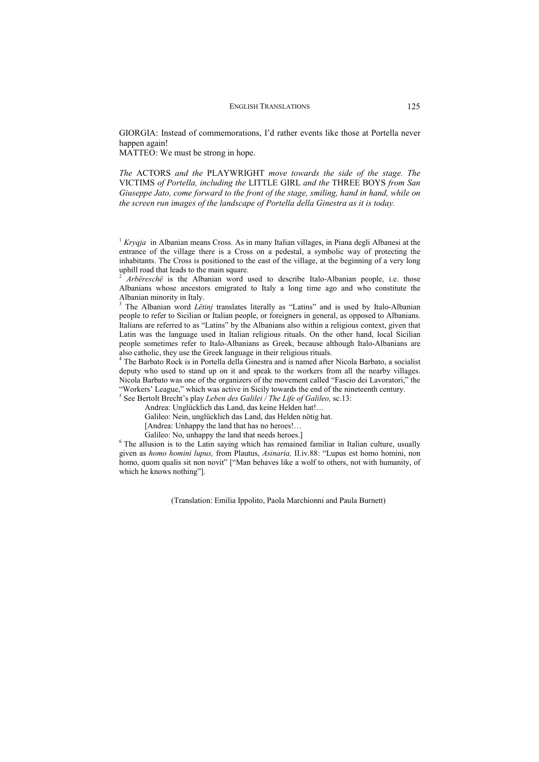GIORGIA: Instead of commemorations, I'd rather events like those at Portella never happen again!
MATTEO: We must be strong in hope.

*The* ACTORS *and the* PLAYWRIGHT *move towards the side of the stage. The* VICTIMS *of Portella, including the* LITTLE GIRL *and the* THREE BOYS *from San Giuseppe Jato, come forward to the front of the stage, smiling, hand in hand, while on the screen run images of the landscape of Portella della Ginestra as it is today.*

---

[1] *Kryqja* in Albanian means Cross. As in many Italian villages, in Piana degli Albanesi at the entrance of the village there is a Cross on a pedestal, a symbolic way of protecting the inhabitants. The Cross is positioned to the east of the village, at the beginning of a very long uphill road that leads to the main square.

[2] *Arbëreschë* is the Albanian word used to describe Italo-Albanian people, i.e. those Albanians whose ancestors emigrated to Italy a long time ago and who constitute the Albanian minority in Italy.

[3] The Albanian word *Lëtinj* translates literally as "Latins" and is used by Italo-Albanian people to refer to Sicilian or Italian people, or foreigners in general, as opposed to Albanians. Italians are referred to as "Latins" by the Albanians also within a religious context, given that Latin was the language used in Italian religious rituals. On the other hand, local Sicilian people sometimes refer to Italo-Albanians as Greek, because although Italo-Albanians are also catholic, they use the Greek language in their religious rituals.

[4] The Barbato Rock is in Portella della Ginestra and is named after Nicola Barbato, a socialist deputy who used to stand up on it and speak to the workers from all the nearby villages. Nicola Barbato was one of the organizers of the movement called "Fascio dei Lavoratori," the "Workers' League," which was active in Sicily towards the end of the nineteenth century.

[5] See Bertolt Brecht's play *Leben des Galilei / The Life of Galileo,* sc.13:

> Andrea: Unglücklich das Land, das keine Helden hat!…
> Galileo: Nein, unglücklich das Land, das Helden nötig hat.
> [Andrea: Unhappy the land that has no heroes!…
> Galileo: No, unhappy the land that needs heroes.]

[6] The allusion is to the Latin saying which has remained familiar in Italian culture, usually given as *homo homini lupus,* from Plautus, *Asinaria,* II.iv.88: "Lupus est homo homini, non homo, quom qualis sit non novit" ["Man behaves like a wolf to others, not with humanity, of which he knows nothing"].

(Translation: Emilia Ippolito, Paola Marchionni and Paula Burnett)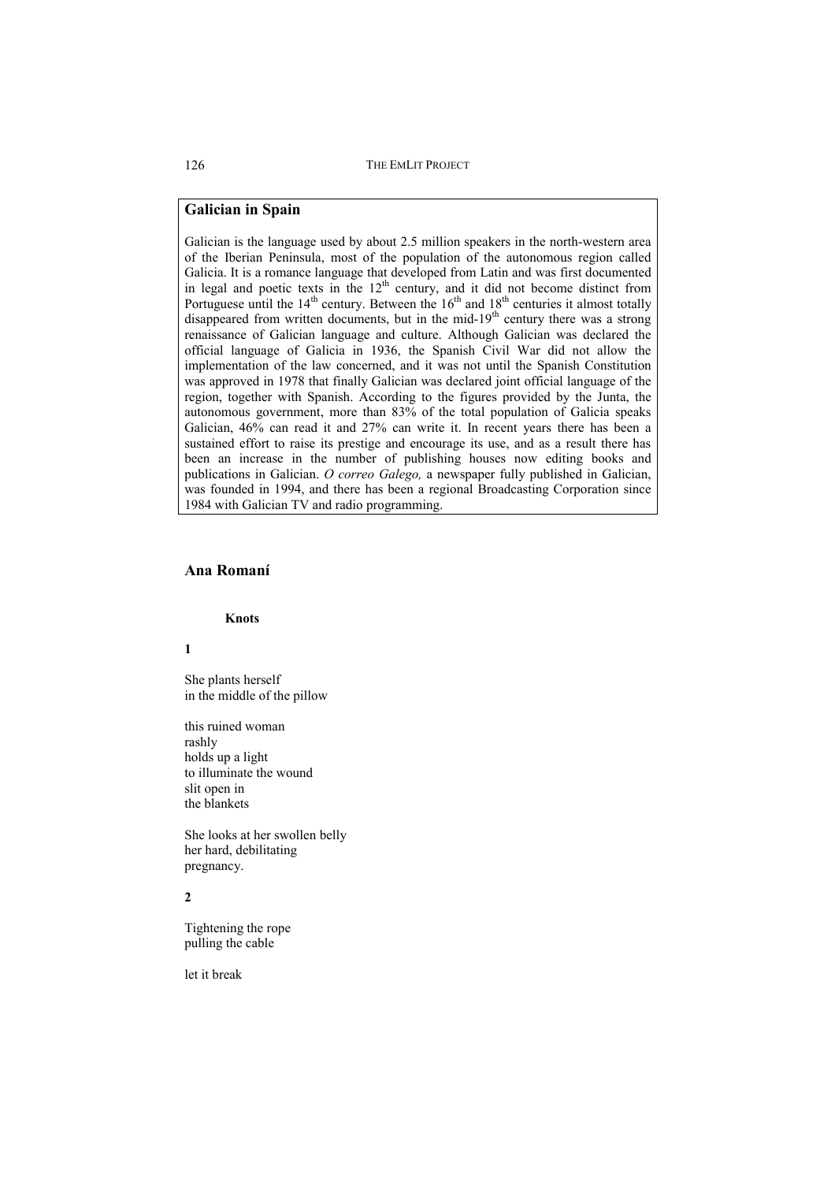## Galician in Spain

Galician is the language used by about 2.5 million speakers in the north-western area of the Iberian Peninsula, most of the population of the autonomous region called Galicia. It is a romance language that developed from Latin and was first documented in legal and poetic texts in the 12th century, and it did not become distinct from Portuguese until the 14th century. Between the 16th and 18th centuries it almost totally disappeared from written documents, but in the mid-19th century there was a strong renaissance of Galician language and culture. Although Galician was declared the official language of Galicia in 1936, the Spanish Civil War did not allow the implementation of the law concerned, and it was not until the Spanish Constitution was approved in 1978 that finally Galician was declared joint official language of the region, together with Spanish. According to the figures provided by the Junta, the autonomous government, more than 83% of the total population of Galicia speaks Galician, 46% can read it and 27% can write it. In recent years there has been a sustained effort to raise its prestige and encourage its use, and as a result there has been an increase in the number of publishing houses now editing books and publications in Galician. *O correo Galego,* a newspaper fully published in Galician, was founded in 1994, and there has been a regional Broadcasting Corporation since 1984 with Galician TV and radio programming.

## Ana Romaní

### Knots

**1**

She plants herself
in the middle of the pillow

this ruined woman
rashly
holds up a light
to illuminate the wound
slit open in
the blankets

She looks at her swollen belly
her hard, debilitating
pregnancy.

**2**

Tightening the rope
pulling the cable

let it break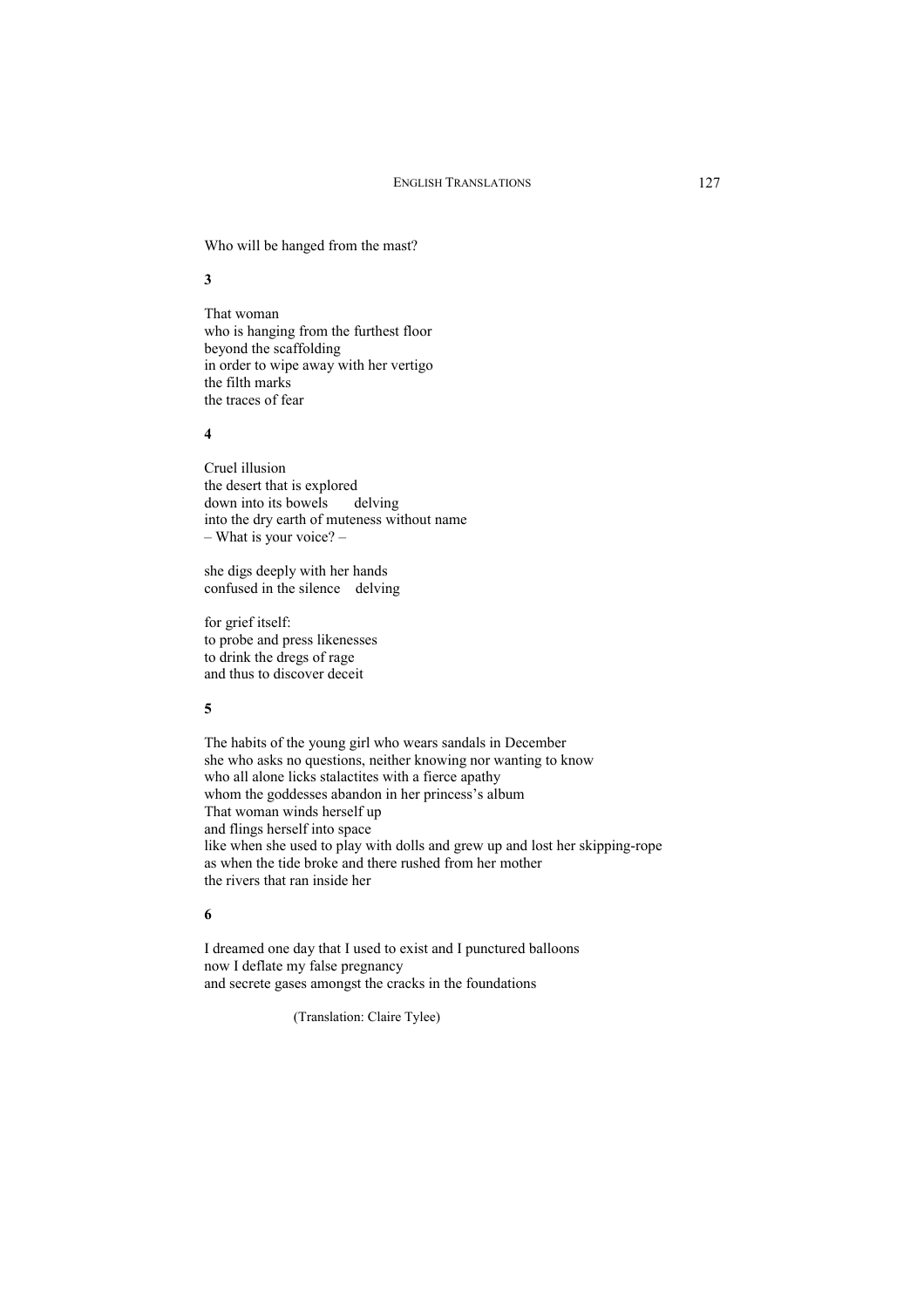Who will be hanged from the mast?

**3**

That woman
who is hanging from the furthest floor
beyond the scaffolding
in order to wipe away with her vertigo
the filth marks
the traces of fear

**4**

Cruel illusion
the desert that is explored
down into its bowels      delving
into the dry earth of muteness without name
– What is your voice? –

she digs deeply with her hands
confused in the silence    delving

for grief itself:
to probe and press likenesses
to drink the dregs of rage
and thus to discover deceit

**5**

The habits of the young girl who wears sandals in December
she who asks no questions, neither knowing nor wanting to know
who all alone licks stalactites with a fierce apathy
whom the goddesses abandon in her princess's album
That woman winds herself up
and flings herself into space
like when she used to play with dolls and grew up and lost her skipping-rope
as when the tide broke and there rushed from her mother
the rivers that ran inside her

**6**

I dreamed one day that I used to exist and I punctured balloons
now I deflate my false pregnancy
and secrete gases amongst the cracks in the foundations

(Translation: Claire Tylee)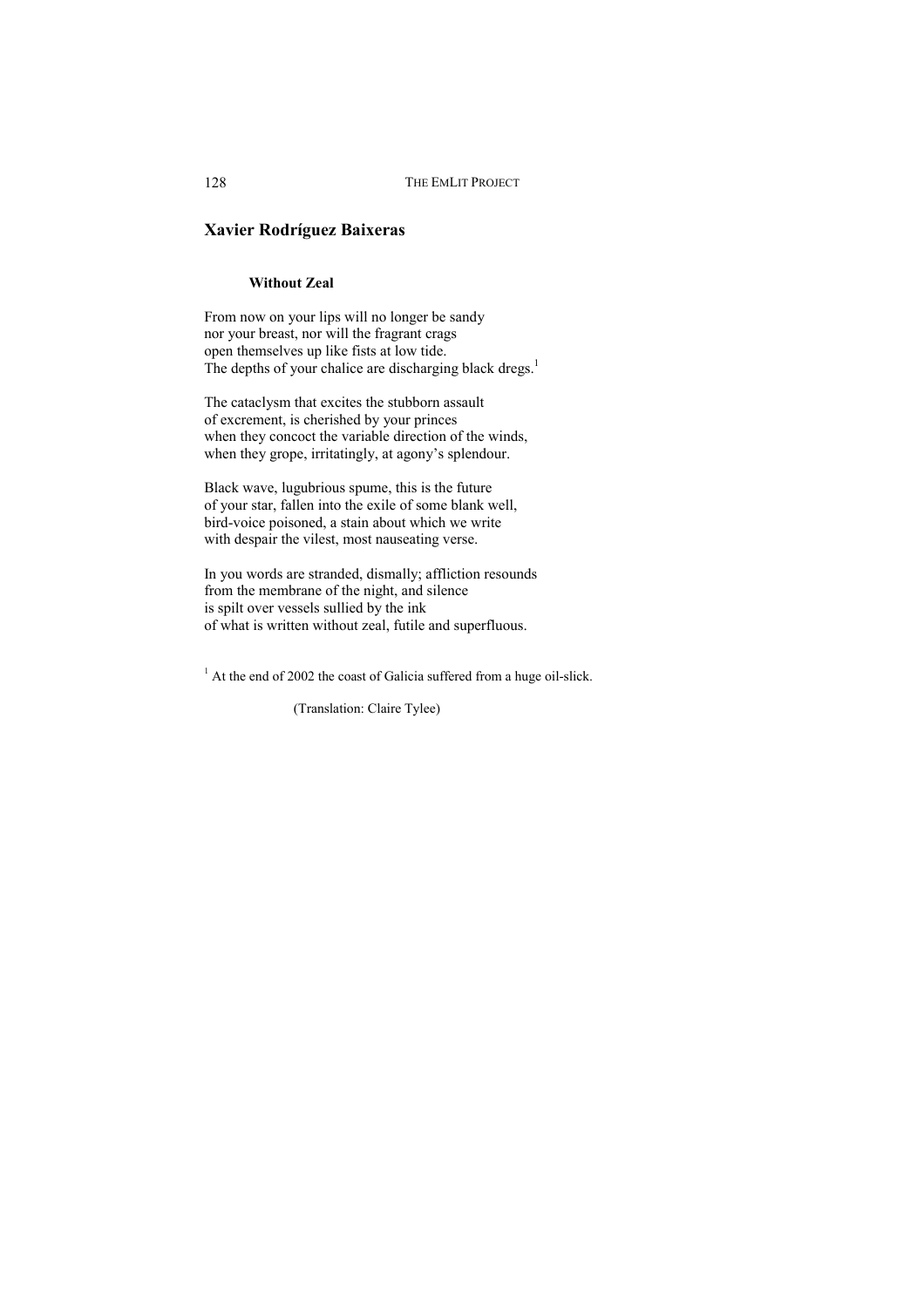## Xavier Rodríguez Baixeras

### Without Zeal

From now on your lips will no longer be sandy
nor your breast, nor will the fragrant crags
open themselves up like fists at low tide.
The depths of your chalice are discharging black dregs.[1]

The cataclysm that excites the stubborn assault
of excrement, is cherished by your princes
when they concoct the variable direction of the winds,
when they grope, irritatingly, at agony's splendour.

Black wave, lugubrious spume, this is the future
of your star, fallen into the exile of some blank well,
bird-voice poisoned, a stain about which we write
with despair the vilest, most nauseating verse.

In you words are stranded, dismally; affliction resounds
from the membrane of the night, and silence
is spilt over vessels sullied by the ink
of what is written without zeal, futile and superfluous.

[1] At the end of 2002 the coast of Galicia suffered from a huge oil-slick.

(Translation: Claire Tylee)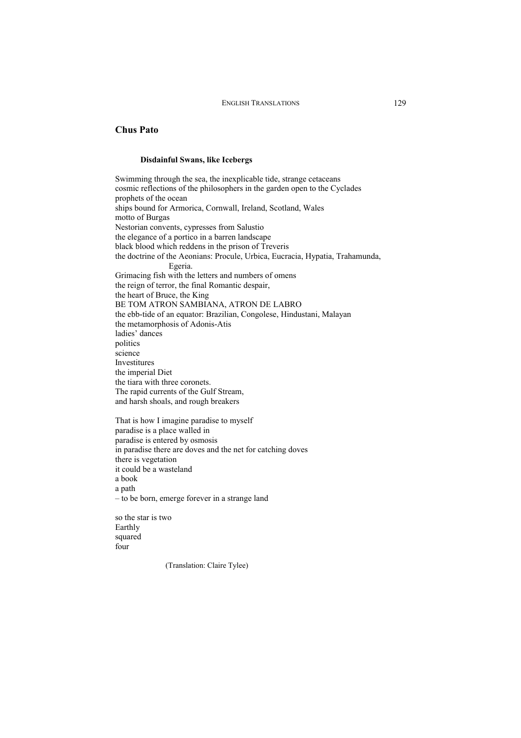## Chus Pato

### Disdainful Swans, like Icebergs

Swimming through the sea, the inexplicable tide, strange cetaceans
cosmic reflections of the philosophers in the garden open to the Cyclades
prophets of the ocean
ships bound for Armorica, Cornwall, Ireland, Scotland, Wales
motto of Burgas
Nestorian convents, cypresses from Salustio
the elegance of a portico in a barren landscape
black blood which reddens in the prison of Treveris
the doctrine of the Aeonians: Procule, Urbica, Eucracia, Hypatia, Trahamunda,
Egeria.
Grimacing fish with the letters and numbers of omens
the reign of terror, the final Romantic despair,
the heart of Bruce, the King
BE TOM ATRON SAMBIANA, ATRON DE LABRO
the ebb-tide of an equator: Brazilian, Congolese, Hindustani, Malayan
the metamorphosis of Adonis-Atis
ladies' dances
politics
science
Investitures
the imperial Diet
the tiara with three coronets.
The rapid currents of the Gulf Stream,
and harsh shoals, and rough breakers

That is how I imagine paradise to myself
paradise is a place walled in
paradise is entered by osmosis
in paradise there are doves and the net for catching doves
there is vegetation
it could be a wasteland
a book
a path
– to be born, emerge forever in a strange land

so the star is two
Earthly
squared
four

(Translation: Claire Tylee)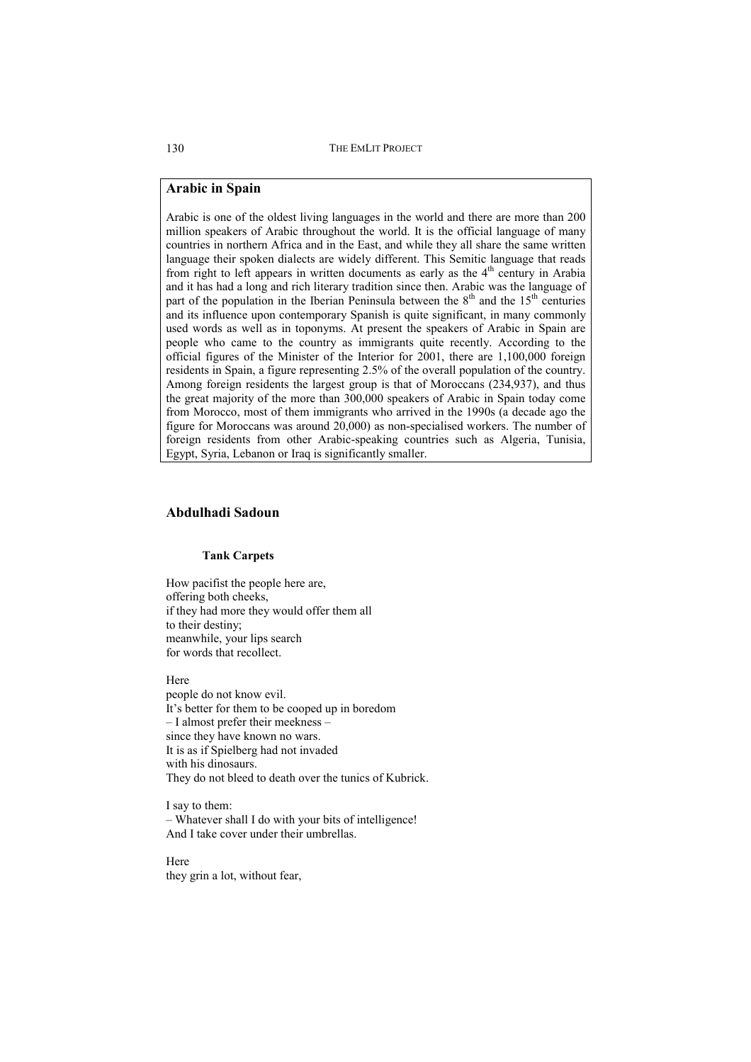## Arabic in Spain

Arabic is one of the oldest living languages in the world and there are more than 200 million speakers of Arabic throughout the world. It is the official language of many countries in northern Africa and in the East, and while they all share the same written language their spoken dialects are widely different. This Semitic language that reads from right to left appears in written documents as early as the 4th century in Arabia and it has had a long and rich literary tradition since then. Arabic was the language of part of the population in the Iberian Peninsula between the 8th and the 15th centuries and its influence upon contemporary Spanish is quite significant, in many commonly used words as well as in toponyms. At present the speakers of Arabic in Spain are people who came to the country as immigrants quite recently. According to the official figures of the Minister of the Interior for 2001, there are 1,100,000 foreign residents in Spain, a figure representing 2.5% of the overall population of the country. Among foreign residents the largest group is that of Moroccans (234,937), and thus the great majority of the more than 300,000 speakers of Arabic in Spain today come from Morocco, most of them immigrants who arrived in the 1990s (a decade ago the figure for Moroccans was around 20,000) as non-specialised workers. The number of foreign residents from other Arabic-speaking countries such as Algeria, Tunisia, Egypt, Syria, Lebanon or Iraq is significantly smaller.

## Abdulhadi Sadoun

### Tank Carpets

How pacifist the people here are,  
offering both cheeks,  
if they had more they would offer them all  
to their destiny;  
meanwhile, your lips search  
for words that recollect.

Here  
people do not know evil.  
It's better for them to be cooped up in boredom  
– I almost prefer their meekness –  
since they have known no wars.  
It is as if Spielberg had not invaded  
with his dinosaurs.  
They do not bleed to death over the tunics of Kubrick.

I say to them:  
– Whatever shall I do with your bits of intelligence!  
And I take cover under their umbrellas.

Here  
they grin a lot, without fear,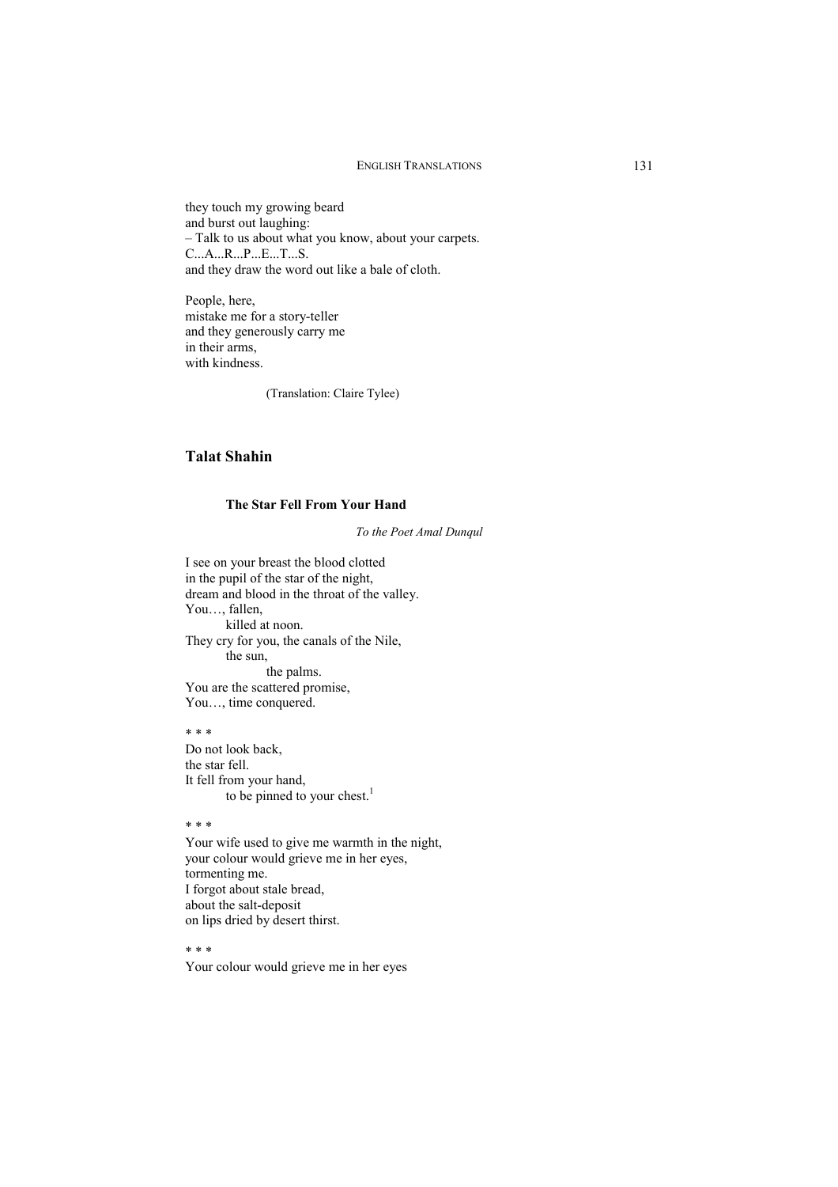they touch my growing beard
and burst out laughing:
– Talk to us about what you know, about your carpets.
C...A...R...P...E...T...S.
and they draw the word out like a bale of cloth.

People, here,
mistake me for a story-teller
and they generously carry me
in their arms,
with kindness.

(Translation: Claire Tylee)

## Talat Shahin

### The Star Fell From Your Hand

*To the Poet Amal Dunqul*

I see on your breast the blood clotted
in the pupil of the star of the night,
dream and blood in the throat of the valley.
You…, fallen,
        killed at noon.
They cry for you, the canals of the Nile,
        the sun,
                the palms.
You are the scattered promise,
You…, time conquered.

\* \* \*

Do not look back,
the star fell.
It fell from your hand,
        to be pinned to your chest.[1]

\* \* \*

Your wife used to give me warmth in the night,
your colour would grieve me in her eyes,
tormenting me.
I forgot about stale bread,
about the salt-deposit
on lips dried by desert thirst.

\* \* \*

Your colour would grieve me in her eyes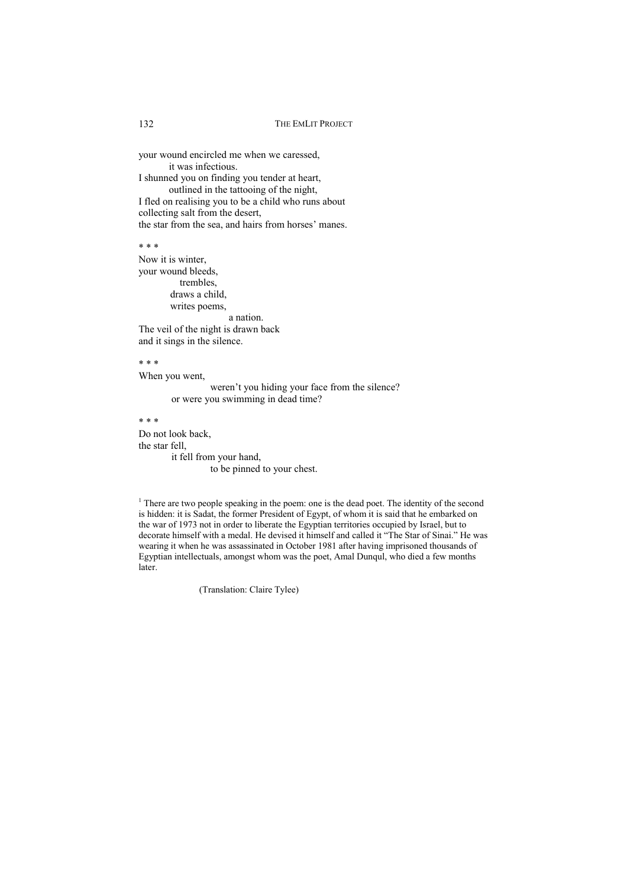your wound encircled me when we caressed,
  it was infectious.
I shunned you on finding you tender at heart,
  outlined in the tattooing of the night,
I fled on realising you to be a child who runs about
collecting salt from the desert,
the star from the sea, and hairs from horses' manes.

* * *

Now it is winter,
your wound bleeds,
  trembles,
  draws a child,
  writes poems,
    a nation.
The veil of the night is drawn back
and it sings in the silence.

* * *

When you went,
    weren't you hiding your face from the silence?
  or were you swimming in dead time?

* * *

Do not look back,
the star fell,
  it fell from your hand,
    to be pinned to your chest.

[1] There are two people speaking in the poem: one is the dead poet. The identity of the second is hidden: it is Sadat, the former President of Egypt, of whom it is said that he embarked on the war of 1973 not in order to liberate the Egyptian territories occupied by Israel, but to decorate himself with a medal. He devised it himself and called it "The Star of Sinai." He was wearing it when he was assassinated in October 1981 after having imprisoned thousands of Egyptian intellectuals, amongst whom was the poet, Amal Dunqul, who died a few months later.

(Translation: Claire Tylee)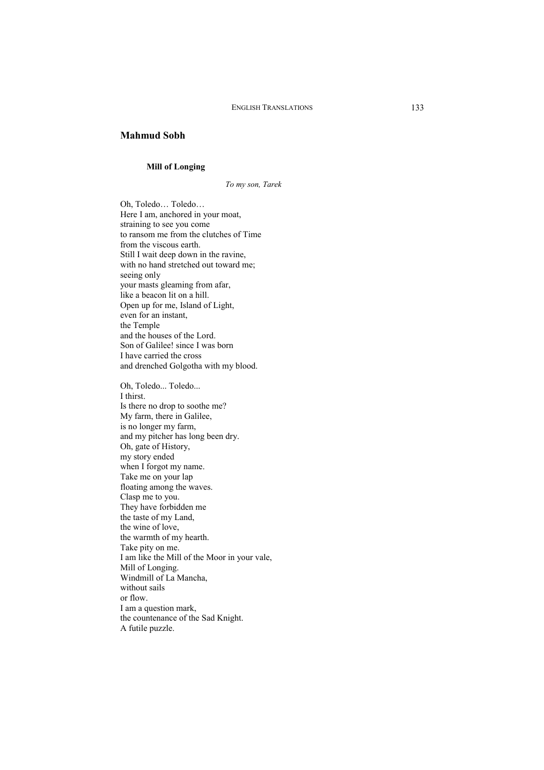## Mahmud Sobh

### Mill of Longing

*To my son, Tarek*

Oh, Toledo… Toledo…  
Here I am, anchored in your moat,  
straining to see you come  
to ransom me from the clutches of Time  
from the viscous earth.  
Still I wait deep down in the ravine,  
with no hand stretched out toward me;  
seeing only  
your masts gleaming from afar,  
like a beacon lit on a hill.  
Open up for me, Island of Light,  
even for an instant,  
the Temple  
and the houses of the Lord.  
Son of Galilee! since I was born  
I have carried the cross  
and drenched Golgotha with my blood.

Oh, Toledo... Toledo...  
I thirst.  
Is there no drop to soothe me?  
My farm, there in Galilee,  
is no longer my farm,  
and my pitcher has long been dry.  
Oh, gate of History,  
my story ended  
when I forgot my name.  
Take me on your lap  
floating among the waves.  
Clasp me to you.  
They have forbidden me  
the taste of my Land,  
the wine of love,  
the warmth of my hearth.  
Take pity on me.  
I am like the Mill of the Moor in your vale,  
Mill of Longing.  
Windmill of La Mancha,  
without sails  
or flow.  
I am a question mark,  
the countenance of the Sad Knight.  
A futile puzzle.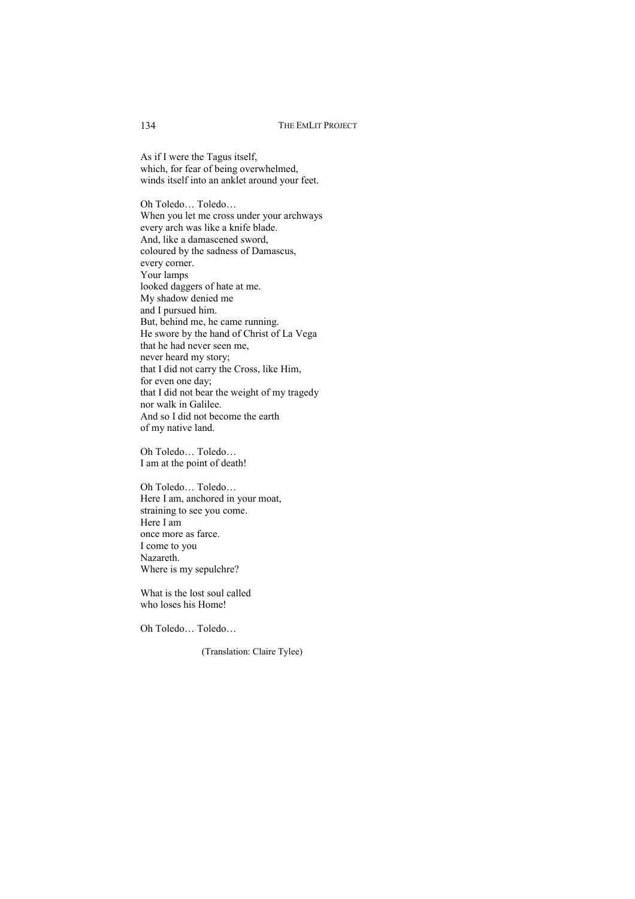As if I were the Tagus itself,
which, for fear of being overwhelmed,
winds itself into an anklet around your feet.

Oh Toledo… Toledo…
When you let me cross under your archways
every arch was like a knife blade.
And, like a damascened sword,
coloured by the sadness of Damascus,
every corner.
Your lamps
looked daggers of hate at me.
My shadow denied me
and I pursued him.
But, behind me, he came running.
He swore by the hand of Christ of La Vega
that he had never seen me,
never heard my story;
that I did not carry the Cross, like Him,
for even one day;
that I did not bear the weight of my tragedy
nor walk in Galilee.
And so I did not become the earth
of my native land.

Oh Toledo… Toledo…
I am at the point of death!

Oh Toledo… Toledo…
Here I am, anchored in your moat,
straining to see you come.
Here I am
once more as farce.
I come to you
Nazareth.
Where is my sepulchre?

What is the lost soul called
who loses his Home!

Oh Toledo… Toledo…

(Translation: Claire Tylee)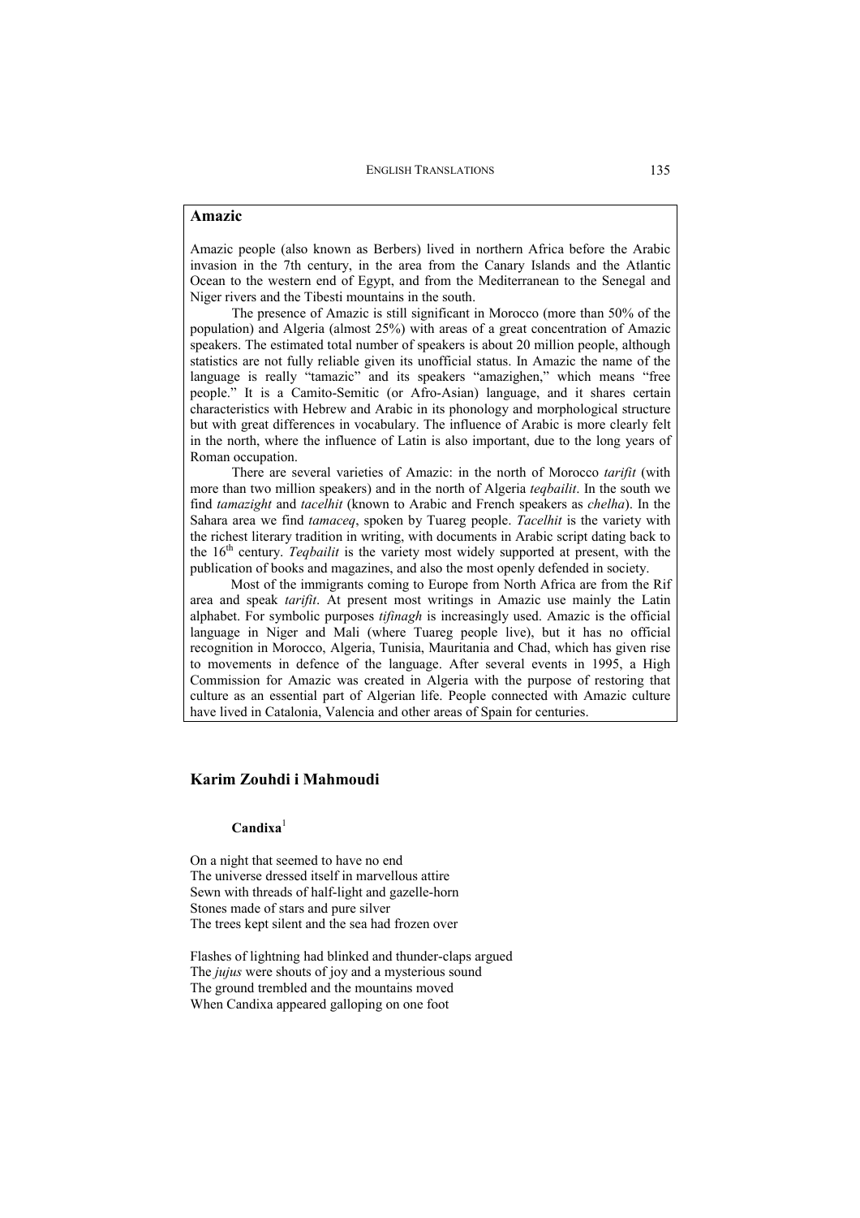## Amazic

Amazic people (also known as Berbers) lived in northern Africa before the Arabic invasion in the 7th century, in the area from the Canary Islands and the Atlantic Ocean to the western end of Egypt, and from the Mediterranean to the Senegal and Niger rivers and the Tibesti mountains in the south.

The presence of Amazic is still significant in Morocco (more than 50% of the population) and Algeria (almost 25%) with areas of a great concentration of Amazic speakers. The estimated total number of speakers is about 20 million people, although statistics are not fully reliable given its unofficial status. In Amazic the name of the language is really "tamazic" and its speakers "amazighen," which means "free people." It is a Camito-Semitic (or Afro-Asian) language, and it shares certain characteristics with Hebrew and Arabic in its phonology and morphological structure but with great differences in vocabulary. The influence of Arabic is more clearly felt in the north, where the influence of Latin is also important, due to the long years of Roman occupation.

There are several varieties of Amazic: in the north of Morocco *tarifit* (with more than two million speakers) and in the north of Algeria *teqbailit*. In the south we find *tamazight* and *tacelhit* (known to Arabic and French speakers as *chelha*). In the Sahara area we find *tamaceq*, spoken by Tuareg people. *Tacelhit* is the variety with the richest literary tradition in writing, with documents in Arabic script dating back to the 16th century. *Teqbailit* is the variety most widely supported at present, with the publication of books and magazines, and also the most openly defended in society.

Most of the immigrants coming to Europe from North Africa are from the Rif area and speak *tarifit*. At present most writings in Amazic use mainly the Latin alphabet. For symbolic purposes *tifinagh* is increasingly used. Amazic is the official language in Niger and Mali (where Tuareg people live), but it has no official recognition in Morocco, Algeria, Tunisia, Mauritania and Chad, which has given rise to movements in defence of the language. After several events in 1995, a High Commission for Amazic was created in Algeria with the purpose of restoring that culture as an essential part of Algerian life. People connected with Amazic culture have lived in Catalonia, Valencia and other areas of Spain for centuries.

## Karim Zouhdi i Mahmoudi

### Candixa[1]

On a night that seemed to have no end
The universe dressed itself in marvellous attire
Sewn with threads of half-light and gazelle-horn
Stones made of stars and pure silver
The trees kept silent and the sea had frozen over

Flashes of lightning had blinked and thunder-claps argued
The *jujus* were shouts of joy and a mysterious sound
The ground trembled and the mountains moved
When Candixa appeared galloping on one foot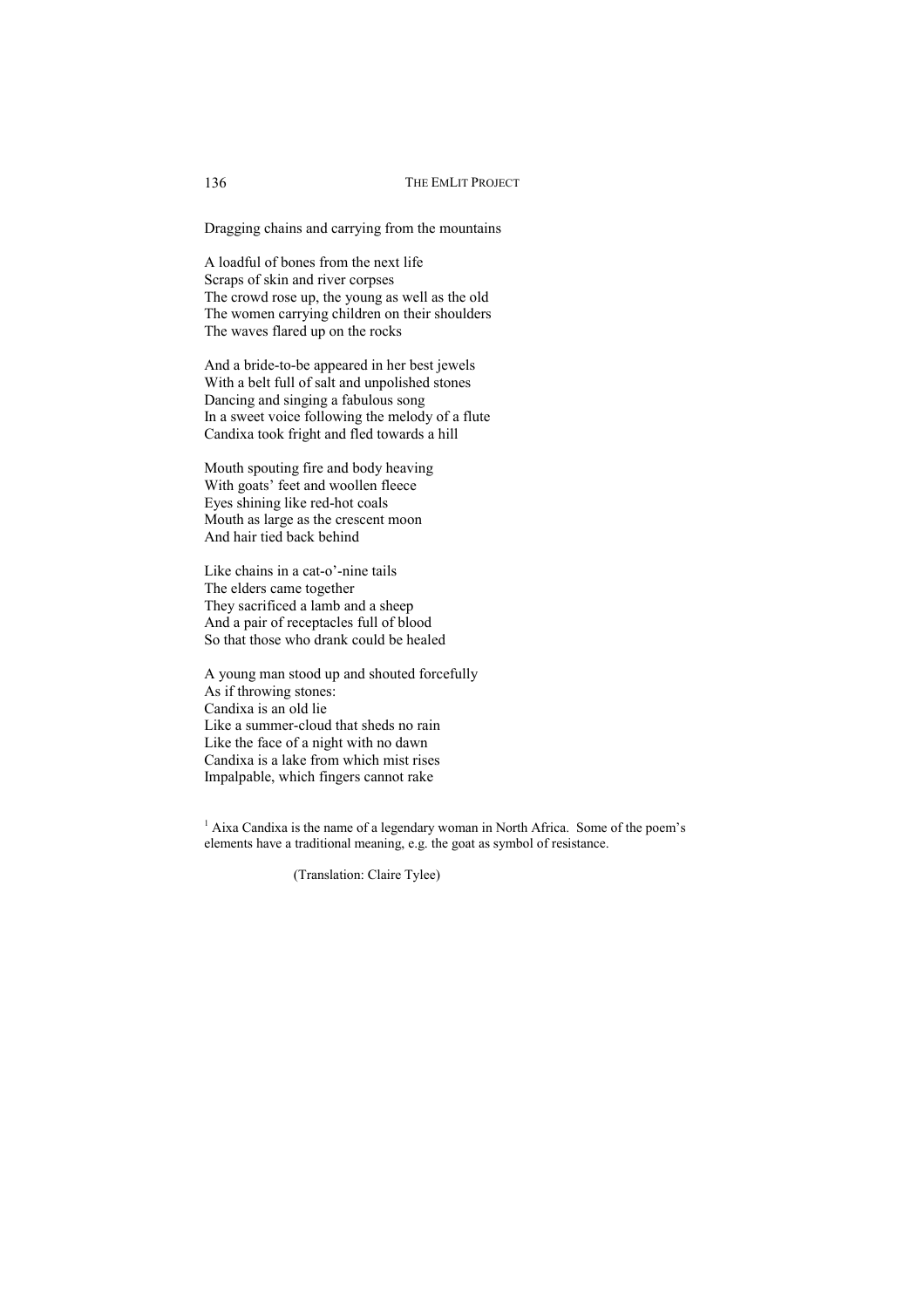Dragging chains and carrying from the mountains

A loadful of bones from the next life
Scraps of skin and river corpses
The crowd rose up, the young as well as the old
The women carrying children on their shoulders
The waves flared up on the rocks

And a bride-to-be appeared in her best jewels
With a belt full of salt and unpolished stones
Dancing and singing a fabulous song
In a sweet voice following the melody of a flute
Candixa took fright and fled towards a hill

Mouth spouting fire and body heaving
With goats' feet and woollen fleece
Eyes shining like red-hot coals
Mouth as large as the crescent moon
And hair tied back behind

Like chains in a cat-o'-nine tails
The elders came together
They sacrificed a lamb and a sheep
And a pair of receptacles full of blood
So that those who drank could be healed

A young man stood up and shouted forcefully
As if throwing stones:
Candixa is an old lie
Like a summer-cloud that sheds no rain
Like the face of a night with no dawn
Candixa is a lake from which mist rises
Impalpable, which fingers cannot rake

[1] Aixa Candixa is the name of a legendary woman in North Africa. Some of the poem's elements have a traditional meaning, e.g. the goat as symbol of resistance.

(Translation: Claire Tylee)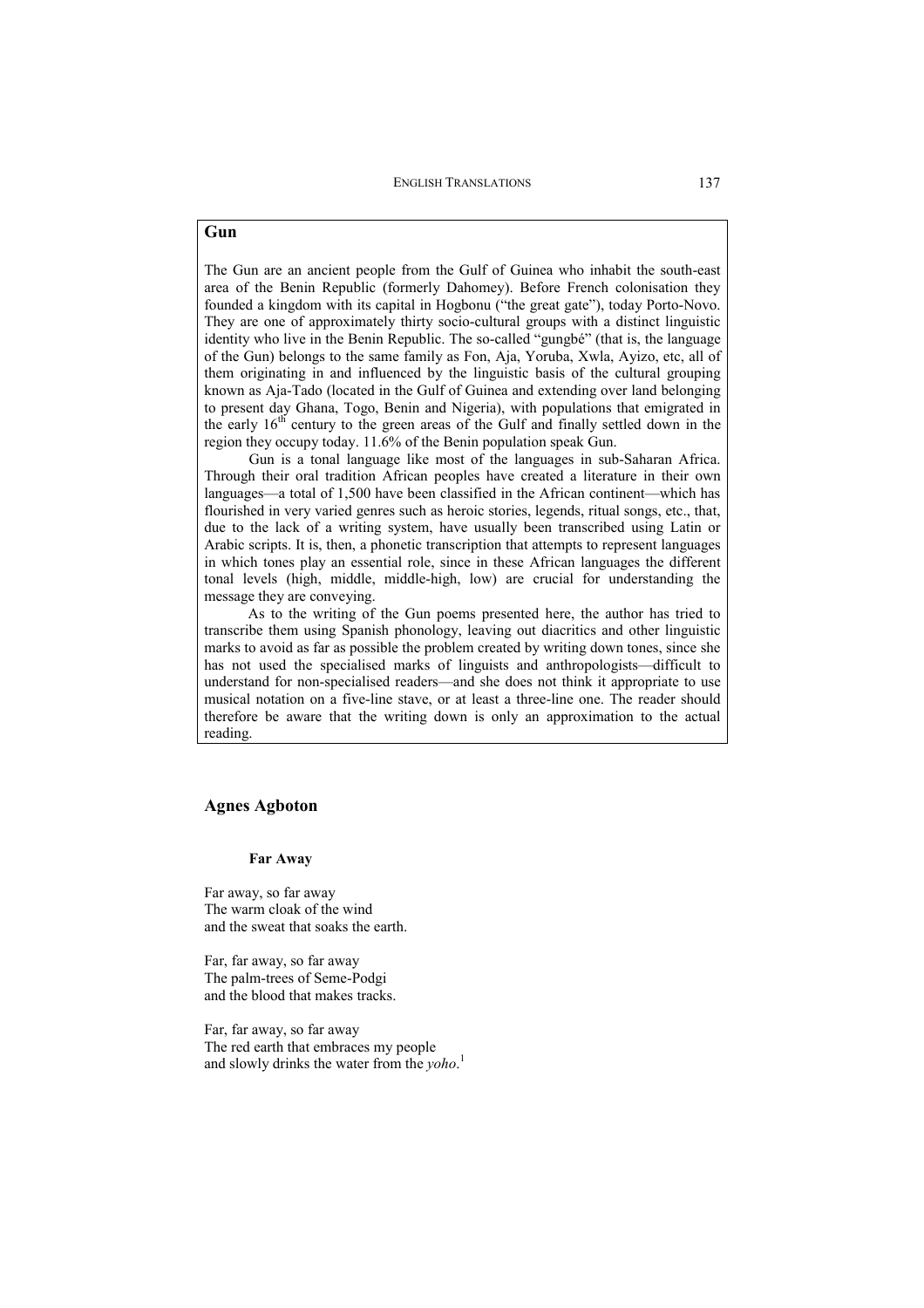## Gun

The Gun are an ancient people from the Gulf of Guinea who inhabit the south-east area of the Benin Republic (formerly Dahomey). Before French colonisation they founded a kingdom with its capital in Hogbonu ("the great gate"), today Porto-Novo. They are one of approximately thirty socio-cultural groups with a distinct linguistic identity who live in the Benin Republic. The so-called "gungbé" (that is, the language of the Gun) belongs to the same family as Fon, Aja, Yoruba, Xwla, Ayizo, etc, all of them originating in and influenced by the linguistic basis of the cultural grouping known as Aja-Tado (located in the Gulf of Guinea and extending over land belonging to present day Ghana, Togo, Benin and Nigeria), with populations that emigrated in the early 16th century to the green areas of the Gulf and finally settled down in the region they occupy today. 11.6% of the Benin population speak Gun.

Gun is a tonal language like most of the languages in sub-Saharan Africa. Through their oral tradition African peoples have created a literature in their own languages—a total of 1,500 have been classified in the African continent—which has flourished in very varied genres such as heroic stories, legends, ritual songs, etc., that, due to the lack of a writing system, have usually been transcribed using Latin or Arabic scripts. It is, then, a phonetic transcription that attempts to represent languages in which tones play an essential role, since in these African languages the different tonal levels (high, middle, middle-high, low) are crucial for understanding the message they are conveying.

As to the writing of the Gun poems presented here, the author has tried to transcribe them using Spanish phonology, leaving out diacritics and other linguistic marks to avoid as far as possible the problem created by writing down tones, since she has not used the specialised marks of linguists and anthropologists—difficult to understand for non-specialised readers—and she does not think it appropriate to use musical notation on a five-line stave, or at least a three-line one. The reader should therefore be aware that the writing down is only an approximation to the actual reading.

## Agnes Agboton

### Far Away

Far away, so far away  
The warm cloak of the wind  
and the sweat that soaks the earth.

Far, far away, so far away  
The palm-trees of Seme-Podgi  
and the blood that makes tracks.

Far, far away, so far away  
The red earth that embraces my people  
and slowly drinks the water from the *yoho*.[1]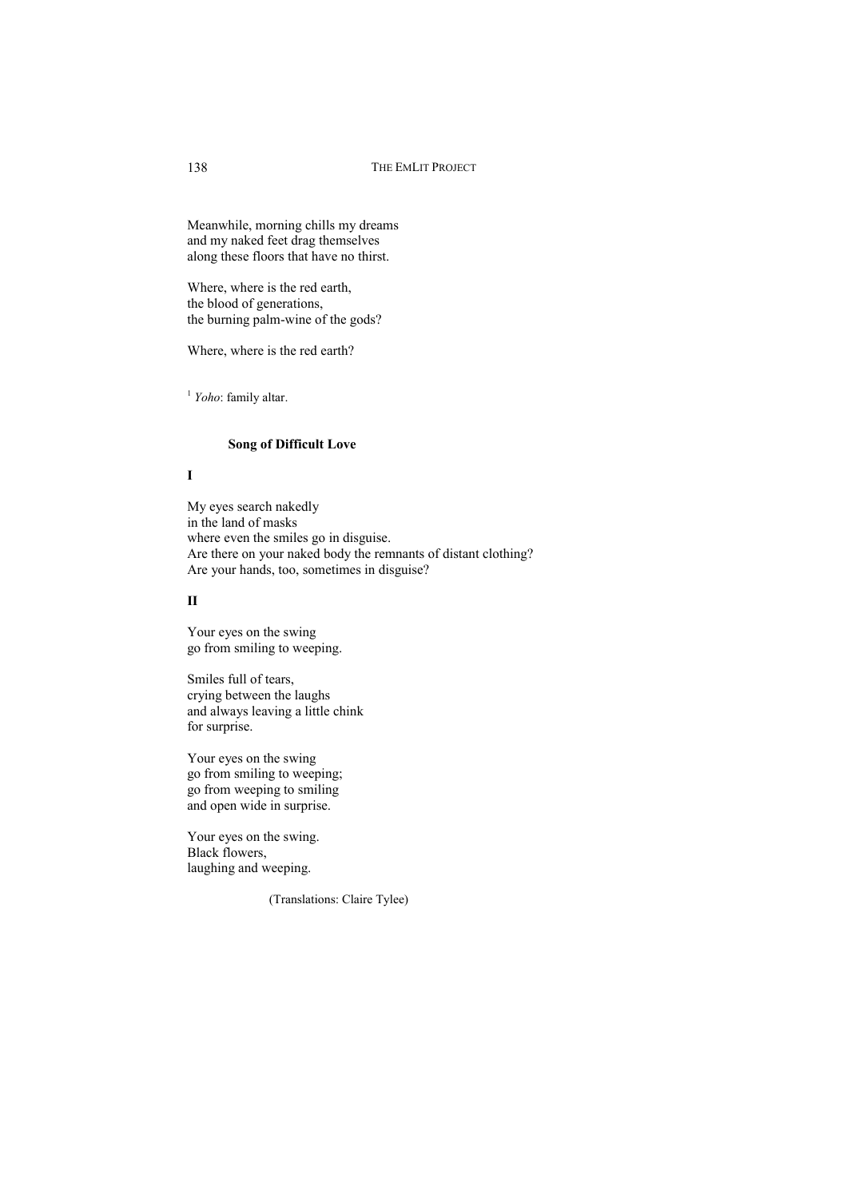Meanwhile, morning chills my dreams
and my naked feet drag themselves
along these floors that have no thirst.

Where, where is the red earth,
the blood of generations,
the burning palm-wine of the gods?

Where, where is the red earth?

[1] *Yoho*: family altar.

### Song of Difficult Love

**I**

My eyes search nakedly
in the land of masks
where even the smiles go in disguise.
Are there on your naked body the remnants of distant clothing?
Are your hands, too, sometimes in disguise?

**II**

Your eyes on the swing
go from smiling to weeping.

Smiles full of tears,
crying between the laughs
and always leaving a little chink
for surprise.

Your eyes on the swing
go from smiling to weeping;
go from weeping to smiling
and open wide in surprise.

Your eyes on the swing.
Black flowers,
laughing and weeping.

(Translations: Claire Tylee)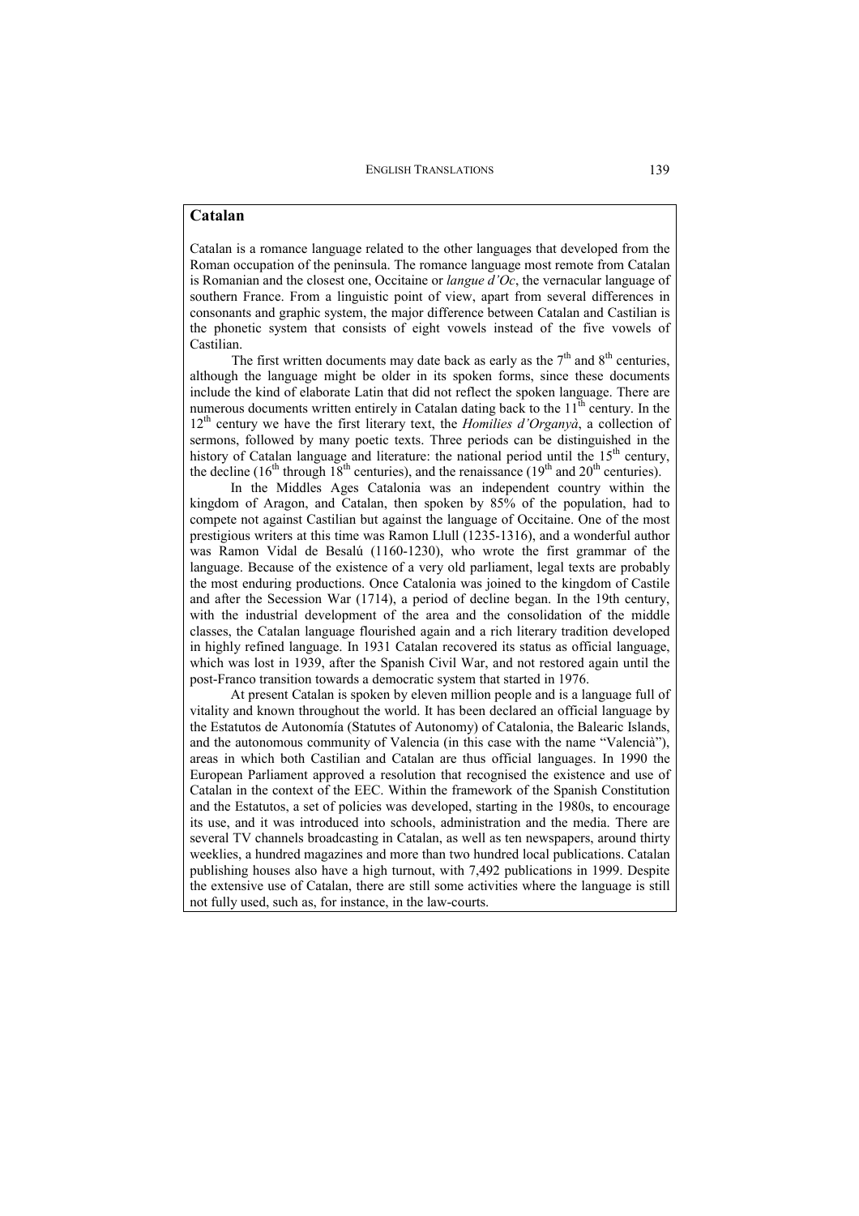## Catalan

Catalan is a romance language related to the other languages that developed from the Roman occupation of the peninsula. The romance language most remote from Catalan is Romanian and the closest one, Occitaine or *langue d'Oc*, the vernacular language of southern France. From a linguistic point of view, apart from several differences in consonants and graphic system, the major difference between Catalan and Castilian is the phonetic system that consists of eight vowels instead of the five vowels of Castilian.

The first written documents may date back as early as the 7th and 8th centuries, although the language might be older in its spoken forms, since these documents include the kind of elaborate Latin that did not reflect the spoken language. There are numerous documents written entirely in Catalan dating back to the 11th century. In the 12th century we have the first literary text, the *Homilies d'Organyà*, a collection of sermons, followed by many poetic texts. Three periods can be distinguished in the history of Catalan language and literature: the national period until the 15th century, the decline (16th through 18th centuries), and the renaissance (19th and 20th centuries).

In the Middles Ages Catalonia was an independent country within the kingdom of Aragon, and Catalan, then spoken by 85% of the population, had to compete not against Castilian but against the language of Occitaine. One of the most prestigious writers at this time was Ramon Llull (1235-1316), and a wonderful author was Ramon Vidal de Besalú (1160-1230), who wrote the first grammar of the language. Because of the existence of a very old parliament, legal texts are probably the most enduring productions. Once Catalonia was joined to the kingdom of Castile and after the Secession War (1714), a period of decline began. In the 19th century, with the industrial development of the area and the consolidation of the middle classes, the Catalan language flourished again and a rich literary tradition developed in highly refined language. In 1931 Catalan recovered its status as official language, which was lost in 1939, after the Spanish Civil War, and not restored again until the post-Franco transition towards a democratic system that started in 1976.

At present Catalan is spoken by eleven million people and is a language full of vitality and known throughout the world. It has been declared an official language by the Estatutos de Autonomía (Statutes of Autonomy) of Catalonia, the Balearic Islands, and the autonomous community of Valencia (in this case with the name "Valencià"), areas in which both Castilian and Catalan are thus official languages. In 1990 the European Parliament approved a resolution that recognised the existence and use of Catalan in the context of the EEC. Within the framework of the Spanish Constitution and the Estatutos, a set of policies was developed, starting in the 1980s, to encourage its use, and it was introduced into schools, administration and the media. There are several TV channels broadcasting in Catalan, as well as ten newspapers, around thirty weeklies, a hundred magazines and more than two hundred local publications. Catalan publishing houses also have a high turnout, with 7,492 publications in 1999. Despite the extensive use of Catalan, there are still some activities where the language is still not fully used, such as, for instance, in the law-courts.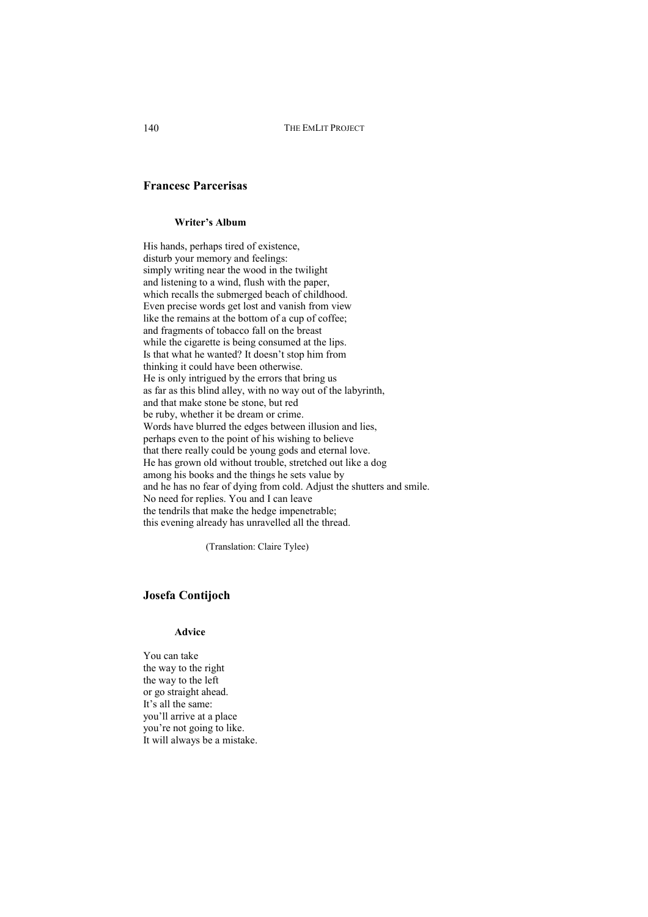## Francesc Parcerisas

### Writer's Album

His hands, perhaps tired of existence,
disturb your memory and feelings:
simply writing near the wood in the twilight
and listening to a wind, flush with the paper,
which recalls the submerged beach of childhood.
Even precise words get lost and vanish from view
like the remains at the bottom of a cup of coffee;
and fragments of tobacco fall on the breast
while the cigarette is being consumed at the lips.
Is that what he wanted? It doesn't stop him from
thinking it could have been otherwise.
He is only intrigued by the errors that bring us
as far as this blind alley, with no way out of the labyrinth,
and that make stone be stone, but red
be ruby, whether it be dream or crime.
Words have blurred the edges between illusion and lies,
perhaps even to the point of his wishing to believe
that there really could be young gods and eternal love.
He has grown old without trouble, stretched out like a dog
among his books and the things he sets value by
and he has no fear of dying from cold. Adjust the shutters and smile.
No need for replies. You and I can leave
the tendrils that make the hedge impenetrable;
this evening already has unravelled all the thread.

(Translation: Claire Tylee)

## Josefa Contijoch

### Advice

You can take
the way to the right
the way to the left
or go straight ahead.
It's all the same:
you'll arrive at a place
you're not going to like.
It will always be a mistake.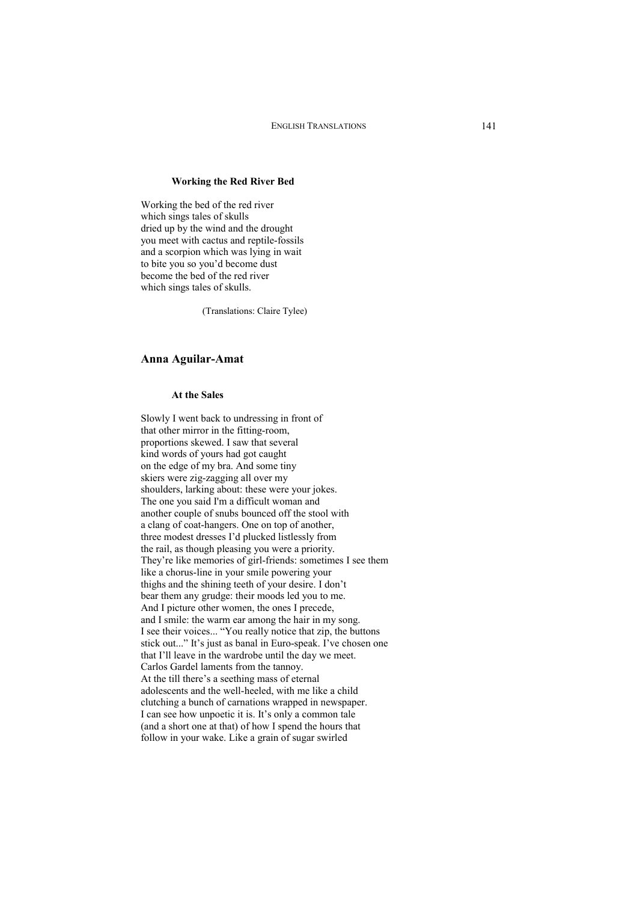**Working the Red River Bed**

Working the bed of the red river
which sings tales of skulls
dried up by the wind and the drought
you meet with cactus and reptile-fossils
and a scorpion which was lying in wait
to bite you so you'd become dust
become the bed of the red river
which sings tales of skulls.

(Translations: Claire Tylee)

## Anna Aguilar-Amat

**At the Sales**

Slowly I went back to undressing in front of
that other mirror in the fitting-room,
proportions skewed. I saw that several
kind words of yours had got caught
on the edge of my bra. And some tiny
skiers were zig-zagging all over my
shoulders, larking about: these were your jokes.
The one you said I'm a difficult woman and
another couple of snubs bounced off the stool with
a clang of coat-hangers. One on top of another,
three modest dresses I'd plucked listlessly from
the rail, as though pleasing you were a priority.
They're like memories of girl-friends: sometimes I see them
like a chorus-line in your smile powering your
thighs and the shining teeth of your desire. I don't
bear them any grudge: their moods led you to me.
And I picture other women, the ones I precede,
and I smile: the warm ear among the hair in my song.
I see their voices... "You really notice that zip, the buttons
stick out..." It's just as banal in Euro-speak. I've chosen one
that I'll leave in the wardrobe until the day we meet.
Carlos Gardel laments from the tannoy.
At the till there's a seething mass of eternal
adolescents and the well-heeled, with me like a child
clutching a bunch of carnations wrapped in newspaper.
I can see how unpoetic it is. It's only a common tale
(and a short one at that) of how I spend the hours that
follow in your wake. Like a grain of sugar swirled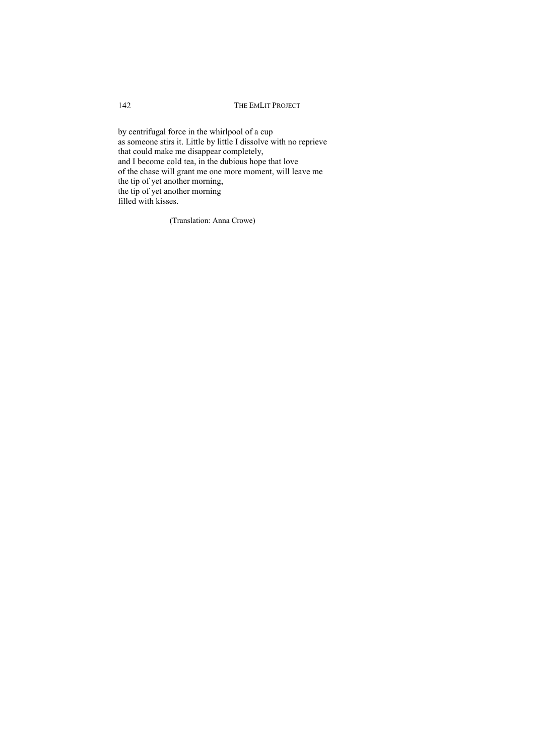by centrifugal force in the whirlpool of a cup  
as someone stirs it. Little by little I dissolve with no reprieve  
that could make me disappear completely,  
and I become cold tea, in the dubious hope that love  
of the chase will grant me one more moment, will leave me  
the tip of yet another morning,  
the tip of yet another morning  
filled with kisses.

(Translation: Anna Crowe)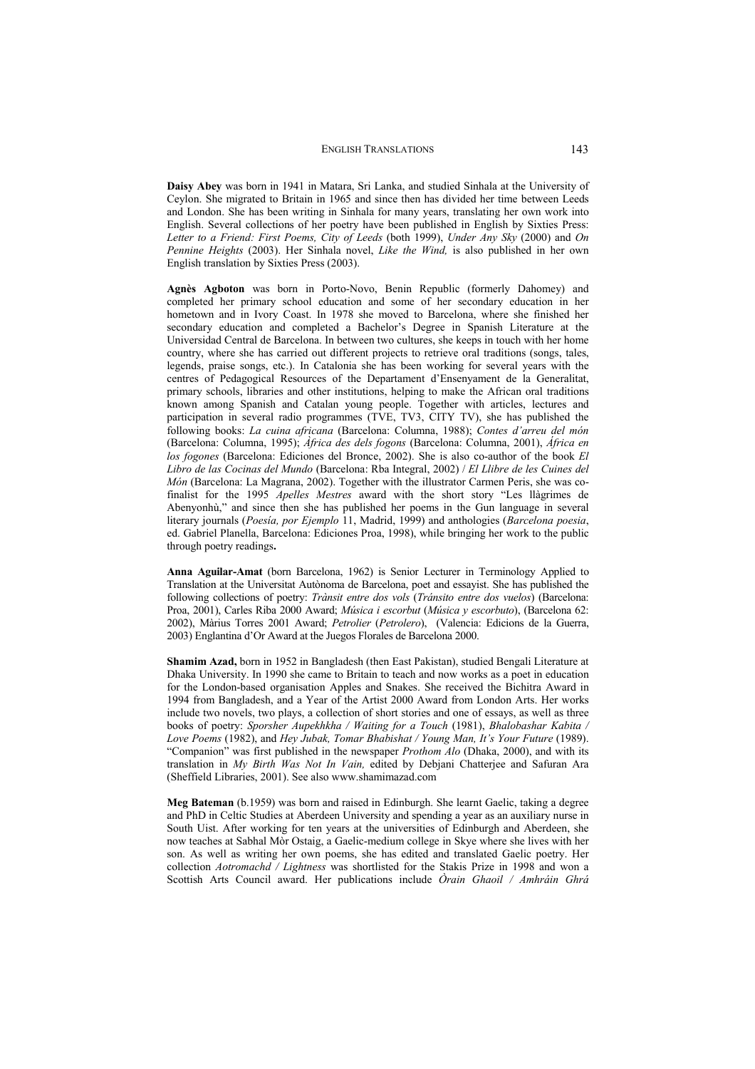**Daisy Abey** was born in 1941 in Matara, Sri Lanka, and studied Sinhala at the University of Ceylon. She migrated to Britain in 1965 and since then has divided her time between Leeds and London. She has been writing in Sinhala for many years, translating her own work into English. Several collections of her poetry have been published in English by Sixties Press: *Letter to a Friend: First Poems, City of Leeds* (both 1999), *Under Any Sky* (2000) and *On Pennine Heights* (2003). Her Sinhala novel, *Like the Wind,* is also published in her own English translation by Sixties Press (2003).

**Agnès Agboton** was born in Porto-Novo, Benin Republic (formerly Dahomey) and completed her primary school education and some of her secondary education in her hometown and in Ivory Coast. In 1978 she moved to Barcelona, where she finished her secondary education and completed a Bachelor's Degree in Spanish Literature at the Universidad Central de Barcelona. In between two cultures, she keeps in touch with her home country, where she has carried out different projects to retrieve oral traditions (songs, tales, legends, praise songs, etc.). In Catalonia she has been working for several years with the centres of Pedagogical Resources of the Departament d'Ensenyament de la Generalitat, primary schools, libraries and other institutions, helping to make the African oral traditions known among Spanish and Catalan young people. Together with articles, lectures and participation in several radio programmes (TVE, TV3, CITY TV), she has published the following books: *La cuina africana* (Barcelona: Columna, 1988); *Contes d'arreu del món* (Barcelona: Columna, 1995); *Àfrica des dels fogons* (Barcelona: Columna, 2001), *África en los fogones* (Barcelona: Ediciones del Bronce, 2002). She is also co-author of the book *El Libro de las Cocinas del Mundo* (Barcelona: Rba Integral, 2002) / *El Llibre de les Cuines del Món* (Barcelona: La Magrana, 2002). Together with the illustrator Carmen Peris, she was co-finalist for the 1995 *Apelles Mestres* award with the short story "Les llàgrimes de Abenyonhù," and since then she has published her poems in the Gun language in several literary journals (*Poesía, por Ejemplo* 11, Madrid, 1999) and anthologies (*Barcelona poesia*, ed. Gabriel Planella, Barcelona: Ediciones Proa, 1998), while bringing her work to the public through poetry readings**.**

**Anna Aguilar-Amat** (born Barcelona, 1962) is Senior Lecturer in Terminology Applied to Translation at the Universitat Autònoma de Barcelona, poet and essayist. She has published the following collections of poetry: *Trànsit entre dos vols* (*Tránsito entre dos vuelos*) (Barcelona: Proa, 2001), Carles Riba 2000 Award; *Música i escorbut* (*Música y escorbuto*), (Barcelona 62: 2002), Màrius Torres 2001 Award; *Petrolier* (*Petrolero*), (Valencia: Edicions de la Guerra, 2003) Englantina d'Or Award at the Juegos Florales de Barcelona 2000.

**Shamim Azad,** born in 1952 in Bangladesh (then East Pakistan), studied Bengali Literature at Dhaka University. In 1990 she came to Britain to teach and now works as a poet in education for the London-based organisation Apples and Snakes. She received the Bichitra Award in 1994 from Bangladesh, and a Year of the Artist 2000 Award from London Arts. Her works include two novels, two plays, a collection of short stories and one of essays, as well as three books of poetry: *Sporsher Aupekhkha / Waiting for a Touch* (1981), *Bhalobashar Kabita / Love Poems* (1982), and *Hey Jubak, Tomar Bhabishat / Young Man, It's Your Future* (1989). "Companion" was first published in the newspaper *Prothom Alo* (Dhaka, 2000), and with its translation in *My Birth Was Not In Vain,* edited by Debjani Chatterjee and Safuran Ara (Sheffield Libraries, 2001). See also www.shamimazad.com

**Meg Bateman** (b.1959) was born and raised in Edinburgh. She learnt Gaelic, taking a degree and PhD in Celtic Studies at Aberdeen University and spending a year as an auxiliary nurse in South Uist. After working for ten years at the universities of Edinburgh and Aberdeen, she now teaches at Sabhal Mòr Ostaig, a Gaelic-medium college in Skye where she lives with her son. As well as writing her own poems, she has edited and translated Gaelic poetry. Her collection *Aotromachd / Lightness* was shortlisted for the Stakis Prize in 1998 and won a Scottish Arts Council award. Her publications include *Òrain Ghaoil / Amhráin Ghrá*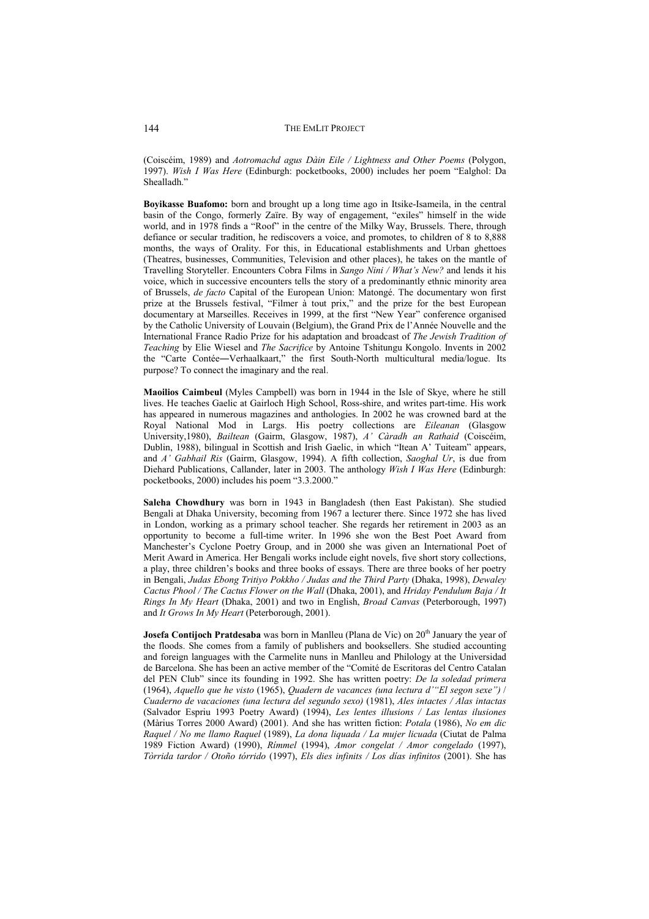(Coiscéim, 1989) and *Aotromachd agus Dàin Eile / Lightness and Other Poems* (Polygon, 1997). *Wish I Was Here* (Edinburgh: pocketbooks, 2000) includes her poem "Ealghol: Da Shealladh."

**Boyikasse Buafomo:** born and brought up a long time ago in Itsike-Isameila, in the central basin of the Congo, formerly Zaïre. By way of engagement, "exiles" himself in the wide world, and in 1978 finds a "Roof" in the centre of the Milky Way, Brussels. There, through defiance or secular tradition, he rediscovers a voice, and promotes, to children of 8 to 8,888 months, the ways of Orality. For this, in Educational establishments and Urban ghettoes (Theatres, businesses, Communities, Television and other places), he takes on the mantle of Travelling Storyteller. Encounters Cobra Films in *Sango Nini / What's New?* and lends it his voice, which in successive encounters tells the story of a predominantly ethnic minority area of Brussels, *de facto* Capital of the European Union: Matongé. The documentary won first prize at the Brussels festival, "Filmer à tout prix," and the prize for the best European documentary at Marseilles. Receives in 1999, at the first "New Year" conference organised by the Catholic University of Louvain (Belgium), the Grand Prix de l'Année Nouvelle and the International France Radio Prize for his adaptation and broadcast of *The Jewish Tradition of Teaching* by Elie Wiesel and *The Sacrifice* by Antoine Tshitungu Kongolo. Invents in 2002 the "Carte Contée―Verhaalkaart," the first South-North multicultural media/logue. Its purpose? To connect the imaginary and the real.

**Maoilios Caimbeul** (Myles Campbell) was born in 1944 in the Isle of Skye, where he still lives. He teaches Gaelic at Gairloch High School, Ross-shire, and writes part-time. His work has appeared in numerous magazines and anthologies. In 2002 he was crowned bard at the Royal National Mod in Largs. His poetry collections are *Eileanan* (Glasgow University,1980), *Bailtean* (Gairm, Glasgow, 1987), *A' Càradh an Rathaid* (Coiscéim, Dublin, 1988), bilingual in Scottish and Irish Gaelic, in which "Itean A' Tuiteam" appears, and *A' Gabhail Ris* (Gairm, Glasgow, 1994). A fifth collection, *Saoghal Ur*, is due from Diehard Publications, Callander, later in 2003. The anthology *Wish I Was Here* (Edinburgh: pocketbooks, 2000) includes his poem "3.3.2000."

**Saleha Chowdhury** was born in 1943 in Bangladesh (then East Pakistan). She studied Bengali at Dhaka University, becoming from 1967 a lecturer there. Since 1972 she has lived in London, working as a primary school teacher. She regards her retirement in 2003 as an opportunity to become a full-time writer. In 1996 she won the Best Poet Award from Manchester's Cyclone Poetry Group, and in 2000 she was given an International Poet of Merit Award in America. Her Bengali works include eight novels, five short story collections, a play, three children's books and three books of essays. There are three books of her poetry in Bengali, *Judas Ebong Tritiyo Pokkho / Judas and the Third Party* (Dhaka, 1998), *Dewaley Cactus Phool / The Cactus Flower on the Wall* (Dhaka, 2001), and *Hriday Pendulum Baja / It Rings In My Heart* (Dhaka, 2001) and two in English, *Broad Canvas* (Peterborough, 1997) and *It Grows In My Heart* (Peterborough, 2001).

**Josefa Contijoch Pratdesaba** was born in Manlleu (Plana de Vic) on 20th January the year of the floods. She comes from a family of publishers and booksellers. She studied accounting and foreign languages with the Carmelite nuns in Manlleu and Philology at the Universidad de Barcelona. She has been an active member of the "Comité de Escritoras del Centro Catalan del PEN Club" since its founding in 1992. She has written poetry: *De la soledad primera* (1964), *Aquello que he visto* (1965), *Quadern de vacances (una lectura d'"El segon sexe")* / *Cuaderno de vacaciones (una lectura del segundo sexo)* (1981), *Ales intactes / Alas intactas* (Salvador Espriu 1993 Poetry Award) (1994), *Les lentes illusions / Las lentas ilusiones* (Màrius Torres 2000 Award) (2001). And she has written fiction: *Potala* (1986), *No em dic Raquel / No me llamo Raquel* (1989), *La dona liquada / La mujer licuada* (Ciutat de Palma 1989 Fiction Award) (1990), *Rímmel* (1994), *Amor congelat / Amor congelado* (1997), *Tòrrida tardor / Otoño tórrido* (1997), *Els dies infinits / Los días infinitos* (2001). She has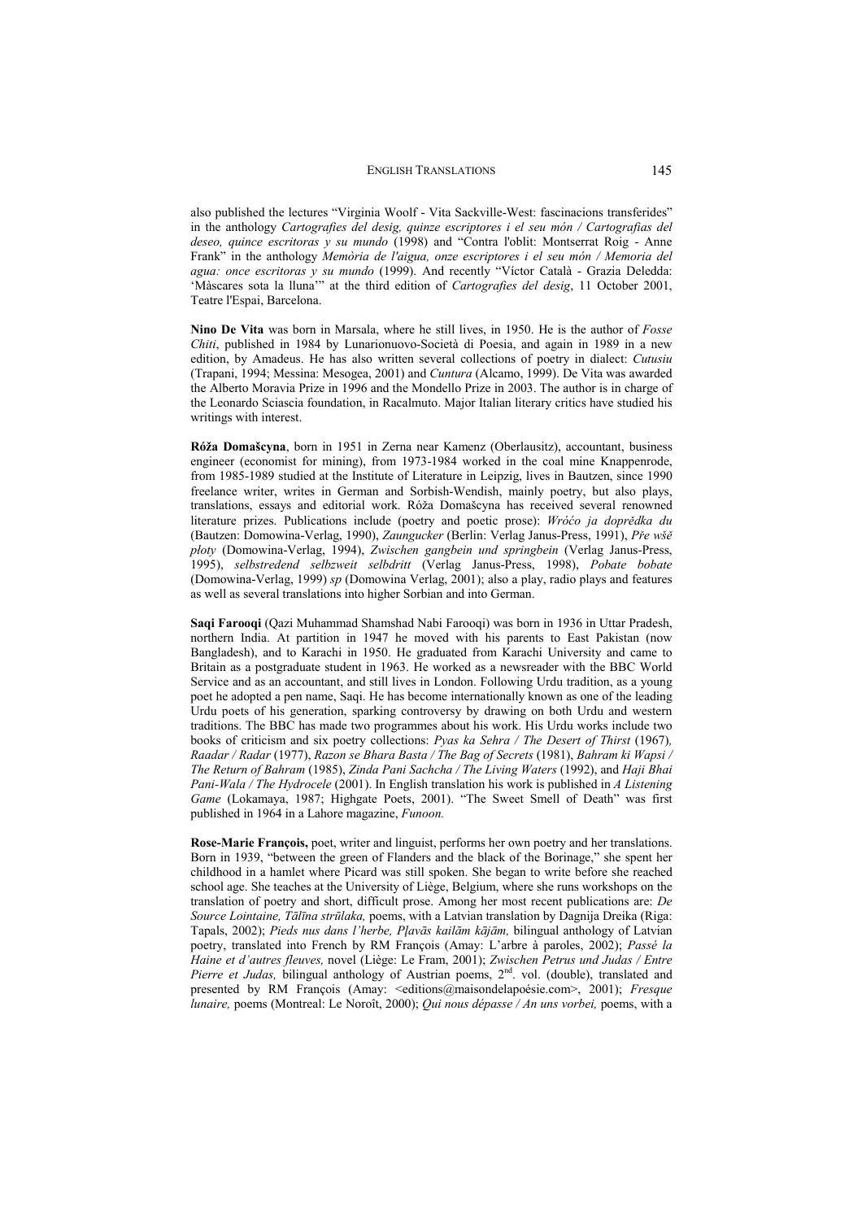also published the lectures "Virginia Woolf - Vita Sackville-West: fascinacions transferides" in the anthology *Cartografies del desig, quinze escriptores i el seu món / Cartografías del deseo, quince escritoras y su mundo* (1998) and "Contra l'oblit: Montserrat Roig - Anne Frank" in the anthology *Memòria de l'aigua, onze escriptores i el seu món / Memoria del agua: once escritoras y su mundo* (1999). And recently "Víctor Català - Grazia Deledda: 'Màscares sota la lluna'" at the third edition of *Cartografies del desig*, 11 October 2001, Teatre l'Espai, Barcelona.

**Nino De Vita** was born in Marsala, where he still lives, in 1950. He is the author of *Fosse Chiti*, published in 1984 by Lunarionuovo-Società di Poesia, and again in 1989 in a new edition, by Amadeus. He has also written several collections of poetry in dialect: *Cutusiu* (Trapani, 1994; Messina: Mesogea, 2001) and *Cuntura* (Alcamo, 1999). De Vita was awarded the Alberto Moravia Prize in 1996 and the Mondello Prize in 2003. The author is in charge of the Leonardo Sciascia foundation, in Racalmuto. Major Italian literary critics have studied his writings with interest.

**Róža Domašcyna**, born in 1951 in Zerna near Kamenz (Oberlausitz), accountant, business engineer (economist for mining), from 1973-1984 worked in the coal mine Knappenrode, from 1985-1989 studied at the Institute of Literature in Leipzig, lives in Bautzen, since 1990 freelance writer, writes in German and Sorbish-Wendish, mainly poetry, but also plays, translations, essays and editorial work. Róža Domašcyna has received several renowned literature prizes. Publications include (poetry and poetic prose): *Wróćo ja doprědka du* (Bautzen: Domowina-Verlag, 1990), *Zaungucker* (Berlin: Verlag Janus-Press, 1991), *Pře wšě płoty* (Domowina-Verlag, 1994), *Zwischen gangbein und springbein* (Verlag Janus-Press, 1995), *selbstredend selbzweit selbdritt* (Verlag Janus-Press, 1998), *Pobate bobate* (Domowina-Verlag, 1999) *sp* (Domowina Verlag, 2001); also a play, radio plays and features as well as several translations into higher Sorbian and into German.

**Saqi Farooqi** (Qazi Muhammad Shamshad Nabi Farooqi) was born in 1936 in Uttar Pradesh, northern India. At partition in 1947 he moved with his parents to East Pakistan (now Bangladesh), and to Karachi in 1950. He graduated from Karachi University and came to Britain as a postgraduate student in 1963. He worked as a newsreader with the BBC World Service and as an accountant, and still lives in London. Following Urdu tradition, as a young poet he adopted a pen name, Saqi. He has become internationally known as one of the leading Urdu poets of his generation, sparking controversy by drawing on both Urdu and western traditions. The BBC has made two programmes about his work. His Urdu works include two books of criticism and six poetry collections: *Pyas ka Sehra / The Desert of Thirst* (1967), *Raadar / Radar* (1977), *Razon se Bhara Basta / The Bag of Secrets* (1981), *Bahram ki Wapsi / The Return of Bahram* (1985), *Zinda Pani Sachcha / The Living Waters* (1992), and *Haji Bhai Pani-Wala / The Hydrocele* (2001). In English translation his work is published in *A Listening Game* (Lokamaya, 1987; Highgate Poets, 2001). "The Sweet Smell of Death" was first published in 1964 in a Lahore magazine, *Funoon.*

**Rose-Marie François,** poet, writer and linguist, performs her own poetry and her translations. Born in 1939, "between the green of Flanders and the black of the Borinage," she spent her childhood in a hamlet where Picard was still spoken. She began to write before she reached school age. She teaches at the University of Liège, Belgium, where she runs workshops on the translation of poetry and short, difficult prose. Among her most recent publications are: *De Source Lointaine, Tālīna strūlaka,* poems, with a Latvian translation by Dagnija Dreika (Riga: Tapals, 2002); *Pieds nus dans l'herbe, Pļavās kailām kājām,* bilingual anthology of Latvian poetry, translated into French by RM François (Amay: L'arbre à paroles, 2002); *Passé la Haine et d'autres fleuves,* novel (Liège: Le Fram, 2001); *Zwischen Petrus und Judas / Entre Pierre et Judas,* bilingual anthology of Austrian poems, 2nd. vol. (double), translated and presented by RM François (Amay: <editions@maisondelapoésie.com>, 2001); *Fresque lunaire,* poems (Montreal: Le Noroît, 2000); *Qui nous dépasse / An uns vorbei,* poems, with a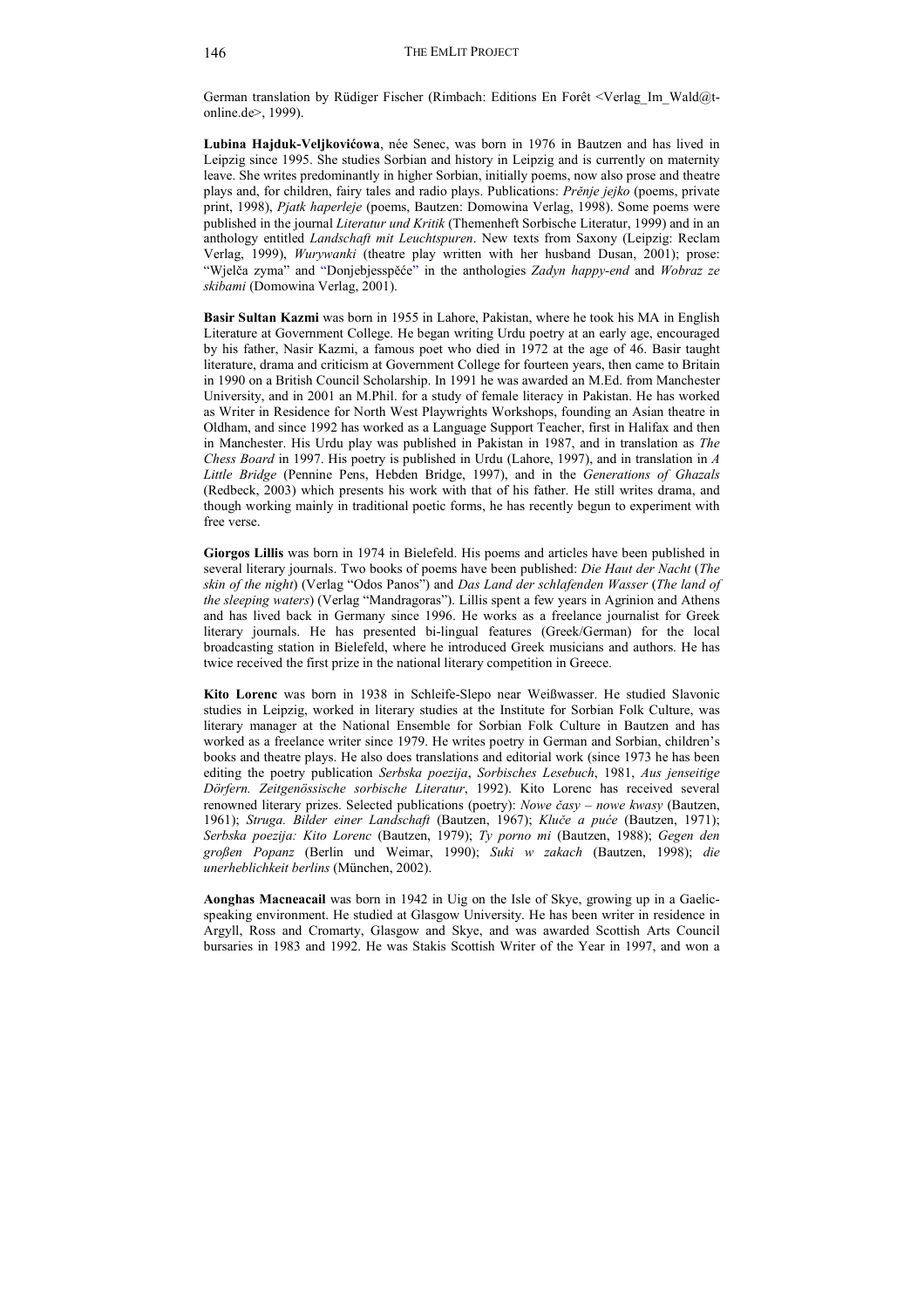German translation by Rüdiger Fischer (Rimbach: Editions En Forêt <Verlag_Im_Wald@t-online.de>, 1999).

**Lubina Hajduk-Veljkovićowa**, née Senec, was born in 1976 in Bautzen and has lived in Leipzig since 1995. She studies Sorbian and history in Leipzig and is currently on maternity leave. She writes predominantly in higher Sorbian, initially poems, now also prose and theatre plays and, for children, fairy tales and radio plays. Publications: *Prěnje jejko* (poems, private print, 1998), *Pjatk haperleje* (poems, Bautzen: Domowina Verlag, 1998). Some poems were published in the journal *Literatur und Kritik* (Themenheft Sorbische Literatur, 1999) and in an anthology entitled *Landschaft mit Leuchtspuren*. New texts from Saxony (Leipzig: Reclam Verlag, 1999), *Wurywanki* (theatre play written with her husband Dusan, 2001); prose: "Wjelča zyma" and "Donjebjesspěće" in the anthologies *Zadyn happy-end* and *Wobraz ze skibami* (Domowina Verlag, 2001).

**Basir Sultan Kazmi** was born in 1955 in Lahore, Pakistan, where he took his MA in English Literature at Government College. He began writing Urdu poetry at an early age, encouraged by his father, Nasir Kazmi, a famous poet who died in 1972 at the age of 46. Basir taught literature, drama and criticism at Government College for fourteen years, then came to Britain in 1990 on a British Council Scholarship. In 1991 he was awarded an M.Ed. from Manchester University, and in 2001 an M.Phil. for a study of female literacy in Pakistan. He has worked as Writer in Residence for North West Playwrights Workshops, founding an Asian theatre in Oldham, and since 1992 has worked as a Language Support Teacher, first in Halifax and then in Manchester. His Urdu play was published in Pakistan in 1987, and in translation as *The Chess Board* in 1997. His poetry is published in Urdu (Lahore, 1997), and in translation in *A Little Bridge* (Pennine Pens, Hebden Bridge, 1997), and in the *Generations of Ghazals* (Redbeck, 2003) which presents his work with that of his father. He still writes drama, and though working mainly in traditional poetic forms, he has recently begun to experiment with free verse.

**Giorgos Lillis** was born in 1974 in Bielefeld. His poems and articles have been published in several literary journals. Two books of poems have been published: *Die Haut der Nacht* (*The skin of the night*) (Verlag "Odos Panos") and *Das Land der schlafenden Wasser* (*The land of the sleeping waters*) (Verlag "Mandragoras"). Lillis spent a few years in Agrinion and Athens and has lived back in Germany since 1996. He works as a freelance journalist for Greek literary journals. He has presented bi-lingual features (Greek/German) for the local broadcasting station in Bielefeld, where he introduced Greek musicians and authors. He has twice received the first prize in the national literary competition in Greece.

**Kito Lorenc** was born in 1938 in Schleife-Slepo near Weißwasser. He studied Slavonic studies in Leipzig, worked in literary studies at the Institute for Sorbian Folk Culture, was literary manager at the National Ensemble for Sorbian Folk Culture in Bautzen and has worked as a freelance writer since 1979. He writes poetry in German and Sorbian, children's books and theatre plays. He also does translations and editorial work (since 1973 he has been editing the poetry publication *Serbska poezija*, *Sorbisches Lesebuch*, 1981, *Aus jenseitige Dörfern. Zeitgenössische sorbische Literatur*, 1992). Kito Lorenc has received several renowned literary prizes. Selected publications (poetry): *Nowe časy – nowe kwasy* (Bautzen, 1961); *Struga. Bilder einer Landschaft* (Bautzen, 1967); *Kluče a puće* (Bautzen, 1971); *Serbska poezija: Kito Lorenc* (Bautzen, 1979); *Ty porno mi* (Bautzen, 1988); *Gegen den großen Popanz* (Berlin und Weimar, 1990); *Suki w zakach* (Bautzen, 1998); *die unerheblichkeit berlins* (München, 2002).

**Aonghas Macneacail** was born in 1942 in Uig on the Isle of Skye, growing up in a Gaelic-speaking environment. He studied at Glasgow University. He has been writer in residence in Argyll, Ross and Cromarty, Glasgow and Skye, and was awarded Scottish Arts Council bursaries in 1983 and 1992. He was Stakis Scottish Writer of the Year in 1997, and won a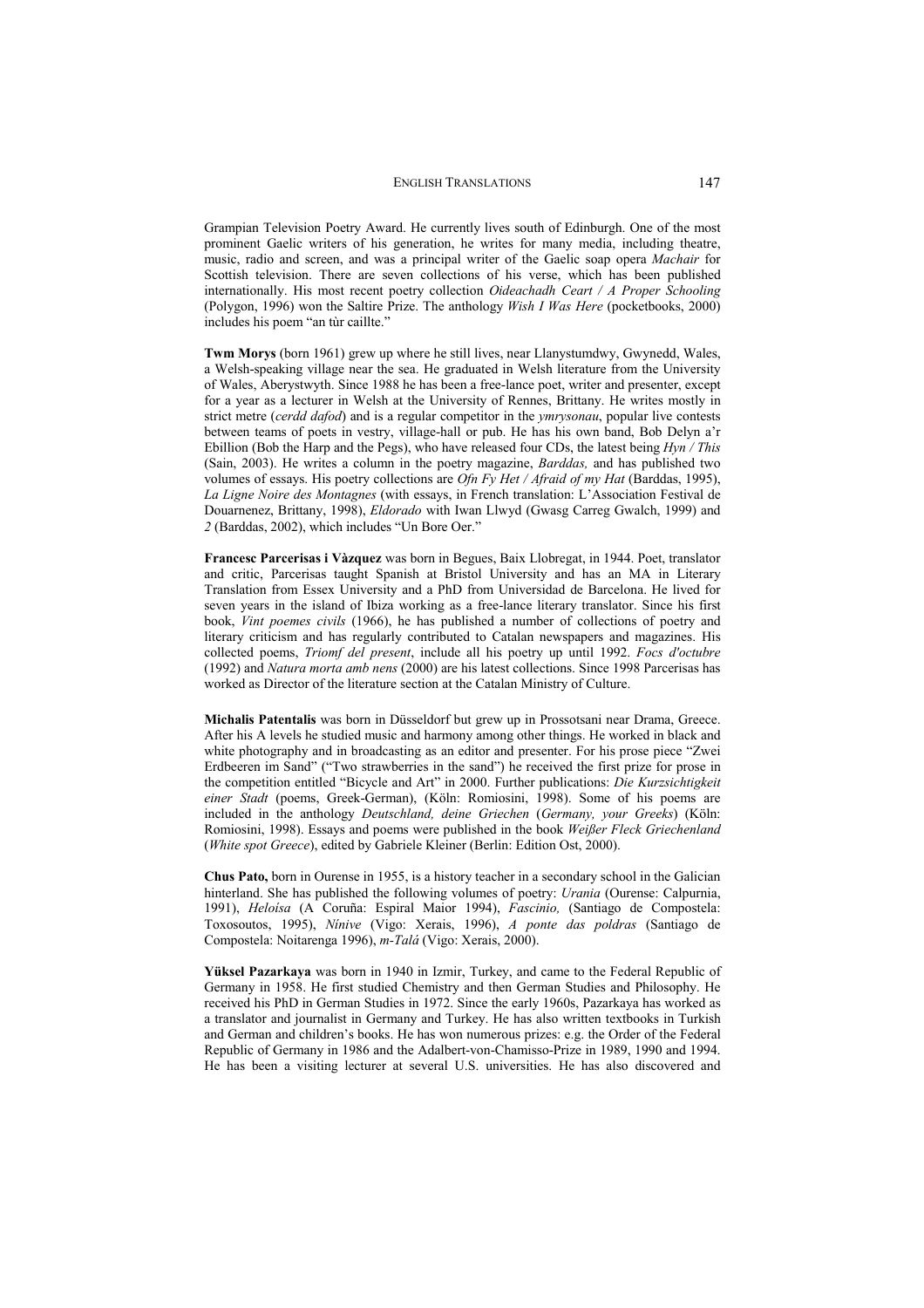Grampian Television Poetry Award. He currently lives south of Edinburgh. One of the most prominent Gaelic writers of his generation, he writes for many media, including theatre, music, radio and screen, and was a principal writer of the Gaelic soap opera *Machair* for Scottish television. There are seven collections of his verse, which has been published internationally. His most recent poetry collection *Oideachadh Ceart / A Proper Schooling* (Polygon, 1996) won the Saltire Prize. The anthology *Wish I Was Here* (pocketbooks, 2000) includes his poem "an tùr caillte."

**Twm Morys** (born 1961) grew up where he still lives, near Llanystumdwy, Gwynedd, Wales, a Welsh-speaking village near the sea. He graduated in Welsh literature from the University of Wales, Aberystwyth. Since 1988 he has been a free-lance poet, writer and presenter, except for a year as a lecturer in Welsh at the University of Rennes, Brittany. He writes mostly in strict metre (*cerdd dafod*) and is a regular competitor in the *ymrysonau*, popular live contests between teams of poets in vestry, village-hall or pub. He has his own band, Bob Delyn a'r Ebillion (Bob the Harp and the Pegs), who have released four CDs, the latest being *Hyn / This* (Sain, 2003). He writes a column in the poetry magazine, *Barddas,* and has published two volumes of essays. His poetry collections are *Ofn Fy Het / Afraid of my Hat* (Barddas, 1995), *La Ligne Noire des Montagnes* (with essays, in French translation: L'Association Festival de Douarnenez, Brittany, 1998), *Eldorado* with Iwan Llwyd (Gwasg Carreg Gwalch, 1999) and *2* (Barddas, 2002), which includes "Un Bore Oer."

**Francesc Parcerisas i Vàzquez** was born in Begues, Baix Llobregat, in 1944. Poet, translator and critic, Parcerisas taught Spanish at Bristol University and has an MA in Literary Translation from Essex University and a PhD from Universidad de Barcelona. He lived for seven years in the island of Ibiza working as a free-lance literary translator. Since his first book, *Vint poemes civils* (1966), he has published a number of collections of poetry and literary criticism and has regularly contributed to Catalan newspapers and magazines. His collected poems, *Triomf del present*, include all his poetry up until 1992. *Focs d'octubre* (1992) and *Natura morta amb nens* (2000) are his latest collections. Since 1998 Parcerisas has worked as Director of the literature section at the Catalan Ministry of Culture.

**Michalis Patentalis** was born in Düsseldorf but grew up in Prossotsani near Drama, Greece. After his A levels he studied music and harmony among other things. He worked in black and white photography and in broadcasting as an editor and presenter. For his prose piece "Zwei Erdbeeren im Sand" ("Two strawberries in the sand") he received the first prize for prose in the competition entitled "Bicycle and Art" in 2000. Further publications: *Die Kurzsichtigkeit einer Stadt* (poems, Greek-German), (Köln: Romiosini, 1998). Some of his poems are included in the anthology *Deutschland, deine Griechen* (*Germany, your Greeks*) (Köln: Romiosini, 1998). Essays and poems were published in the book *Weißer Fleck Griechenland* (*White spot Greece*), edited by Gabriele Kleiner (Berlin: Edition Ost, 2000).

**Chus Pato,** born in Ourense in 1955, is a history teacher in a secondary school in the Galician hinterland. She has published the following volumes of poetry: *Urania* (Ourense: Calpurnia, 1991), *Heloísa* (A Coruña: Espiral Maior 1994), *Fascinio,* (Santiago de Compostela: Toxosoutos, 1995), *Nínive* (Vigo: Xerais, 1996), *A ponte das poldras* (Santiago de Compostela: Noitarenga 1996), *m-Talá* (Vigo: Xerais, 2000).

**Yüksel Pazarkaya** was born in 1940 in Izmir, Turkey, and came to the Federal Republic of Germany in 1958. He first studied Chemistry and then German Studies and Philosophy. He received his PhD in German Studies in 1972. Since the early 1960s, Pazarkaya has worked as a translator and journalist in Germany and Turkey. He has also written textbooks in Turkish and German and children's books. He has won numerous prizes: e.g. the Order of the Federal Republic of Germany in 1986 and the Adalbert-von-Chamisso-Prize in 1989, 1990 and 1994. He has been a visiting lecturer at several U.S. universities. He has also discovered and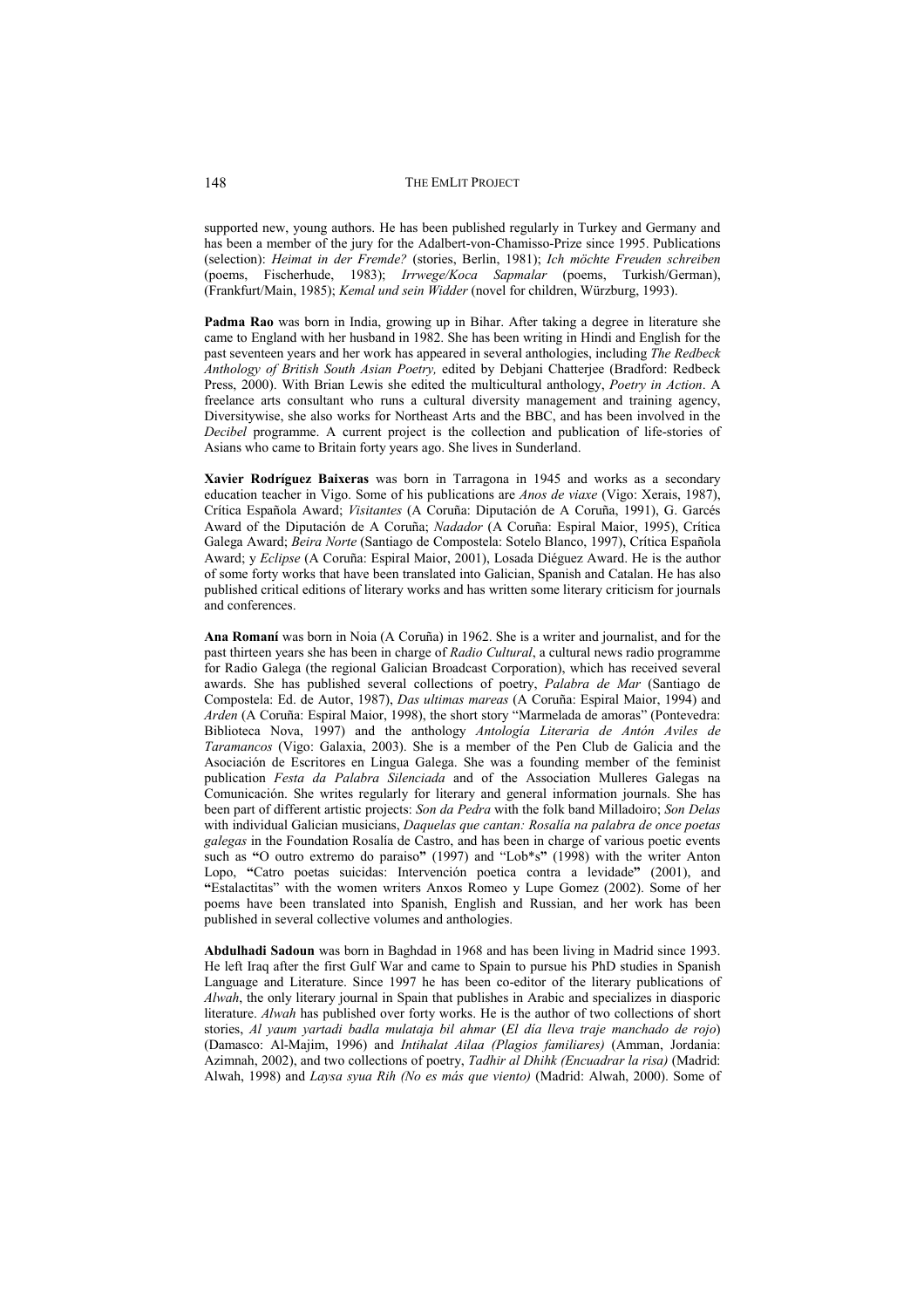supported new, young authors. He has been published regularly in Turkey and Germany and has been a member of the jury for the Adalbert-von-Chamisso-Prize since 1995. Publications (selection): *Heimat in der Fremde?* (stories, Berlin, 1981); *Ich möchte Freuden schreiben* (poems, Fischerhude, 1983); *Irrwege/Koca Sapmalar* (poems, Turkish/German), (Frankfurt/Main, 1985); *Kemal und sein Widder* (novel for children, Würzburg, 1993).

**Padma Rao** was born in India, growing up in Bihar. After taking a degree in literature she came to England with her husband in 1982. She has been writing in Hindi and English for the past seventeen years and her work has appeared in several anthologies, including *The Redbeck Anthology of British South Asian Poetry,* edited by Debjani Chatterjee (Bradford: Redbeck Press, 2000). With Brian Lewis she edited the multicultural anthology, *Poetry in Action*. A freelance arts consultant who runs a cultural diversity management and training agency, Diversitywise, she also works for Northeast Arts and the BBC, and has been involved in the *Decibel* programme. A current project is the collection and publication of life-stories of Asians who came to Britain forty years ago. She lives in Sunderland.

**Xavier Rodríguez Baixeras** was born in Tarragona in 1945 and works as a secondary education teacher in Vigo. Some of his publications are *Anos de viaxe* (Vigo: Xerais, 1987), Crítica Española Award; *Visitantes* (A Coruña: Diputación de A Coruña, 1991), G. Garcés Award of the Diputación de A Coruña; *Nadador* (A Coruña: Espiral Maior, 1995), Crítica Galega Award; *Beira Norte* (Santiago de Compostela: Sotelo Blanco, 1997), Crítica Española Award; y *Eclipse* (A Coruña: Espiral Maior, 2001), Losada Diéguez Award. He is the author of some forty works that have been translated into Galician, Spanish and Catalan. He has also published critical editions of literary works and has written some literary criticism for journals and conferences.

**Ana Romaní** was born in Noia (A Coruña) in 1962. She is a writer and journalist, and for the past thirteen years she has been in charge of *Radio Cultural*, a cultural news radio programme for Radio Galega (the regional Galician Broadcast Corporation), which has received several awards. She has published several collections of poetry, *Palabra de Mar* (Santiago de Compostela: Ed. de Autor, 1987), *Das ultimas mareas* (A Coruña: Espiral Maior, 1994) and *Arden* (A Coruña: Espiral Maior, 1998), the short story "Marmelada de amoras" (Pontevedra: Biblioteca Nova, 1997) and the anthology *Antología Literaria de Antón Aviles de Taramancos* (Vigo: Galaxia, 2003). She is a member of the Pen Club de Galicia and the Asociación de Escritores en Lingua Galega. She was a founding member of the feminist publication *Festa da Palabra Silenciada* and of the Association Mulleres Galegas na Comunicación. She writes regularly for literary and general information journals. She has been part of different artistic projects: *Son da Pedra* with the folk band Milladoiro; *Son Delas* with individual Galician musicians, *Daquelas que cantan: Rosalía na palabra de once poetas galegas* in the Foundation Rosalía de Castro, and has been in charge of various poetic events such as **"**O outro extremo do paraiso**"** (1997) and "Lob*s**"** (1998) with the writer Anton Lopo, **"**Catro poetas suicidas: Intervención poetica contra a levidade**"** (2001), and **"**Estalactitas" with the women writers Anxos Romeo y Lupe Gomez (2002). Some of her poems have been translated into Spanish, English and Russian, and her work has been published in several collective volumes and anthologies.

**Abdulhadi Sadoun** was born in Baghdad in 1968 and has been living in Madrid since 1993. He left Iraq after the first Gulf War and came to Spain to pursue his PhD studies in Spanish Language and Literature. Since 1997 he has been co-editor of the literary publications of *Alwah*, the only literary journal in Spain that publishes in Arabic and specializes in diasporic literature. *Alwah* has published over forty works. He is the author of two collections of short stories, *Al yaum yartadi badla mulataja bil ahmar* (*El día lleva traje manchado de rojo*) (Damasco: Al-Majim, 1996) and *Intihalat Ailaa (Plagios familiares)* (Amman, Jordania: Azimnah, 2002), and two collections of poetry, *Tadhir al Dhihk (Encuadrar la risa)* (Madrid: Alwah, 1998) and *Laysa syua Rih (No es más que viento)* (Madrid: Alwah, 2000). Some of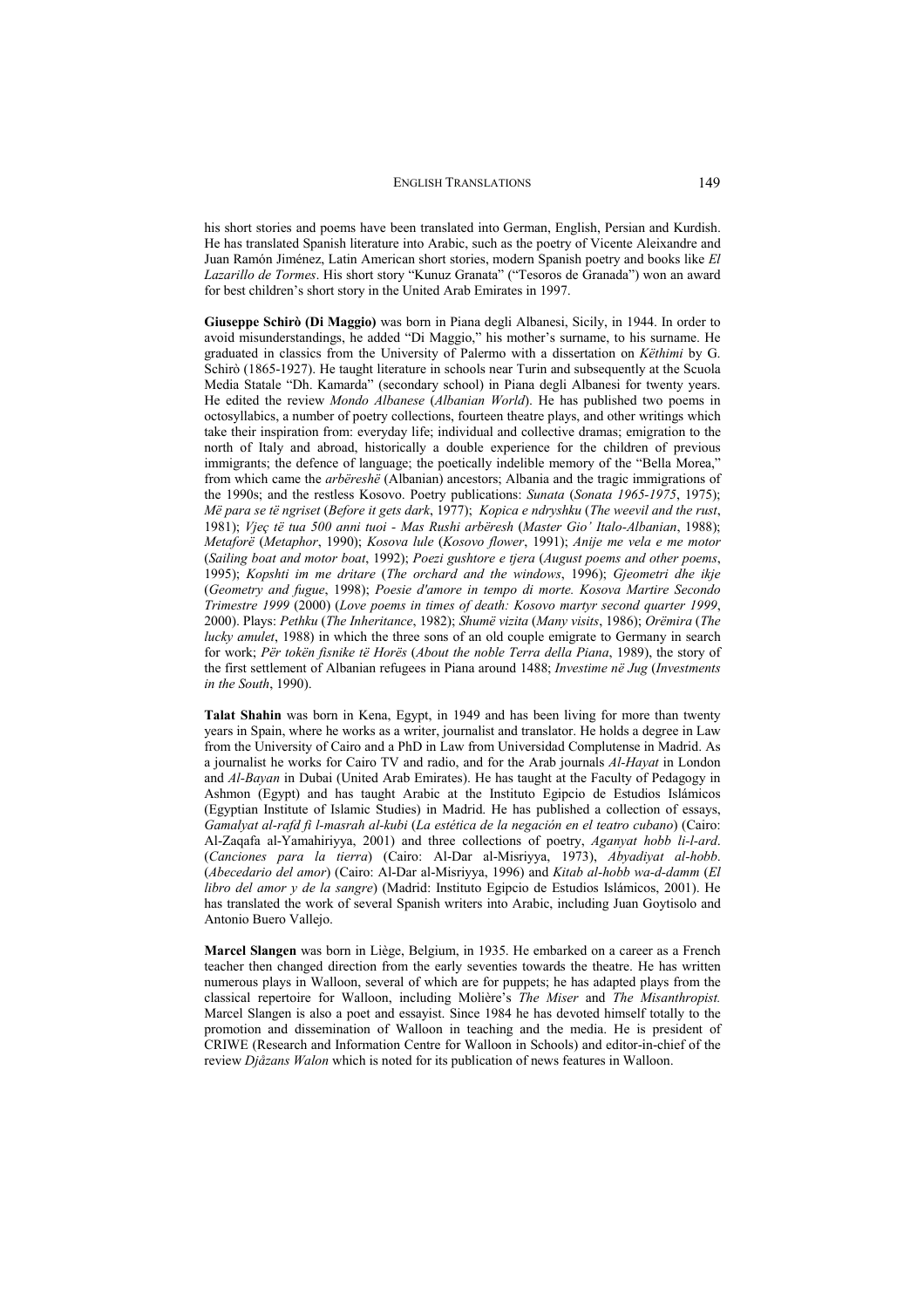his short stories and poems have been translated into German, English, Persian and Kurdish. He has translated Spanish literature into Arabic, such as the poetry of Vicente Aleixandre and Juan Ramón Jiménez, Latin American short stories, modern Spanish poetry and books like *El Lazarillo de Tormes*. His short story "Kunuz Granata" ("Tesoros de Granada") won an award for best children's short story in the United Arab Emirates in 1997.

**Giuseppe Schirò (Di Maggio)** was born in Piana degli Albanesi, Sicily, in 1944. In order to avoid misunderstandings, he added "Di Maggio," his mother's surname, to his surname. He graduated in classics from the University of Palermo with a dissertation on *Këthimi* by G. Schirò (1865-1927). He taught literature in schools near Turin and subsequently at the Scuola Media Statale "Dh. Kamarda" (secondary school) in Piana degli Albanesi for twenty years. He edited the review *Mondo Albanese* (*Albanian World*). He has published two poems in octosyllabics, a number of poetry collections, fourteen theatre plays, and other writings which take their inspiration from: everyday life; individual and collective dramas; emigration to the north of Italy and abroad, historically a double experience for the children of previous immigrants; the defence of language; the poetically indelible memory of the "Bella Morea," from which came the *arbëreshë* (Albanian) ancestors; Albania and the tragic immigrations of the 1990s; and the restless Kosovo. Poetry publications: *Sunata* (*Sonata 1965-1975*, 1975); *Më para se të ngriset* (*Before it gets dark*, 1977); *Kopica e ndryshku* (*The weevil and the rust*, 1981); *Vjeç të tua 500 anni tuoi - Mas Rushi arbëresh* (*Master Gio' Italo-Albanian*, 1988); *Metaforë* (*Metaphor*, 1990); *Kosova lule* (*Kosovo flower*, 1991); *Anije me vela e me motor* (*Sailing boat and motor boat*, 1992); *Poezi gushtore e tjera* (*August poems and other poems*, 1995); *Kopshti im me dritare* (*The orchard and the windows*, 1996); *Gjeometri dhe ikje* (*Geometry and fugue*, 1998); *Poesie d'amore in tempo di morte. Kosova Martire Secondo Trimestre 1999* (2000) (*Love poems in times of death: Kosovo martyr second quarter 1999*, 2000). Plays: *Pethku* (*The Inheritance*, 1982); *Shumë vizita* (*Many visits*, 1986); *Orëmira* (*The lucky amulet*, 1988) in which the three sons of an old couple emigrate to Germany in search for work; *Për tokën fisnike të Horës* (*About the noble Terra della Piana*, 1989), the story of the first settlement of Albanian refugees in Piana around 1488; *Investime në Jug* (*Investments in the South*, 1990).

**Talat Shahin** was born in Kena, Egypt, in 1949 and has been living for more than twenty years in Spain, where he works as a writer, journalist and translator. He holds a degree in Law from the University of Cairo and a PhD in Law from Universidad Complutense in Madrid. As a journalist he works for Cairo TV and radio, and for the Arab journals *Al-Hayat* in London and *Al-Bayan* in Dubai (United Arab Emirates). He has taught at the Faculty of Pedagogy in Ashmon (Egypt) and has taught Arabic at the Instituto Egipcio de Estudios Islámicos (Egyptian Institute of Islamic Studies) in Madrid. He has published a collection of essays, *Gamalyat al-rafd fi l-masrah al-kubi* (*La estética de la negación en el teatro cubano*) (Cairo: Al-Zaqafa al-Yamahiriyya, 2001) and three collections of poetry, *Aganyat hobb li-l-ard*. (*Canciones para la tierra*) (Cairo: Al-Dar al-Misriyya, 1973), *Abyadiyat al-hobb*. (*Abecedario del amor*) (Cairo: Al-Dar al-Misriyya, 1996) and *Kitab al-hobb wa-d-damm* (*El libro del amor y de la sangre*) (Madrid: Instituto Egipcio de Estudios Islámicos, 2001). He has translated the work of several Spanish writers into Arabic, including Juan Goytisolo and Antonio Buero Vallejo.

**Marcel Slangen** was born in Liège, Belgium, in 1935. He embarked on a career as a French teacher then changed direction from the early seventies towards the theatre. He has written numerous plays in Walloon, several of which are for puppets; he has adapted plays from the classical repertoire for Walloon, including Molière's *The Miser* and *The Misanthropist.* Marcel Slangen is also a poet and essayist. Since 1984 he has devoted himself totally to the promotion and dissemination of Walloon in teaching and the media. He is president of CRIWE (Research and Information Centre for Walloon in Schools) and editor-in-chief of the review *Djåzans Walon* which is noted for its publication of news features in Walloon.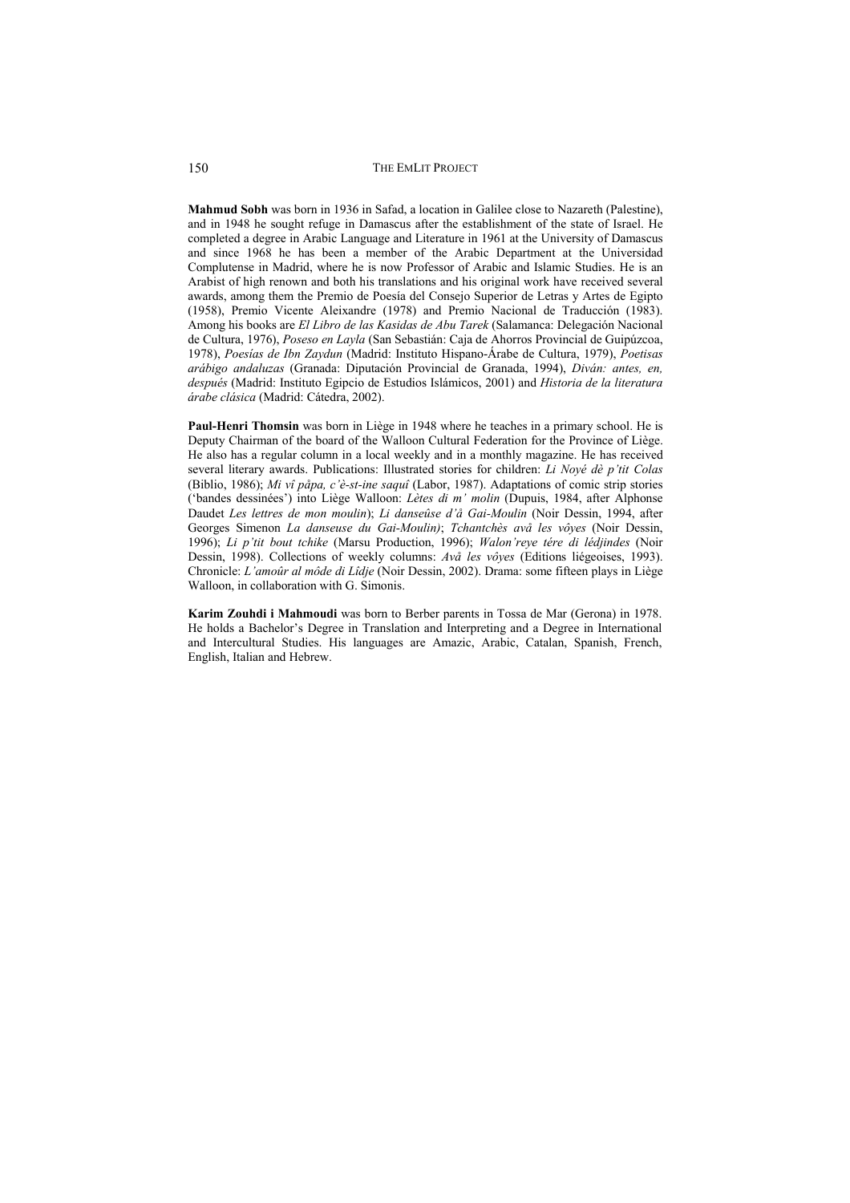**Mahmud Sobh** was born in 1936 in Safad, a location in Galilee close to Nazareth (Palestine), and in 1948 he sought refuge in Damascus after the establishment of the state of Israel. He completed a degree in Arabic Language and Literature in 1961 at the University of Damascus and since 1968 he has been a member of the Arabic Department at the Universidad Complutense in Madrid, where he is now Professor of Arabic and Islamic Studies. He is an Arabist of high renown and both his translations and his original work have received several awards, among them the Premio de Poesía del Consejo Superior de Letras y Artes de Egipto (1958), Premio Vicente Aleixandre (1978) and Premio Nacional de Traducción (1983). Among his books are *El Libro de las Kasidas de Abu Tarek* (Salamanca: Delegación Nacional de Cultura, 1976), *Poseso en Layla* (San Sebastián: Caja de Ahorros Provincial de Guipúzcoa, 1978), *Poesías de Ibn Zaydun* (Madrid: Instituto Hispano-Árabe de Cultura, 1979), *Poetisas arábigo andaluzas* (Granada: Diputación Provincial de Granada, 1994), *Diván: antes, en, después* (Madrid: Instituto Egipcio de Estudios Islámicos, 2001) and *Historia de la literatura árabe clásica* (Madrid: Cátedra, 2002).

**Paul-Henri Thomsin** was born in Liège in 1948 where he teaches in a primary school. He is Deputy Chairman of the board of the Walloon Cultural Federation for the Province of Liège. He also has a regular column in a local weekly and in a monthly magazine. He has received several literary awards. Publications: Illustrated stories for children: *Li Noyé dè p'tit Colas* (Biblio, 1986); *Mi vî påpa, c'è-st-ine saquî* (Labor, 1987). Adaptations of comic strip stories ('bandes dessinées') into Liège Walloon: *Lètes di m' molin* (Dupuis, 1984, after Alphonse Daudet *Les lettres de mon moulin*); *Li danseûse d'â Gai-Moulin* (Noir Dessin, 1994, after Georges Simenon *La danseuse du Gai-Moulin)*; *Tchantchès avå les vôyes* (Noir Dessin, 1996); *Li p'tit bout tchike* (Marsu Production, 1996); *Walon'reye tére di lédjindes* (Noir Dessin, 1998). Collections of weekly columns: *Avå les vôyes* (Editions liégeoises, 1993). Chronicle: *L'amoûr al môde di Lîdje* (Noir Dessin, 2002). Drama: some fifteen plays in Liège Walloon, in collaboration with G. Simonis.

**Karim Zouhdi i Mahmoudi** was born to Berber parents in Tossa de Mar (Gerona) in 1978. He holds a Bachelor's Degree in Translation and Interpreting and a Degree in International and Intercultural Studies. His languages are Amazic, Arabic, Catalan, Spanish, French, English, Italian and Hebrew.